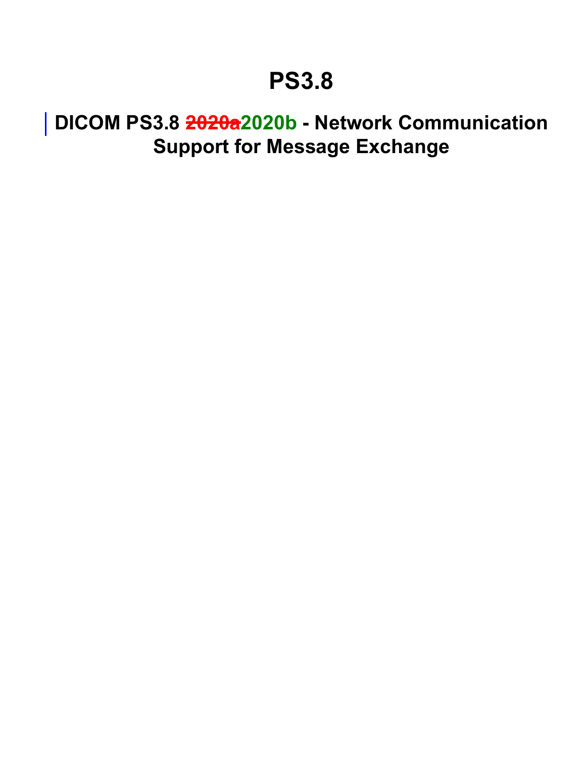# PS3.8

## DICOM PS3.8 ~~2020a~~2020b - Network Communication Support for Message Exchange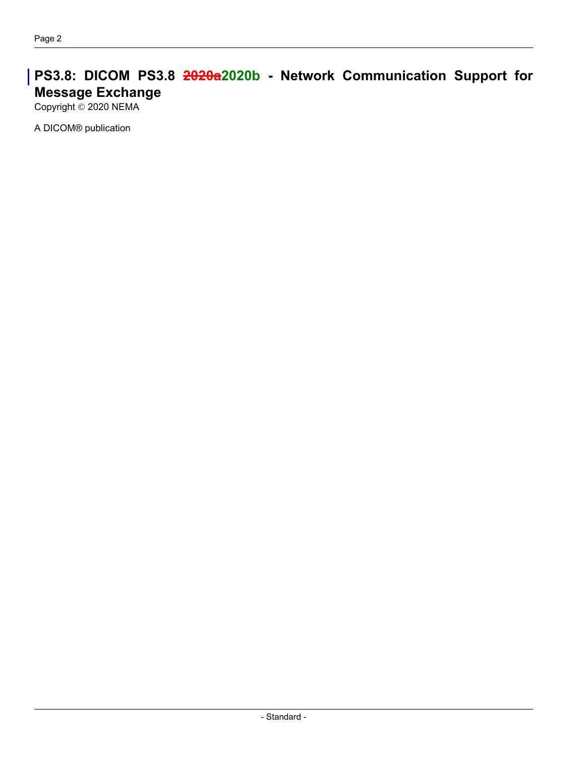# PS3.8: DICOM PS3.8 ~~2020a~~2020b - Network Communication Support for Message Exchange

Copyright © 2020 NEMA

A DICOM® publication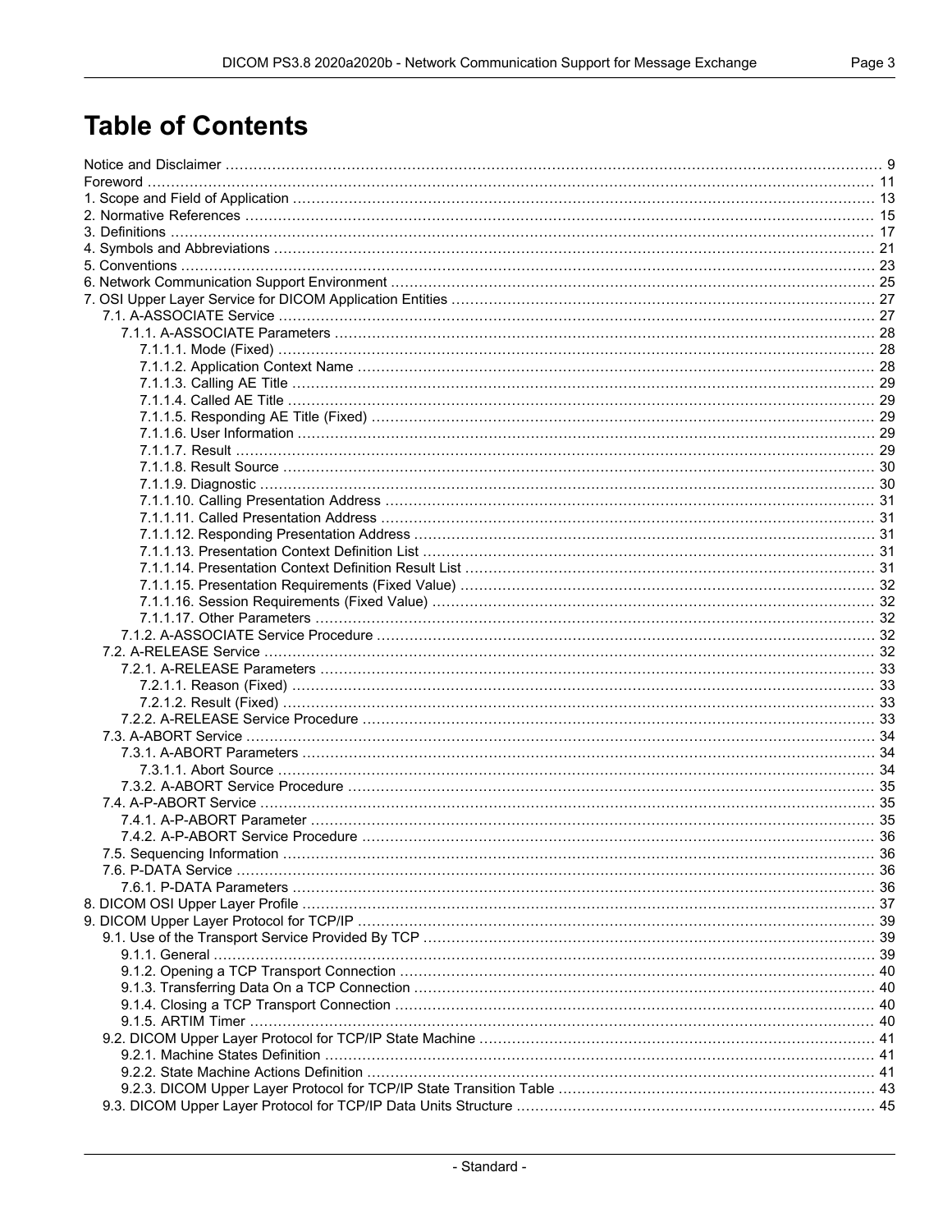# Table of Contents

Notice and Disclaimer ........................................ 9
Foreword ........................................ 11
1. Scope and Field of Application ........................................ 13
2. Normative References ........................................ 15
3. Definitions ........................................ 17
4. Symbols and Abbreviations ........................................ 21
5. Conventions ........................................ 23
6. Network Communication Support Environment ........................................ 25
7. OSI Upper Layer Service for DICOM Application Entities ........................................ 27
    7.1. A-ASSOCIATE Service ........................................ 27
        7.1.1. A-ASSOCIATE Parameters ........................................ 28
            7.1.1.1. Mode (Fixed) ........................................ 28
            7.1.1.2. Application Context Name ........................................ 28
            7.1.1.3. Calling AE Title ........................................ 29
            7.1.1.4. Called AE Title ........................................ 29
            7.1.1.5. Responding AE Title (Fixed) ........................................ 29
            7.1.1.6. User Information ........................................ 29
            7.1.1.7. Result ........................................ 29
            7.1.1.8. Result Source ........................................ 30
            7.1.1.9. Diagnostic ........................................ 30
            7.1.1.10. Calling Presentation Address ........................................ 31
            7.1.1.11. Called Presentation Address ........................................ 31
            7.1.1.12. Responding Presentation Address ........................................ 31
            7.1.1.13. Presentation Context Definition List ........................................ 31
            7.1.1.14. Presentation Context Definition Result List ........................................ 31
            7.1.1.15. Presentation Requirements (Fixed Value) ........................................ 32
            7.1.1.16. Session Requirements (Fixed Value) ........................................ 32
            7.1.1.17. Other Parameters ........................................ 32
        7.1.2. A-ASSOCIATE Service Procedure ........................................ 32
    7.2. A-RELEASE Service ........................................ 32
        7.2.1. A-RELEASE Parameters ........................................ 33
            7.2.1.1. Reason (Fixed) ........................................ 33
            7.2.1.2. Result (Fixed) ........................................ 33
        7.2.2. A-RELEASE Service Procedure ........................................ 33
    7.3. A-ABORT Service ........................................ 34
        7.3.1. A-ABORT Parameters ........................................ 34
            7.3.1.1. Abort Source ........................................ 34
        7.3.2. A-ABORT Service Procedure ........................................ 35
    7.4. A-P-ABORT Service ........................................ 35
        7.4.1. A-P-ABORT Parameter ........................................ 35
        7.4.2. A-P-ABORT Service Procedure ........................................ 36
    7.5. Sequencing Information ........................................ 36
    7.6. P-DATA Service ........................................ 36
        7.6.1. P-DATA Parameters ........................................ 36
8. DICOM OSI Upper Layer Profile ........................................ 37
9. DICOM Upper Layer Protocol for TCP/IP ........................................ 39
    9.1. Use of the Transport Service Provided By TCP ........................................ 39
        9.1.1. General ........................................ 39
        9.1.2. Opening a TCP Transport Connection ........................................ 40
        9.1.3. Transferring Data On a TCP Connection ........................................ 40
        9.1.4. Closing a TCP Transport Connection ........................................ 40
        9.1.5. ARTIM Timer ........................................ 40
    9.2. DICOM Upper Layer Protocol for TCP/IP State Machine ........................................ 41
        9.2.1. Machine States Definition ........................................ 41
        9.2.2. State Machine Actions Definition ........................................ 41
        9.2.3. DICOM Upper Layer Protocol for TCP/IP State Transition Table ........................................ 43
    9.3. DICOM Upper Layer Protocol for TCP/IP Data Units Structure ........................................ 45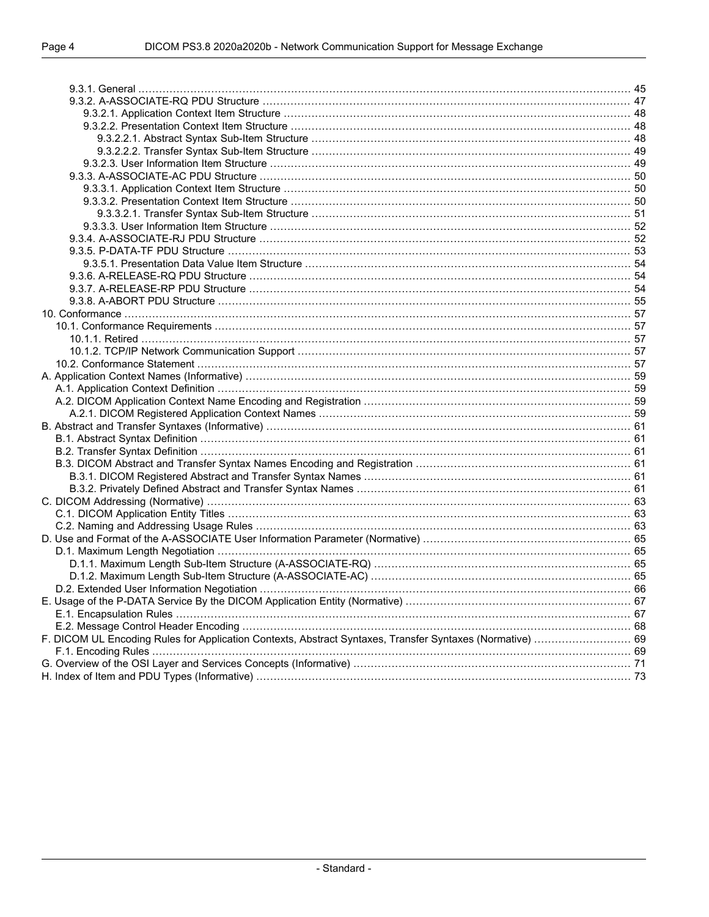- 9.3.1. General ............................................................ 45
- 9.3.2. A-ASSOCIATE-RQ PDU Structure ............................................................ 47
  - 9.3.2.1. Application Context Item Structure ............................................................ 48
  - 9.3.2.2. Presentation Context Item Structure ............................................................ 48
    - 9.3.2.2.1. Abstract Syntax Sub-Item Structure ............................................................ 48
    - 9.3.2.2.2. Transfer Syntax Sub-Item Structure ............................................................ 49
  - 9.3.2.3. User Information Item Structure ............................................................ 49
- 9.3.3. A-ASSOCIATE-AC PDU Structure ............................................................ 50
  - 9.3.3.1. Application Context Item Structure ............................................................ 50
  - 9.3.3.2. Presentation Context Item Structure ............................................................ 50
    - 9.3.3.2.1. Transfer Syntax Sub-Item Structure ............................................................ 51
  - 9.3.3.3. User Information Item Structure ............................................................ 52
- 9.3.4. A-ASSOCIATE-RJ PDU Structure ............................................................ 52
- 9.3.5. P-DATA-TF PDU Structure ............................................................ 53
  - 9.3.5.1. Presentation Data Value Item Structure ............................................................ 54
- 9.3.6. A-RELEASE-RQ PDU Structure ............................................................ 54
- 9.3.7. A-RELEASE-RP PDU Structure ............................................................ 54
- 9.3.8. A-ABORT PDU Structure ............................................................ 55

10. Conformance ............................................................ 57
- 10.1. Conformance Requirements ............................................................ 57
  - 10.1.1. Retired ............................................................ 57
  - 10.1.2. TCP/IP Network Communication Support ............................................................ 57
- 10.2. Conformance Statement ............................................................ 57

A. Application Context Names (Informative) ............................................................ 59
- A.1. Application Context Definition ............................................................ 59
- A.2. DICOM Application Context Name Encoding and Registration ............................................................ 59
  - A.2.1. DICOM Registered Application Context Names ............................................................ 59

B. Abstract and Transfer Syntaxes (Informative) ............................................................ 61
- B.1. Abstract Syntax Definition ............................................................ 61
- B.2. Transfer Syntax Definition ............................................................ 61
- B.3. DICOM Abstract and Transfer Syntax Names Encoding and Registration ............................................................ 61
  - B.3.1. DICOM Registered Abstract and Transfer Syntax Names ............................................................ 61
  - B.3.2. Privately Defined Abstract and Transfer Syntax Names ............................................................ 61

C. DICOM Addressing (Normative) ............................................................ 63
- C.1. DICOM Application Entity Titles ............................................................ 63
- C.2. Naming and Addressing Usage Rules ............................................................ 63

D. Use and Format of the A-ASSOCIATE User Information Parameter (Normative) ............................................................ 65
- D.1. Maximum Length Negotiation ............................................................ 65
  - D.1.1. Maximum Length Sub-Item Structure (A-ASSOCIATE-RQ) ............................................................ 65
  - D.1.2. Maximum Length Sub-Item Structure (A-ASSOCIATE-AC) ............................................................ 65
- D.2. Extended User Information Negotiation ............................................................ 66

E. Usage of the P-DATA Service By the DICOM Application Entity (Normative) ............................................................ 67
- E.1. Encapsulation Rules ............................................................ 67
- E.2. Message Control Header Encoding ............................................................ 68

F. DICOM UL Encoding Rules for Application Contexts, Abstract Syntaxes, Transfer Syntaxes (Normative) ............................................................ 69
- F.1. Encoding Rules ............................................................ 69

G. Overview of the OSI Layer and Services Concepts (Informative) ............................................................ 71

H. Index of Item and PDU Types (Informative) ............................................................ 73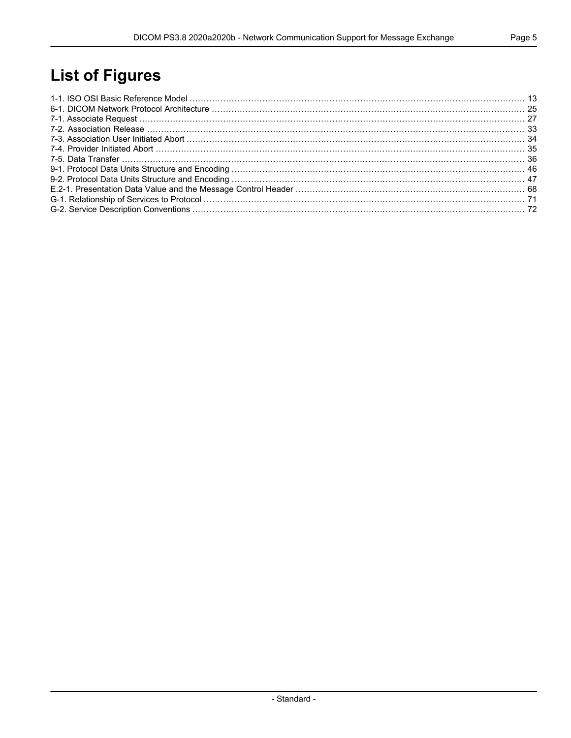# List of Figures

1-1. ISO OSI Basic Reference Model ........ 13
6-1. DICOM Network Protocol Architecture ........ 25
7-1. Associate Request ........ 27
7-2. Association Release ........ 33
7-3. Association User Initiated Abort ........ 34
7-4. Provider Initiated Abort ........ 35
7-5. Data Transfer ........ 36
9-1. Protocol Data Units Structure and Encoding ........ 46
9-2. Protocol Data Units Structure and Encoding ........ 47
E.2-1. Presentation Data Value and the Message Control Header ........ 68
G-1. Relationship of Services to Protocol ........ 71
G-2. Service Description Conventions ........ 72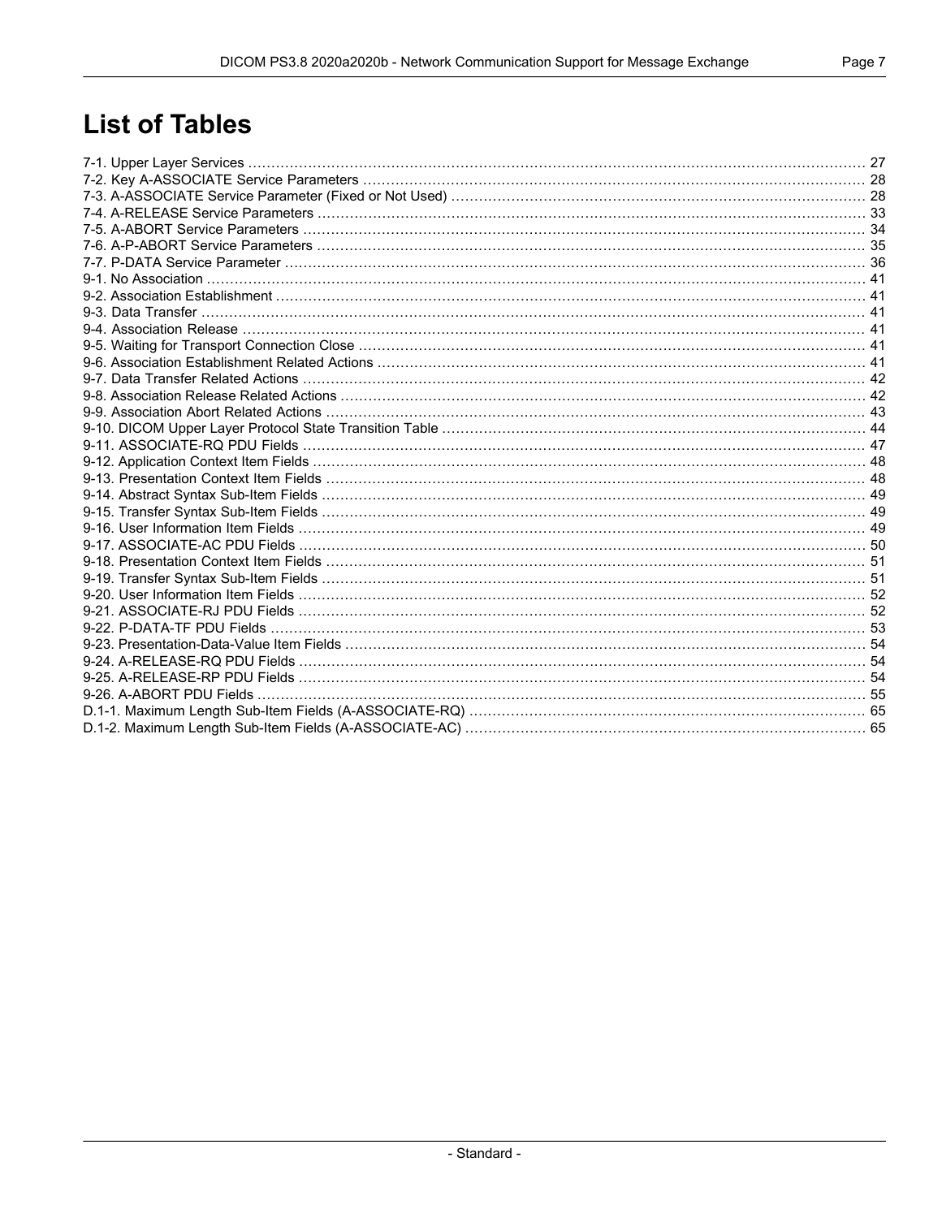# List of Tables

7-1. Upper Layer Services ... 27
7-2. Key A-ASSOCIATE Service Parameters ... 28
7-3. A-ASSOCIATE Service Parameter (Fixed or Not Used) ... 28
7-4. A-RELEASE Service Parameters ... 33
7-5. A-ABORT Service Parameters ... 34
7-6. A-P-ABORT Service Parameters ... 35
7-7. P-DATA Service Parameter ... 36
9-1. No Association ... 41
9-2. Association Establishment ... 41
9-3. Data Transfer ... 41
9-4. Association Release ... 41
9-5. Waiting for Transport Connection Close ... 41
9-6. Association Establishment Related Actions ... 41
9-7. Data Transfer Related Actions ... 42
9-8. Association Release Related Actions ... 42
9-9. Association Abort Related Actions ... 43
9-10. DICOM Upper Layer Protocol State Transition Table ... 44
9-11. ASSOCIATE-RQ PDU Fields ... 47
9-12. Application Context Item Fields ... 48
9-13. Presentation Context Item Fields ... 48
9-14. Abstract Syntax Sub-Item Fields ... 49
9-15. Transfer Syntax Sub-Item Fields ... 49
9-16. User Information Item Fields ... 49
9-17. ASSOCIATE-AC PDU Fields ... 50
9-18. Presentation Context Item Fields ... 51
9-19. Transfer Syntax Sub-Item Fields ... 51
9-20. User Information Item Fields ... 52
9-21. ASSOCIATE-RJ PDU Fields ... 52
9-22. P-DATA-TF PDU Fields ... 53
9-23. Presentation-Data-Value Item Fields ... 54
9-24. A-RELEASE-RQ PDU Fields ... 54
9-25. A-RELEASE-RP PDU Fields ... 54
9-26. A-ABORT PDU Fields ... 55
D.1-1. Maximum Length Sub-Item Fields (A-ASSOCIATE-RQ) ... 65
D.1-2. Maximum Length Sub-Item Fields (A-ASSOCIATE-AC) ... 65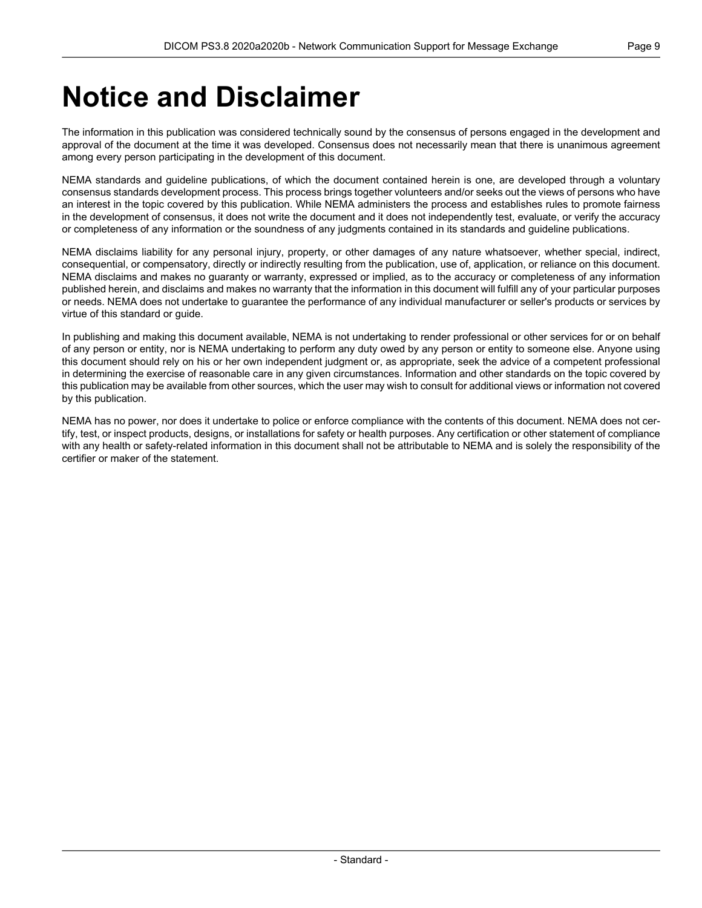# Notice and Disclaimer

The information in this publication was considered technically sound by the consensus of persons engaged in the development and approval of the document at the time it was developed. Consensus does not necessarily mean that there is unanimous agreement among every person participating in the development of this document.

NEMA standards and guideline publications, of which the document contained herein is one, are developed through a voluntary consensus standards development process. This process brings together volunteers and/or seeks out the views of persons who have an interest in the topic covered by this publication. While NEMA administers the process and establishes rules to promote fairness in the development of consensus, it does not write the document and it does not independently test, evaluate, or verify the accuracy or completeness of any information or the soundness of any judgments contained in its standards and guideline publications.

NEMA disclaims liability for any personal injury, property, or other damages of any nature whatsoever, whether special, indirect, consequential, or compensatory, directly or indirectly resulting from the publication, use of, application, or reliance on this document. NEMA disclaims and makes no guaranty or warranty, expressed or implied, as to the accuracy or completeness of any information published herein, and disclaims and makes no warranty that the information in this document will fulfill any of your particular purposes or needs. NEMA does not undertake to guarantee the performance of any individual manufacturer or seller's products or services by virtue of this standard or guide.

In publishing and making this document available, NEMA is not undertaking to render professional or other services for or on behalf of any person or entity, nor is NEMA undertaking to perform any duty owed by any person or entity to someone else. Anyone using this document should rely on his or her own independent judgment or, as appropriate, seek the advice of a competent professional in determining the exercise of reasonable care in any given circumstances. Information and other standards on the topic covered by this publication may be available from other sources, which the user may wish to consult for additional views or information not covered by this publication.

NEMA has no power, nor does it undertake to police or enforce compliance with the contents of this document. NEMA does not certify, test, or inspect products, designs, or installations for safety or health purposes. Any certification or other statement of compliance with any health or safety-related information in this document shall not be attributable to NEMA and is solely the responsibility of the certifier or maker of the statement.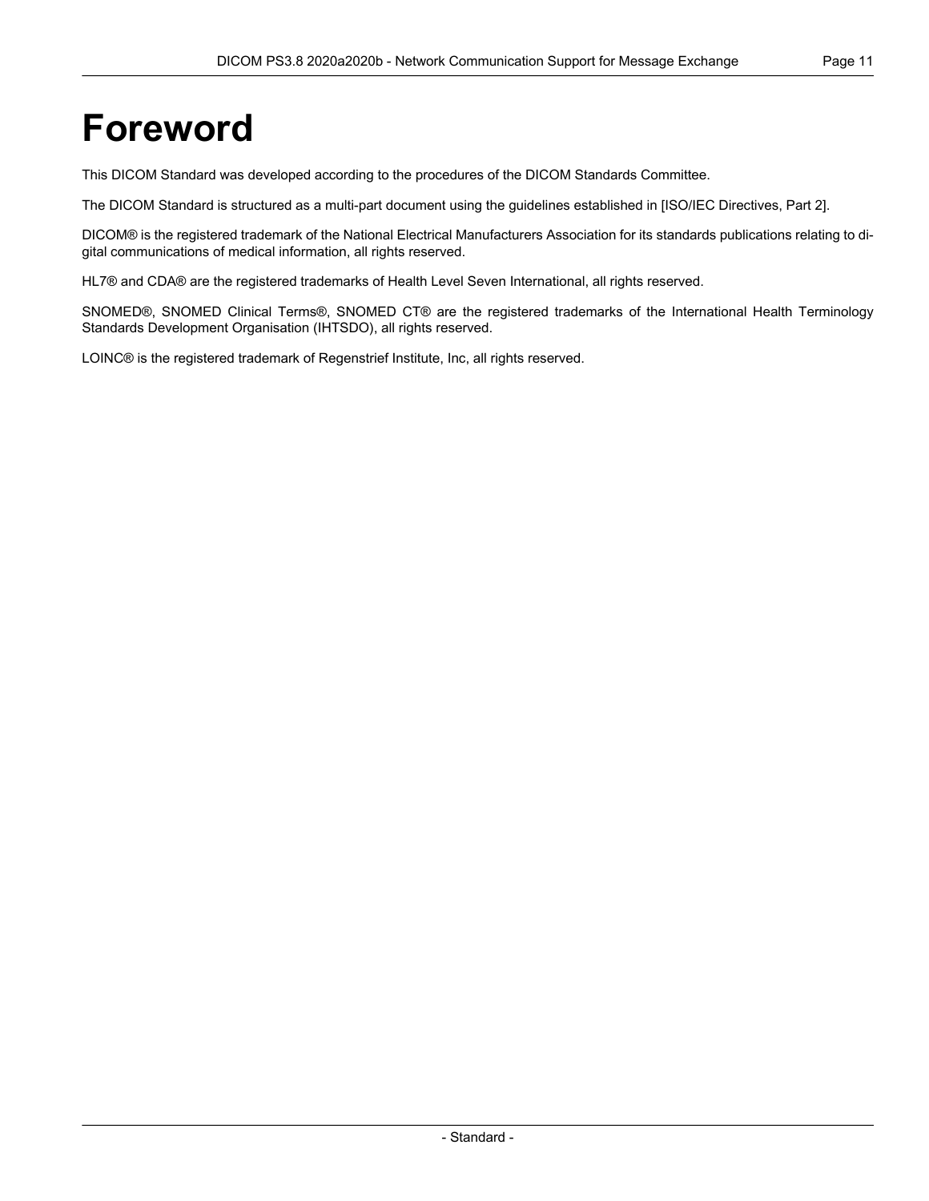# Foreword

This DICOM Standard was developed according to the procedures of the DICOM Standards Committee.

The DICOM Standard is structured as a multi-part document using the guidelines established in [ISO/IEC Directives, Part 2].

DICOM® is the registered trademark of the National Electrical Manufacturers Association for its standards publications relating to digital communications of medical information, all rights reserved.

HL7® and CDA® are the registered trademarks of Health Level Seven International, all rights reserved.

SNOMED®, SNOMED Clinical Terms®, SNOMED CT® are the registered trademarks of the International Health Terminology Standards Development Organisation (IHTSDO), all rights reserved.

LOINC® is the registered trademark of Regenstrief Institute, Inc, all rights reserved.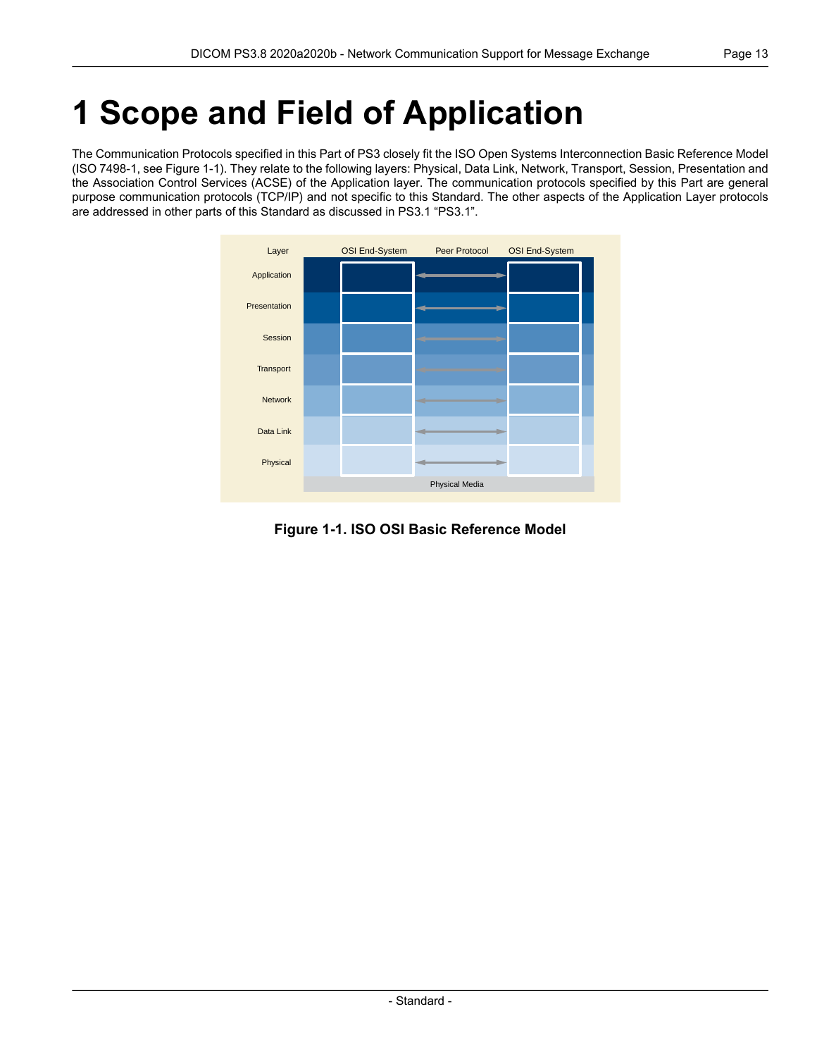# 1 Scope and Field of Application

The Communication Protocols specified in this Part of PS3 closely fit the ISO Open Systems Interconnection Basic Reference Model (ISO 7498-1, see Figure 1-1). They relate to the following layers: Physical, Data Link, Network, Transport, Session, Presentation and the Association Control Services (ACSE) of the Application layer. The communication protocols specified by this Part are general purpose communication protocols (TCP/IP) and not specific to this Standard. The other aspects of the Application Layer protocols are addressed in other parts of this Standard as discussed in PS3.1 "PS3.1".

**Figure 1-1. ISO OSI Basic Reference Model**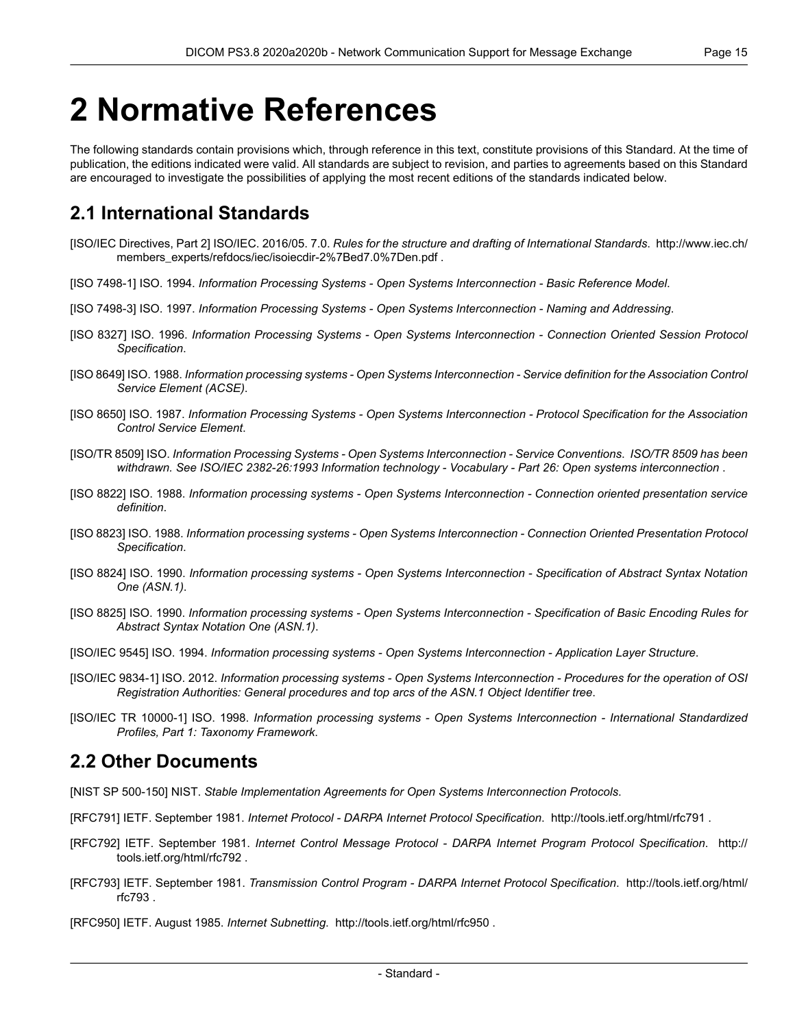# 2 Normative References

The following standards contain provisions which, through reference in this text, constitute provisions of this Standard. At the time of publication, the editions indicated were valid. All standards are subject to revision, and parties to agreements based on this Standard are encouraged to investigate the possibilities of applying the most recent editions of the standards indicated below.

## 2.1 International Standards

[ISO/IEC Directives, Part 2] ISO/IEC. 2016/05. 7.0. *Rules for the structure and drafting of International Standards*. http://www.iec.ch/members_experts/refdocs/iec/isoiecdir-2%7Bed7.0%7Den.pdf .

[ISO 7498-1] ISO. 1994. *Information Processing Systems - Open Systems Interconnection - Basic Reference Model*.

[ISO 7498-3] ISO. 1997. *Information Processing Systems - Open Systems Interconnection - Naming and Addressing*.

[ISO 8327] ISO. 1996. *Information Processing Systems - Open Systems Interconnection - Connection Oriented Session Protocol Specification*.

[ISO 8649] ISO. 1988. *Information processing systems - Open Systems Interconnection - Service definition for the Association Control Service Element (ACSE)*.

[ISO 8650] ISO. 1987. *Information Processing Systems - Open Systems Interconnection - Protocol Specification for the Association Control Service Element*.

[ISO/TR 8509] ISO. *Information Processing Systems - Open Systems Interconnection - Service Conventions. ISO/TR 8509 has been withdrawn. See ISO/IEC 2382-26:1993 Information technology - Vocabulary - Part 26: Open systems interconnection* .

[ISO 8822] ISO. 1988. *Information processing systems - Open Systems Interconnection - Connection oriented presentation service definition*.

[ISO 8823] ISO. 1988. *Information processing systems - Open Systems Interconnection - Connection Oriented Presentation Protocol Specification*.

[ISO 8824] ISO. 1990. *Information processing systems - Open Systems Interconnection - Specification of Abstract Syntax Notation One (ASN.1)*.

[ISO 8825] ISO. 1990. *Information processing systems - Open Systems Interconnection - Specification of Basic Encoding Rules for Abstract Syntax Notation One (ASN.1)*.

[ISO/IEC 9545] ISO. 1994. *Information processing systems - Open Systems Interconnection - Application Layer Structure*.

[ISO/IEC 9834-1] ISO. 2012. *Information processing systems - Open Systems Interconnection - Procedures for the operation of OSI Registration Authorities: General procedures and top arcs of the ASN.1 Object Identifier tree*.

[ISO/IEC TR 10000-1] ISO. 1998. *Information processing systems - Open Systems Interconnection - International Standardized Profiles, Part 1: Taxonomy Framework*.

## 2.2 Other Documents

[NIST SP 500-150] NIST. *Stable Implementation Agreements for Open Systems Interconnection Protocols*.

[RFC791] IETF. September 1981. *Internet Protocol - DARPA Internet Protocol Specification*. http://tools.ietf.org/html/rfc791 .

[RFC792] IETF. September 1981. *Internet Control Message Protocol - DARPA Internet Program Protocol Specification*. http://tools.ietf.org/html/rfc792 .

[RFC793] IETF. September 1981. *Transmission Control Program - DARPA Internet Protocol Specification*. http://tools.ietf.org/html/rfc793 .

[RFC950] IETF. August 1985. *Internet Subnetting*. http://tools.ietf.org/html/rfc950 .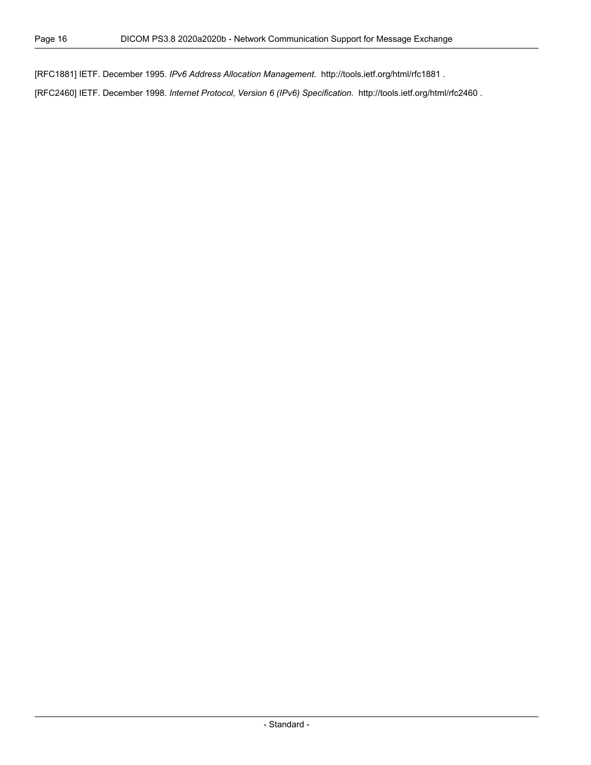[RFC1881] IETF. December 1995. *IPv6 Address Allocation Management*. http://tools.ietf.org/html/rfc1881 .

[RFC2460] IETF. December 1998. *Internet Protocol, Version 6 (IPv6) Specification*. http://tools.ietf.org/html/rfc2460 .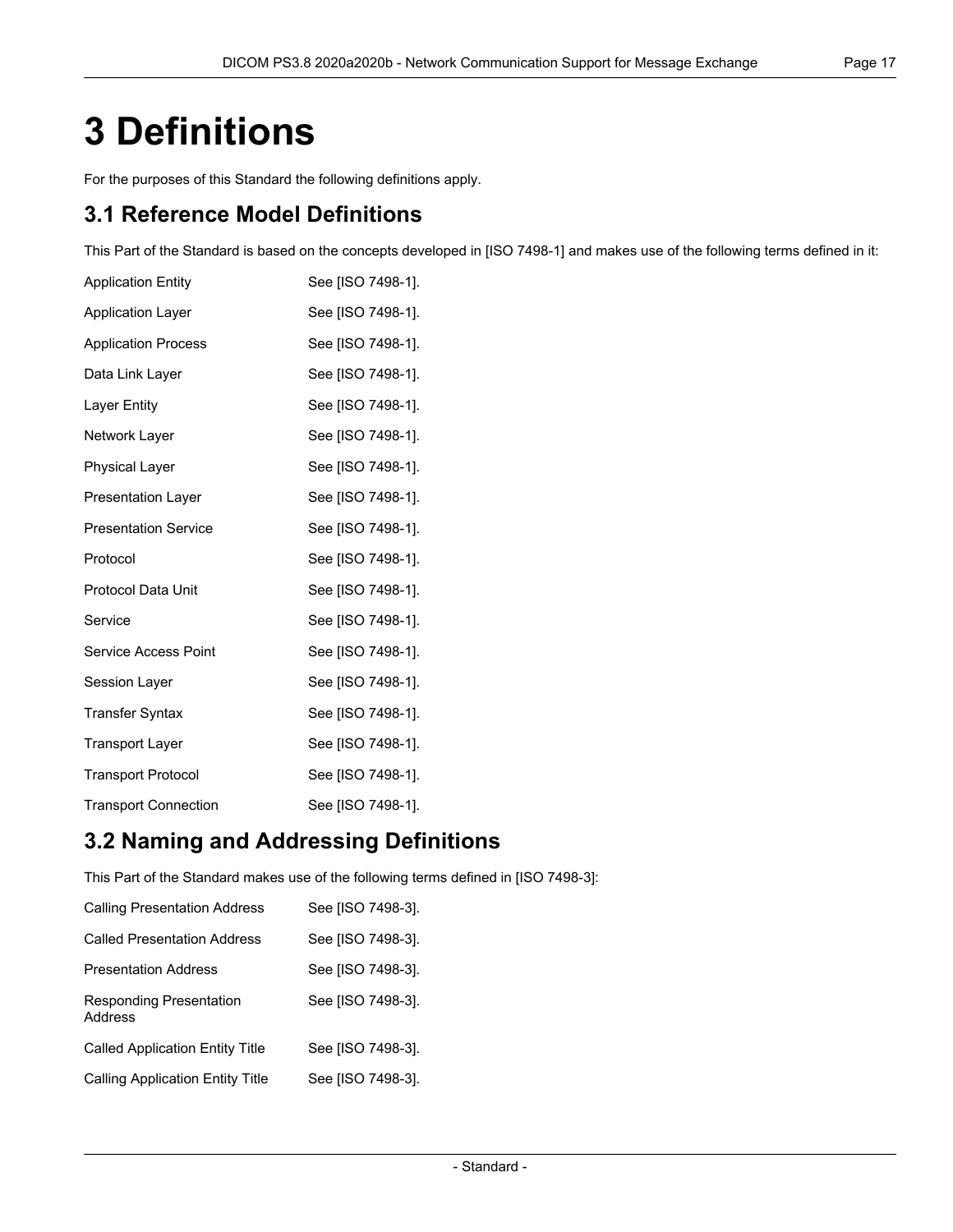# 3 Definitions

For the purposes of this Standard the following definitions apply.

## 3.1 Reference Model Definitions

This Part of the Standard is based on the concepts developed in [ISO 7498-1] and makes use of the following terms defined in it:

| | |
|---|---|
| Application Entity | See [ISO 7498-1]. |
| Application Layer | See [ISO 7498-1]. |
| Application Process | See [ISO 7498-1]. |
| Data Link Layer | See [ISO 7498-1]. |
| Layer Entity | See [ISO 7498-1]. |
| Network Layer | See [ISO 7498-1]. |
| Physical Layer | See [ISO 7498-1]. |
| Presentation Layer | See [ISO 7498-1]. |
| Presentation Service | See [ISO 7498-1]. |
| Protocol | See [ISO 7498-1]. |
| Protocol Data Unit | See [ISO 7498-1]. |
| Service | See [ISO 7498-1]. |
| Service Access Point | See [ISO 7498-1]. |
| Session Layer | See [ISO 7498-1]. |
| Transfer Syntax | See [ISO 7498-1]. |
| Transport Layer | See [ISO 7498-1]. |
| Transport Protocol | See [ISO 7498-1]. |
| Transport Connection | See [ISO 7498-1]. |

## 3.2 Naming and Addressing Definitions

This Part of the Standard makes use of the following terms defined in [ISO 7498-3]:

| | |
|---|---|
| Calling Presentation Address | See [ISO 7498-3]. |
| Called Presentation Address | See [ISO 7498-3]. |
| Presentation Address | See [ISO 7498-3]. |
| Responding Presentation Address | See [ISO 7498-3]. |
| Called Application Entity Title | See [ISO 7498-3]. |
| Calling Application Entity Title | See [ISO 7498-3]. |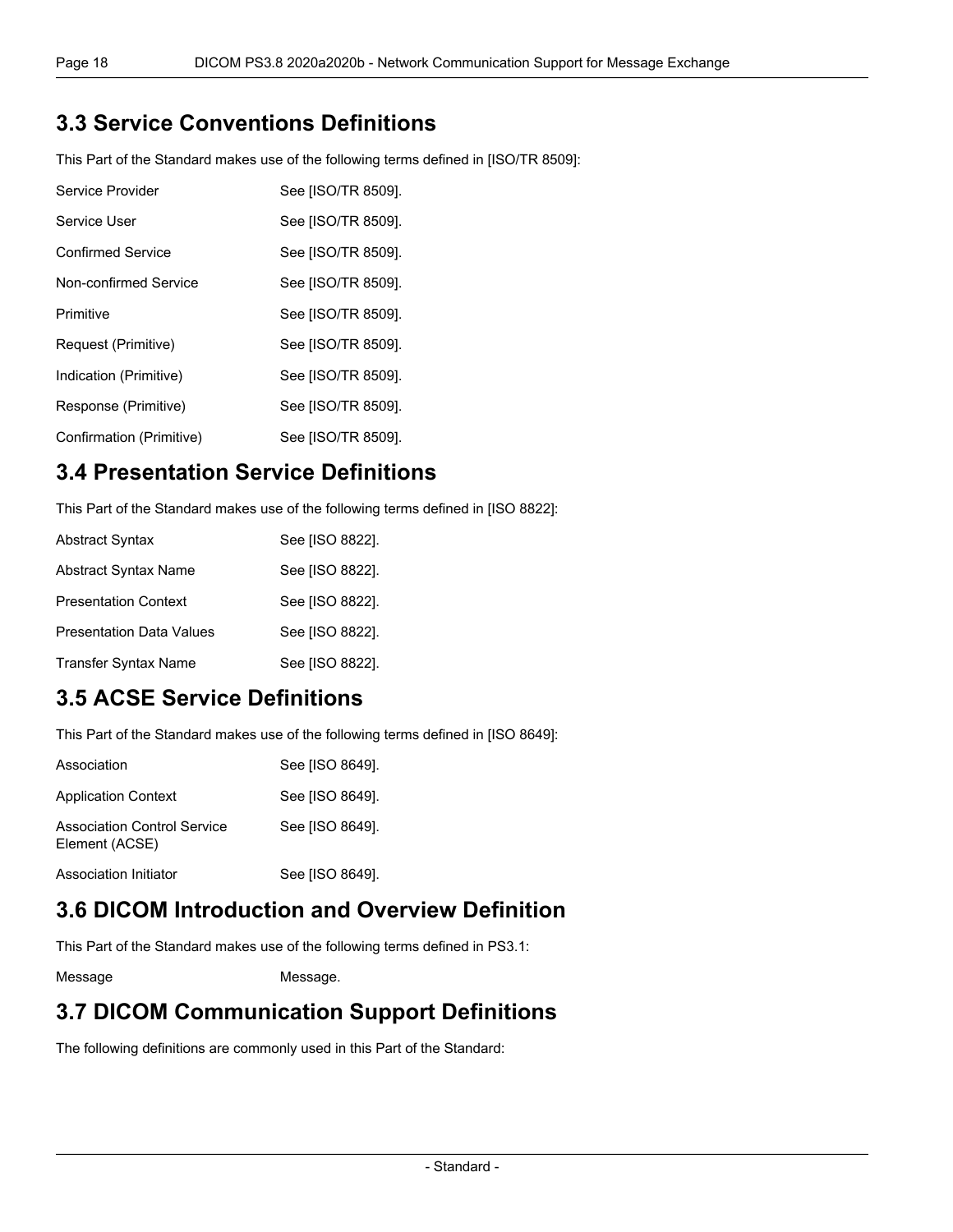## 3.3 Service Conventions Definitions

This Part of the Standard makes use of the following terms defined in [ISO/TR 8509]:

| | |
|---|---|
| Service Provider | See [ISO/TR 8509]. |
| Service User | See [ISO/TR 8509]. |
| Confirmed Service | See [ISO/TR 8509]. |
| Non-confirmed Service | See [ISO/TR 8509]. |
| Primitive | See [ISO/TR 8509]. |
| Request (Primitive) | See [ISO/TR 8509]. |
| Indication (Primitive) | See [ISO/TR 8509]. |
| Response (Primitive) | See [ISO/TR 8509]. |
| Confirmation (Primitive) | See [ISO/TR 8509]. |

## 3.4 Presentation Service Definitions

This Part of the Standard makes use of the following terms defined in [ISO 8822]:

| | |
|---|---|
| Abstract Syntax | See [ISO 8822]. |
| Abstract Syntax Name | See [ISO 8822]. |
| Presentation Context | See [ISO 8822]. |
| Presentation Data Values | See [ISO 8822]. |
| Transfer Syntax Name | See [ISO 8822]. |

## 3.5 ACSE Service Definitions

This Part of the Standard makes use of the following terms defined in [ISO 8649]:

| | |
|---|---|
| Association | See [ISO 8649]. |
| Application Context | See [ISO 8649]. |
| Association Control Service Element (ACSE) | See [ISO 8649]. |
| Association Initiator | See [ISO 8649]. |

## 3.6 DICOM Introduction and Overview Definition

This Part of the Standard makes use of the following terms defined in PS3.1:

| | |
|---|---|
| Message | Message. |

## 3.7 DICOM Communication Support Definitions

The following definitions are commonly used in this Part of the Standard: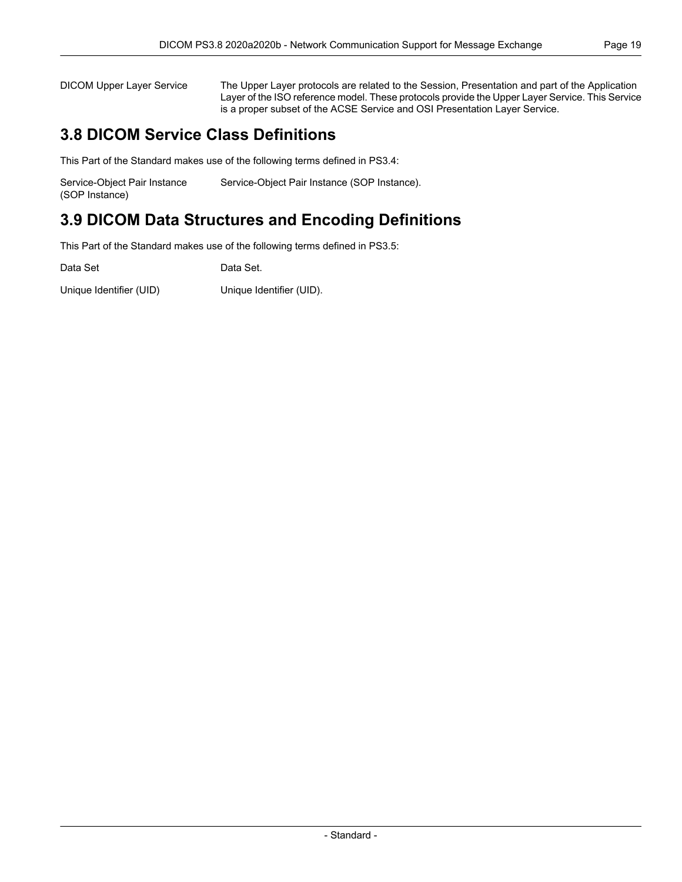DICOM Upper Layer Service — The Upper Layer protocols are related to the Session, Presentation and part of the Application Layer of the ISO reference model. These protocols provide the Upper Layer Service. This Service is a proper subset of the ACSE Service and OSI Presentation Layer Service.

## 3.8 DICOM Service Class Definitions

This Part of the Standard makes use of the following terms defined in PS3.4:

Service-Object Pair Instance (SOP Instance) — Service-Object Pair Instance (SOP Instance).

## 3.9 DICOM Data Structures and Encoding Definitions

This Part of the Standard makes use of the following terms defined in PS3.5:

Data Set — Data Set.

Unique Identifier (UID) — Unique Identifier (UID).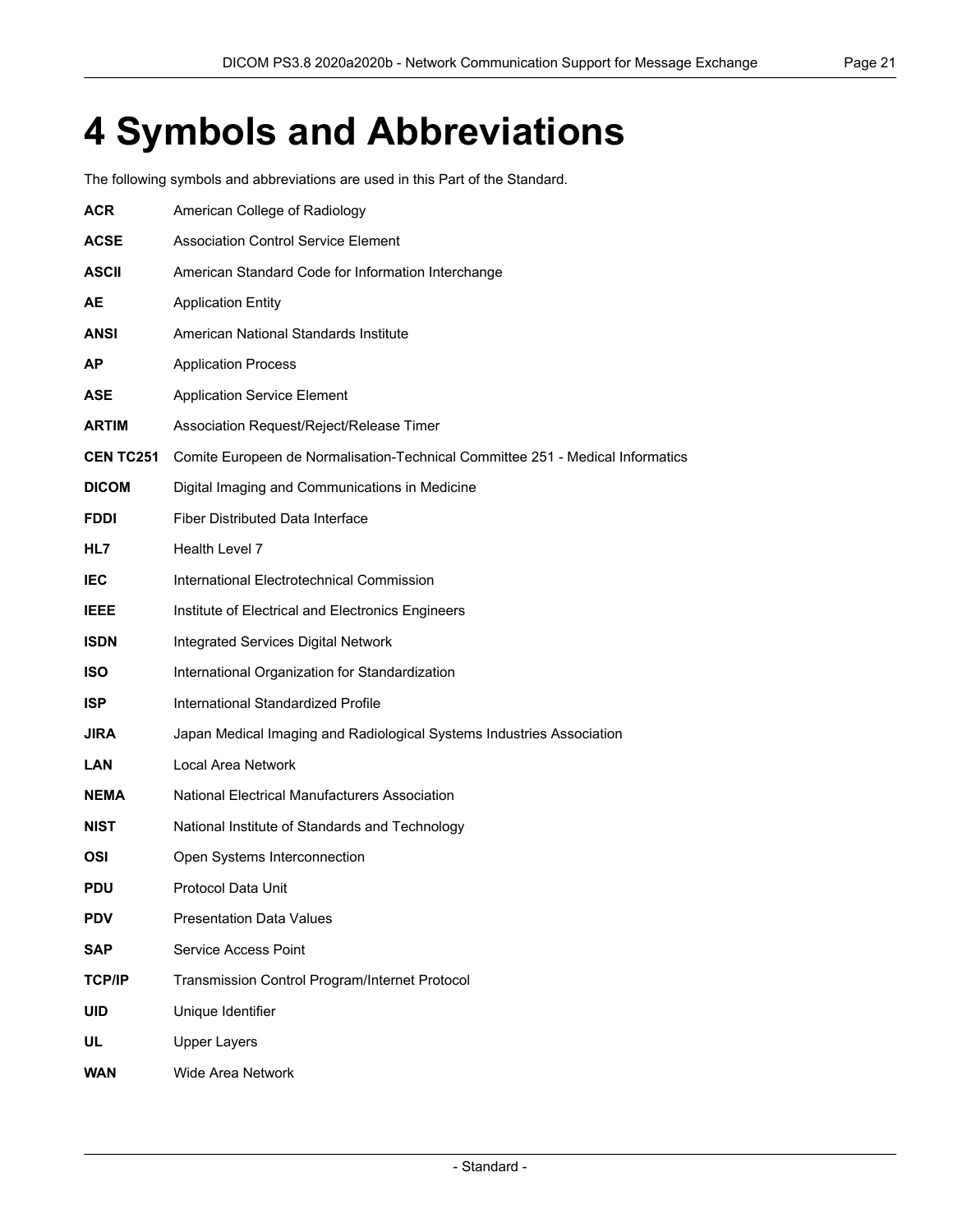# 4 Symbols and Abbreviations

The following symbols and abbreviations are used in this Part of the Standard.

**ACR** American College of Radiology

**ACSE** Association Control Service Element

**ASCII** American Standard Code for Information Interchange

**AE** Application Entity

**ANSI** American National Standards Institute

**AP** Application Process

**ASE** Application Service Element

**ARTIM** Association Request/Reject/Release Timer

**CEN TC251** Comite Europeen de Normalisation-Technical Committee 251 - Medical Informatics

**DICOM** Digital Imaging and Communications in Medicine

**FDDI** Fiber Distributed Data Interface

**HL7** Health Level 7

**IEC** International Electrotechnical Commission

**IEEE** Institute of Electrical and Electronics Engineers

**ISDN** Integrated Services Digital Network

**ISO** International Organization for Standardization

**ISP** International Standardized Profile

**JIRA** Japan Medical Imaging and Radiological Systems Industries Association

**LAN** Local Area Network

**NEMA** National Electrical Manufacturers Association

**NIST** National Institute of Standards and Technology

**OSI** Open Systems Interconnection

**PDU** Protocol Data Unit

**PDV** Presentation Data Values

**SAP** Service Access Point

**TCP/IP** Transmission Control Program/Internet Protocol

**UID** Unique Identifier

**UL** Upper Layers

**WAN** Wide Area Network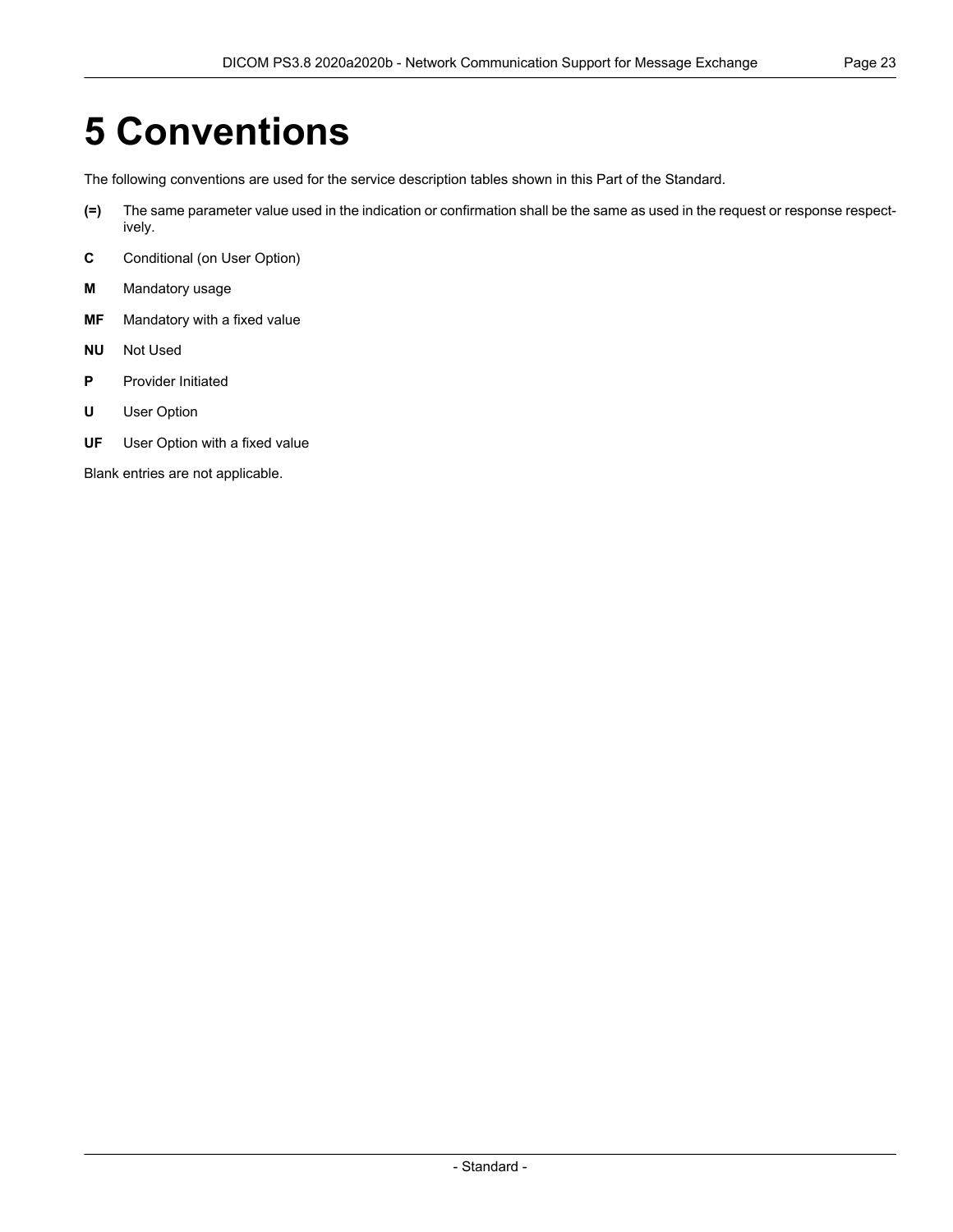# 5 Conventions

The following conventions are used for the service description tables shown in this Part of the Standard.

**(=)** The same parameter value used in the indication or confirmation shall be the same as used in the request or response respectively.

**C** Conditional (on User Option)

**M** Mandatory usage

**MF** Mandatory with a fixed value

**NU** Not Used

**P** Provider Initiated

**U** User Option

**UF** User Option with a fixed value

Blank entries are not applicable.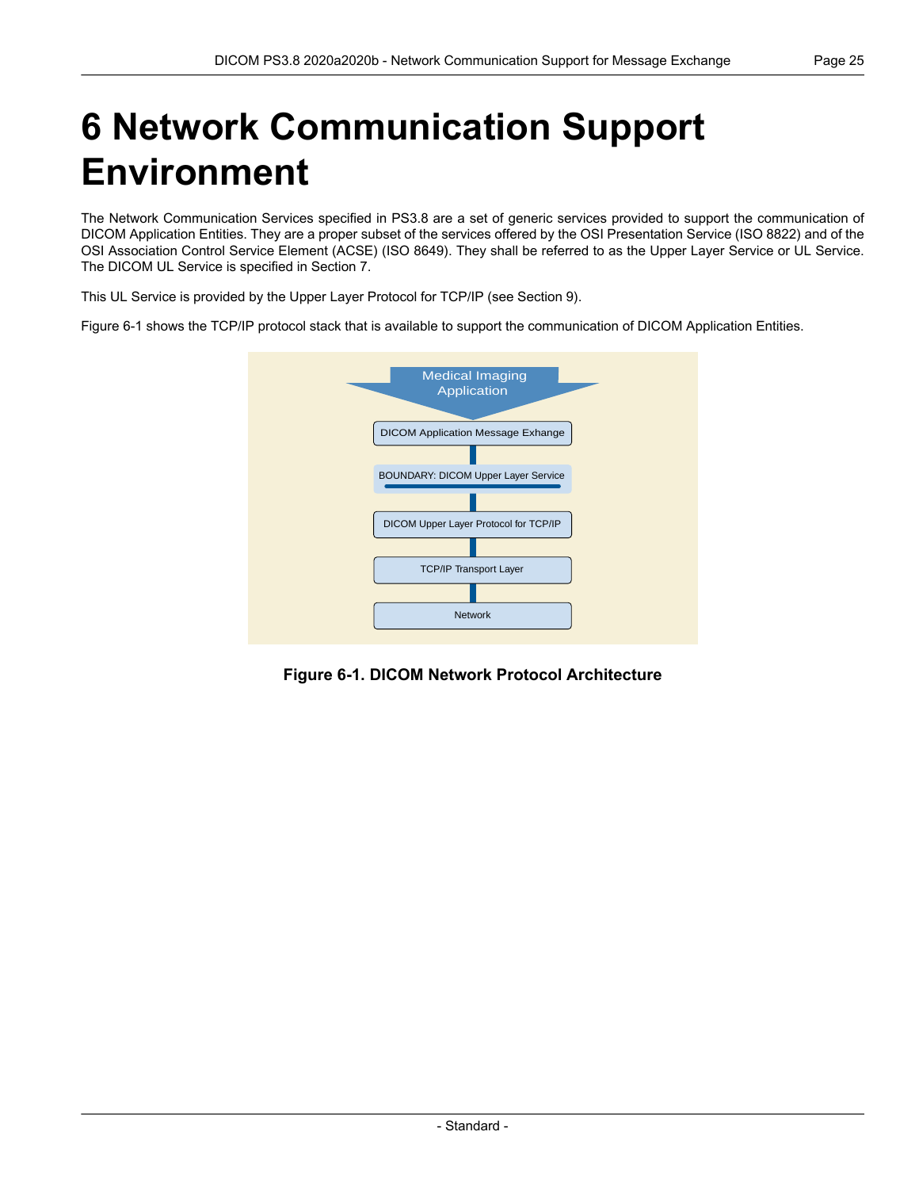# 6 Network Communication Support Environment

The Network Communication Services specified in PS3.8 are a set of generic services provided to support the communication of DICOM Application Entities. They are a proper subset of the services offered by the OSI Presentation Service (ISO 8822) and of the OSI Association Control Service Element (ACSE) (ISO 8649). They shall be referred to as the Upper Layer Service or UL Service. The DICOM UL Service is specified in Section 7.

This UL Service is provided by the Upper Layer Protocol for TCP/IP (see Section 9).

Figure 6-1 shows the TCP/IP protocol stack that is available to support the communication of DICOM Application Entities.

Medical Imaging Application

DICOM Application Message Exhange

BOUNDARY: DICOM Upper Layer Service

DICOM Upper Layer Protocol for TCP/IP

TCP/IP Transport Layer

Network

**Figure 6-1. DICOM Network Protocol Architecture**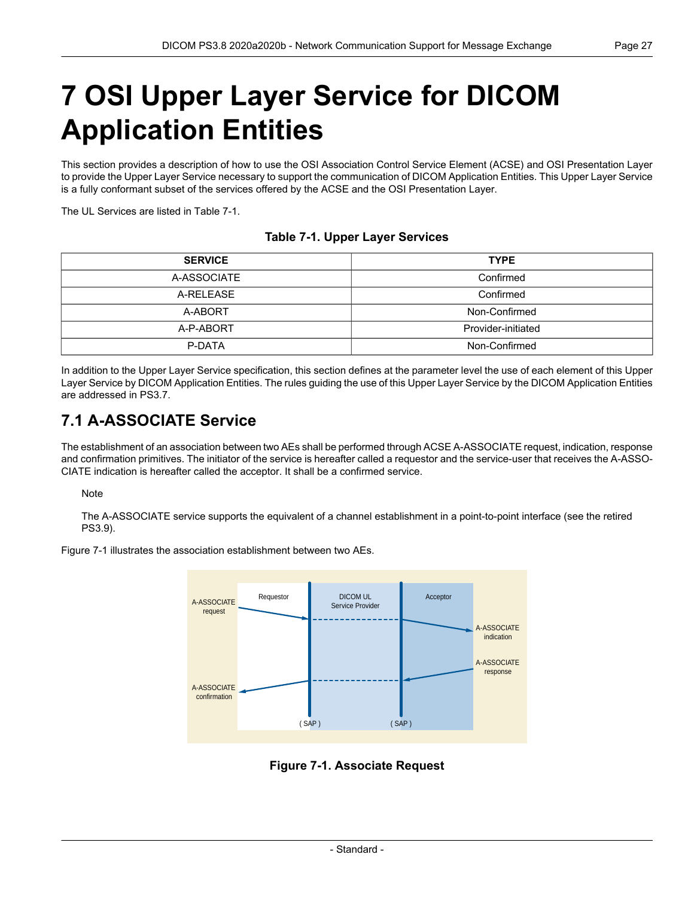# 7 OSI Upper Layer Service for DICOM Application Entities

This section provides a description of how to use the OSI Association Control Service Element (ACSE) and OSI Presentation Layer to provide the Upper Layer Service necessary to support the communication of DICOM Application Entities. This Upper Layer Service is a fully conformant subset of the services offered by the ACSE and the OSI Presentation Layer.

The UL Services are listed in Table 7-1.

**Table 7-1. Upper Layer Services**

| SERVICE | TYPE |
|---|---|
| A-ASSOCIATE | Confirmed |
| A-RELEASE | Confirmed |
| A-ABORT | Non-Confirmed |
| A-P-ABORT | Provider-initiated |
| P-DATA | Non-Confirmed |

In addition to the Upper Layer Service specification, this section defines at the parameter level the use of each element of this Upper Layer Service by DICOM Application Entities. The rules guiding the use of this Upper Layer Service by the DICOM Application Entities are addressed in PS3.7.

## 7.1 A-ASSOCIATE Service

The establishment of an association between two AEs shall be performed through ACSE A-ASSOCIATE request, indication, response and confirmation primitives. The initiator of the service is hereafter called a requestor and the service-user that receives the A-ASSOCIATE indication is hereafter called the acceptor. It shall be a confirmed service.

Note

The A-ASSOCIATE service supports the equivalent of a channel establishment in a point-to-point interface (see the retired PS3.9).

Figure 7-1 illustrates the association establishment between two AEs.

**Figure 7-1. Associate Request**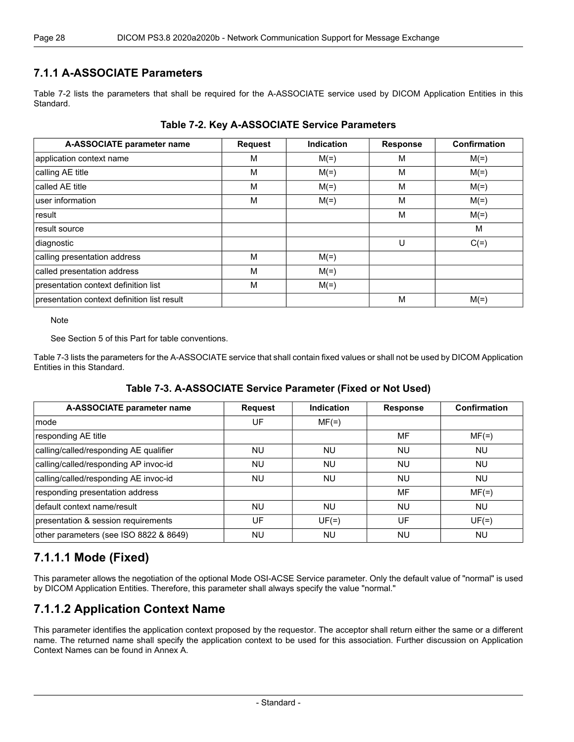### 7.1.1 A-ASSOCIATE Parameters

Table 7-2 lists the parameters that shall be required for the A-ASSOCIATE service used by DICOM Application Entities in this Standard.

**Table 7-2. Key A-ASSOCIATE Service Parameters**

| A-ASSOCIATE parameter name | Request | Indication | Response | Confirmation |
|---|---|---|---|---|
| application context name | M | M(=) | M | M(=) |
| calling AE title | M | M(=) | M | M(=) |
| called AE title | M | M(=) | M | M(=) |
| user information | M | M(=) | M | M(=) |
| result | | | M | M(=) |
| result source | | | | M |
| diagnostic | | | U | C(=) |
| calling presentation address | M | M(=) | | |
| called presentation address | M | M(=) | | |
| presentation context definition list | M | M(=) | | |
| presentation context definition list result | | | M | M(=) |

Note

See Section 5 of this Part for table conventions.

Table 7-3 lists the parameters for the A-ASSOCIATE service that shall contain fixed values or shall not be used by DICOM Application Entities in this Standard.

**Table 7-3. A-ASSOCIATE Service Parameter (Fixed or Not Used)**

| A-ASSOCIATE parameter name | Request | Indication | Response | Confirmation |
|---|---|---|---|---|
| mode | UF | MF(=) | | |
| responding AE title | | | MF | MF(=) |
| calling/called/responding AE qualifier | NU | NU | NU | NU |
| calling/called/responding AP invoc-id | NU | NU | NU | NU |
| calling/called/responding AE invoc-id | NU | NU | NU | NU |
| responding presentation address | | | MF | MF(=) |
| default context name/result | NU | NU | NU | NU |
| presentation & session requirements | UF | UF(=) | UF | UF(=) |
| other parameters (see ISO 8822 & 8649) | NU | NU | NU | NU |

## 7.1.1.1 Mode (Fixed)

This parameter allows the negotiation of the optional Mode OSI-ACSE Service parameter. Only the default value of "normal" is used by DICOM Application Entities. Therefore, this parameter shall always specify the value "normal."

## 7.1.1.2 Application Context Name

This parameter identifies the application context proposed by the requestor. The acceptor shall return either the same or a different name. The returned name shall specify the application context to be used for this association. Further discussion on Application Context Names can be found in Annex A.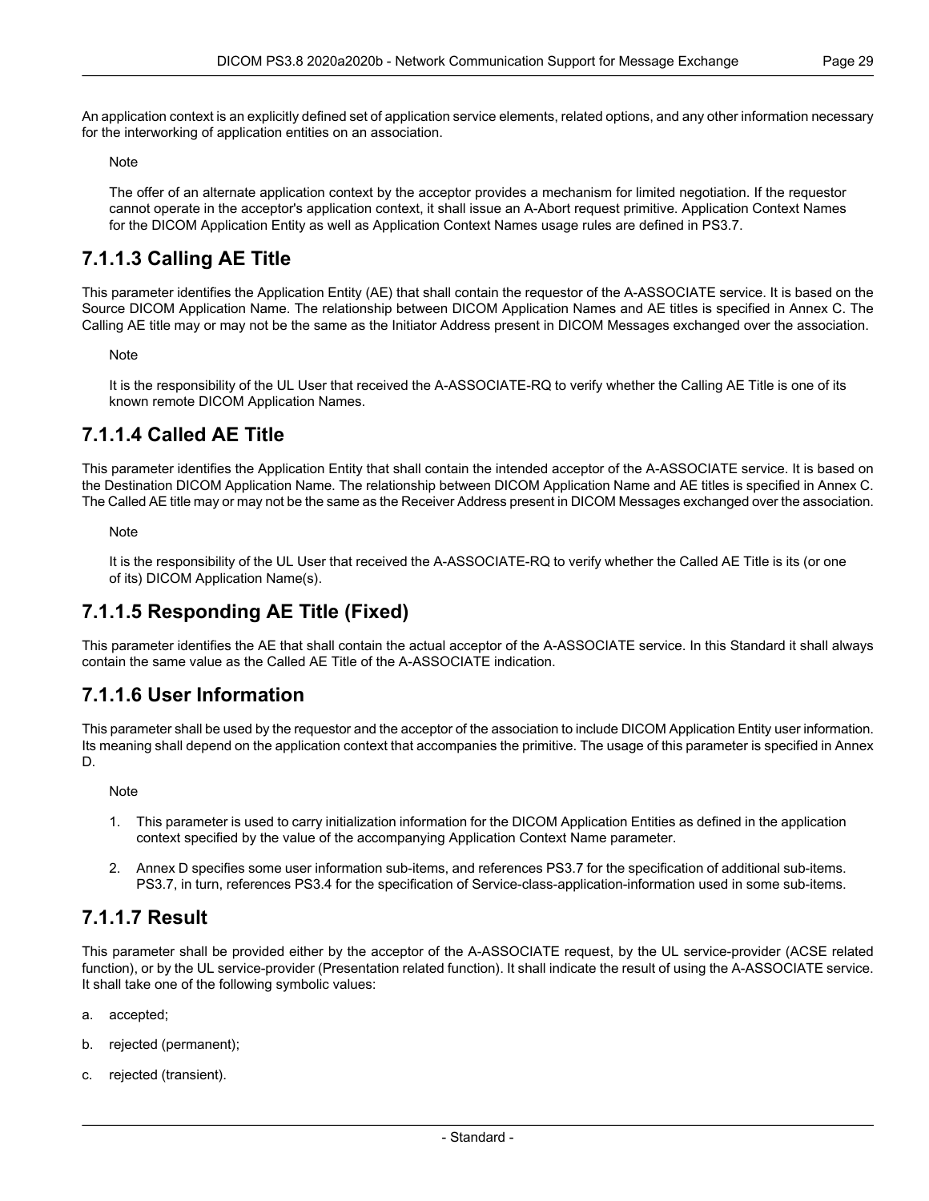An application context is an explicitly defined set of application service elements, related options, and any other information necessary for the interworking of application entities on an association.

Note

The offer of an alternate application context by the acceptor provides a mechanism for limited negotiation. If the requestor cannot operate in the acceptor's application context, it shall issue an A-Abort request primitive. Application Context Names for the DICOM Application Entity as well as Application Context Names usage rules are defined in PS3.7.

## 7.1.1.3 Calling AE Title

This parameter identifies the Application Entity (AE) that shall contain the requestor of the A-ASSOCIATE service. It is based on the Source DICOM Application Name. The relationship between DICOM Application Names and AE titles is specified in Annex C. The Calling AE title may or may not be the same as the Initiator Address present in DICOM Messages exchanged over the association.

Note

It is the responsibility of the UL User that received the A-ASSOCIATE-RQ to verify whether the Calling AE Title is one of its known remote DICOM Application Names.

## 7.1.1.4 Called AE Title

This parameter identifies the Application Entity that shall contain the intended acceptor of the A-ASSOCIATE service. It is based on the Destination DICOM Application Name. The relationship between DICOM Application Name and AE titles is specified in Annex C. The Called AE title may or may not be the same as the Receiver Address present in DICOM Messages exchanged over the association.

Note

It is the responsibility of the UL User that received the A-ASSOCIATE-RQ to verify whether the Called AE Title is its (or one of its) DICOM Application Name(s).

## 7.1.1.5 Responding AE Title (Fixed)

This parameter identifies the AE that shall contain the actual acceptor of the A-ASSOCIATE service. In this Standard it shall always contain the same value as the Called AE Title of the A-ASSOCIATE indication.

## 7.1.1.6 User Information

This parameter shall be used by the requestor and the acceptor of the association to include DICOM Application Entity user information. Its meaning shall depend on the application context that accompanies the primitive. The usage of this parameter is specified in Annex D.

Note

1. This parameter is used to carry initialization information for the DICOM Application Entities as defined in the application context specified by the value of the accompanying Application Context Name parameter.
2. Annex D specifies some user information sub-items, and references PS3.7 for the specification of additional sub-items. PS3.7, in turn, references PS3.4 for the specification of Service-class-application-information used in some sub-items.

## 7.1.1.7 Result

This parameter shall be provided either by the acceptor of the A-ASSOCIATE request, by the UL service-provider (ACSE related function), or by the UL service-provider (Presentation related function). It shall indicate the result of using the A-ASSOCIATE service. It shall take one of the following symbolic values:

a. accepted;

b. rejected (permanent);

c. rejected (transient).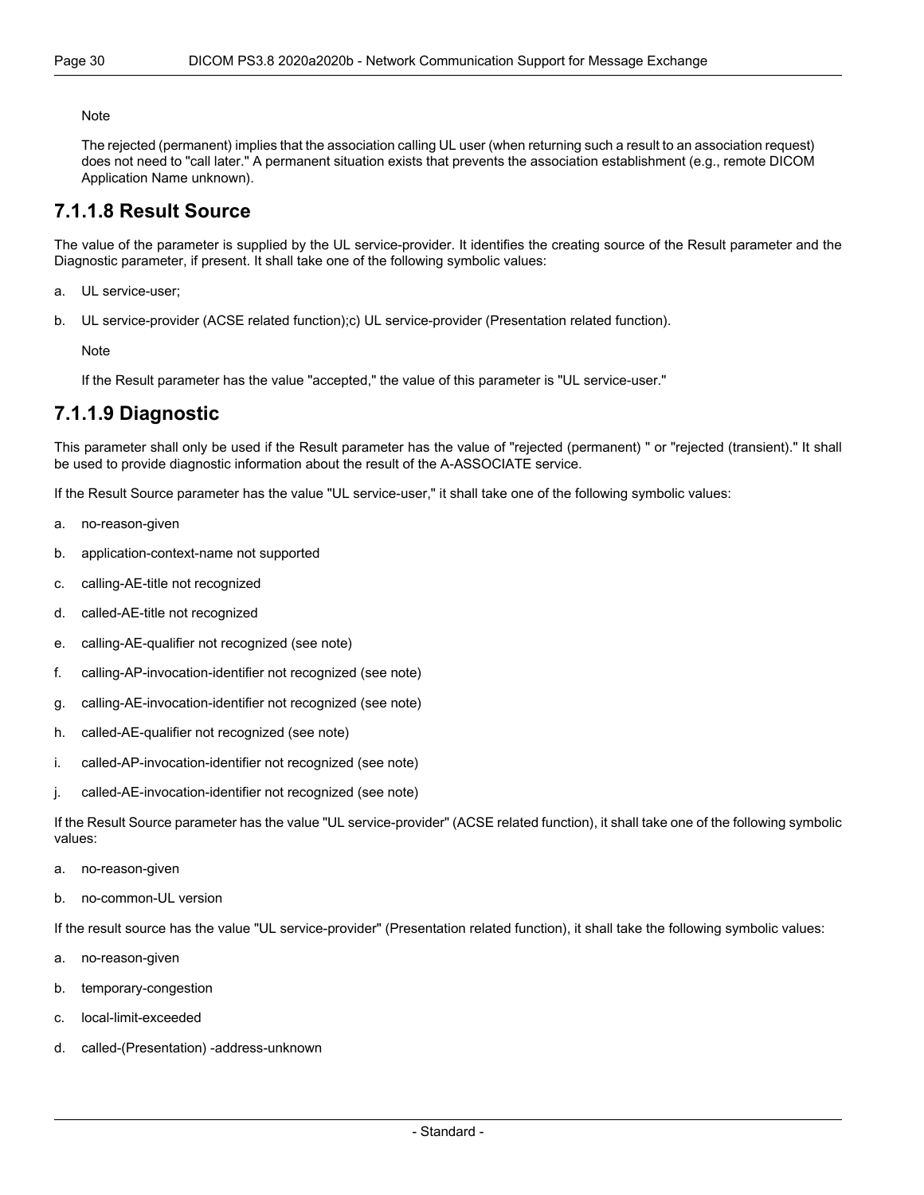Note

The rejected (permanent) implies that the association calling UL user (when returning such a result to an association request) does not need to "call later." A permanent situation exists that prevents the association establishment (e.g., remote DICOM Application Name unknown).

## 7.1.1.8 Result Source

The value of the parameter is supplied by the UL service-provider. It identifies the creating source of the Result parameter and the Diagnostic parameter, if present. It shall take one of the following symbolic values:

a. UL service-user;

b. UL service-provider (ACSE related function);c) UL service-provider (Presentation related function).

Note

If the Result parameter has the value "accepted," the value of this parameter is "UL service-user."

## 7.1.1.9 Diagnostic

This parameter shall only be used if the Result parameter has the value of "rejected (permanent) " or "rejected (transient)." It shall be used to provide diagnostic information about the result of the A-ASSOCIATE service.

If the Result Source parameter has the value "UL service-user," it shall take one of the following symbolic values:

a. no-reason-given

b. application-context-name not supported

c. calling-AE-title not recognized

d. called-AE-title not recognized

e. calling-AE-qualifier not recognized (see note)

f. calling-AP-invocation-identifier not recognized (see note)

g. calling-AE-invocation-identifier not recognized (see note)

h. called-AE-qualifier not recognized (see note)

i. called-AP-invocation-identifier not recognized (see note)

j. called-AE-invocation-identifier not recognized (see note)

If the Result Source parameter has the value "UL service-provider" (ACSE related function), it shall take one of the following symbolic values:

a. no-reason-given

b. no-common-UL version

If the result source has the value "UL service-provider" (Presentation related function), it shall take the following symbolic values:

a. no-reason-given

b. temporary-congestion

c. local-limit-exceeded

d. called-(Presentation) -address-unknown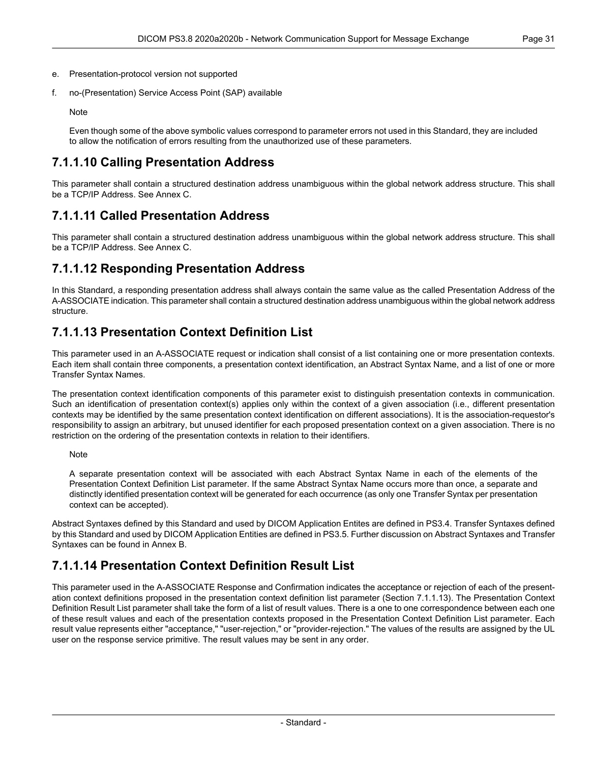e. Presentation-protocol version not supported

f. no-(Presentation) Service Access Point (SAP) available

Note

Even though some of the above symbolic values correspond to parameter errors not used in this Standard, they are included to allow the notification of errors resulting from the unauthorized use of these parameters.

### 7.1.1.10 Calling Presentation Address

This parameter shall contain a structured destination address unambiguous within the global network address structure. This shall be a TCP/IP Address. See Annex C.

### 7.1.1.11 Called Presentation Address

This parameter shall contain a structured destination address unambiguous within the global network address structure. This shall be a TCP/IP Address. See Annex C.

### 7.1.1.12 Responding Presentation Address

In this Standard, a responding presentation address shall always contain the same value as the called Presentation Address of the A-ASSOCIATE indication. This parameter shall contain a structured destination address unambiguous within the global network address structure.

### 7.1.1.13 Presentation Context Definition List

This parameter used in an A-ASSOCIATE request or indication shall consist of a list containing one or more presentation contexts. Each item shall contain three components, a presentation context identification, an Abstract Syntax Name, and a list of one or more Transfer Syntax Names.

The presentation context identification components of this parameter exist to distinguish presentation contexts in communication. Such an identification of presentation context(s) applies only within the context of a given association (i.e., different presentation contexts may be identified by the same presentation context identification on different associations). It is the association-requestor's responsibility to assign an arbitrary, but unused identifier for each proposed presentation context on a given association. There is no restriction on the ordering of the presentation contexts in relation to their identifiers.

Note

A separate presentation context will be associated with each Abstract Syntax Name in each of the elements of the Presentation Context Definition List parameter. If the same Abstract Syntax Name occurs more than once, a separate and distinctly identified presentation context will be generated for each occurrence (as only one Transfer Syntax per presentation context can be accepted).

Abstract Syntaxes defined by this Standard and used by DICOM Application Entites are defined in PS3.4. Transfer Syntaxes defined by this Standard and used by DICOM Application Entities are defined in PS3.5. Further discussion on Abstract Syntaxes and Transfer Syntaxes can be found in Annex B.

### 7.1.1.14 Presentation Context Definition Result List

This parameter used in the A-ASSOCIATE Response and Confirmation indicates the acceptance or rejection of each of the presentation context definitions proposed in the presentation context definition list parameter (Section 7.1.1.13). The Presentation Context Definition Result List parameter shall take the form of a list of result values. There is a one to one correspondence between each one of these result values and each of the presentation contexts proposed in the Presentation Context Definition List parameter. Each result value represents either "acceptance," "user-rejection," or "provider-rejection." The values of the results are assigned by the UL user on the response service primitive. The result values may be sent in any order.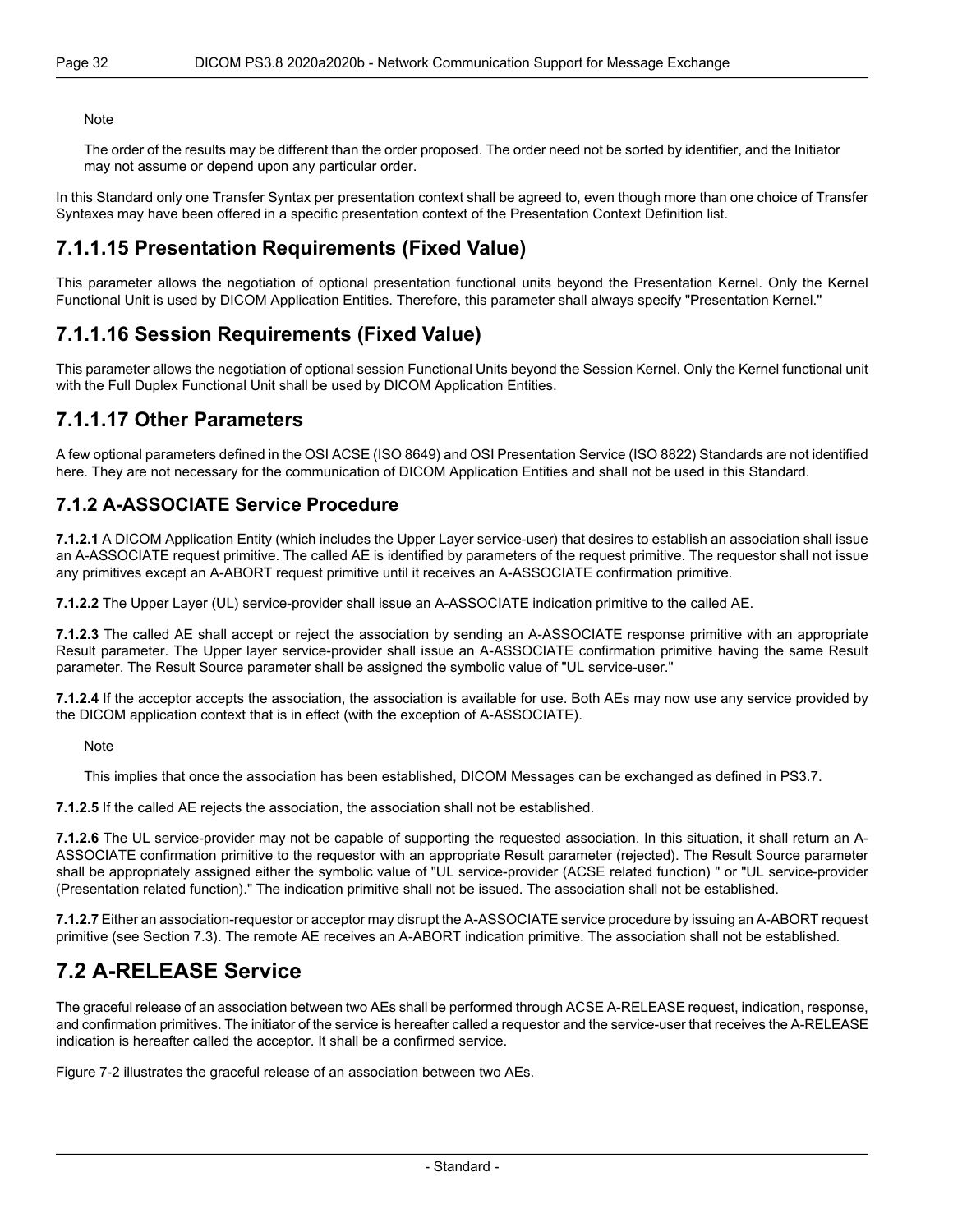Note

The order of the results may be different than the order proposed. The order need not be sorted by identifier, and the Initiator may not assume or depend upon any particular order.

In this Standard only one Transfer Syntax per presentation context shall be agreed to, even though more than one choice of Transfer Syntaxes may have been offered in a specific presentation context of the Presentation Context Definition list.

### 7.1.1.15 Presentation Requirements (Fixed Value)

This parameter allows the negotiation of optional presentation functional units beyond the Presentation Kernel. Only the Kernel Functional Unit is used by DICOM Application Entities. Therefore, this parameter shall always specify "Presentation Kernel."

### 7.1.1.16 Session Requirements (Fixed Value)

This parameter allows the negotiation of optional session Functional Units beyond the Session Kernel. Only the Kernel functional unit with the Full Duplex Functional Unit shall be used by DICOM Application Entities.

### 7.1.1.17 Other Parameters

A few optional parameters defined in the OSI ACSE (ISO 8649) and OSI Presentation Service (ISO 8822) Standards are not identified here. They are not necessary for the communication of DICOM Application Entities and shall not be used in this Standard.

### 7.1.2 A-ASSOCIATE Service Procedure

**7.1.2.1** A DICOM Application Entity (which includes the Upper Layer service-user) that desires to establish an association shall issue an A-ASSOCIATE request primitive. The called AE is identified by parameters of the request primitive. The requestor shall not issue any primitives except an A-ABORT request primitive until it receives an A-ASSOCIATE confirmation primitive.

**7.1.2.2** The Upper Layer (UL) service-provider shall issue an A-ASSOCIATE indication primitive to the called AE.

**7.1.2.3** The called AE shall accept or reject the association by sending an A-ASSOCIATE response primitive with an appropriate Result parameter. The Upper layer service-provider shall issue an A-ASSOCIATE confirmation primitive having the same Result parameter. The Result Source parameter shall be assigned the symbolic value of "UL service-user."

**7.1.2.4** If the acceptor accepts the association, the association is available for use. Both AEs may now use any service provided by the DICOM application context that is in effect (with the exception of A-ASSOCIATE).

Note

This implies that once the association has been established, DICOM Messages can be exchanged as defined in PS3.7.

**7.1.2.5** If the called AE rejects the association, the association shall not be established.

**7.1.2.6** The UL service-provider may not be capable of supporting the requested association. In this situation, it shall return an A-ASSOCIATE confirmation primitive to the requestor with an appropriate Result parameter (rejected). The Result Source parameter shall be appropriately assigned either the symbolic value of "UL service-provider (ACSE related function) " or "UL service-provider (Presentation related function)." The indication primitive shall not be issued. The association shall not be established.

**7.1.2.7** Either an association-requestor or acceptor may disrupt the A-ASSOCIATE service procedure by issuing an A-ABORT request primitive (see Section 7.3). The remote AE receives an A-ABORT indication primitive. The association shall not be established.

## 7.2 A-RELEASE Service

The graceful release of an association between two AEs shall be performed through ACSE A-RELEASE request, indication, response, and confirmation primitives. The initiator of the service is hereafter called a requestor and the service-user that receives the A-RELEASE indication is hereafter called the acceptor. It shall be a confirmed service.

Figure 7-2 illustrates the graceful release of an association between two AEs.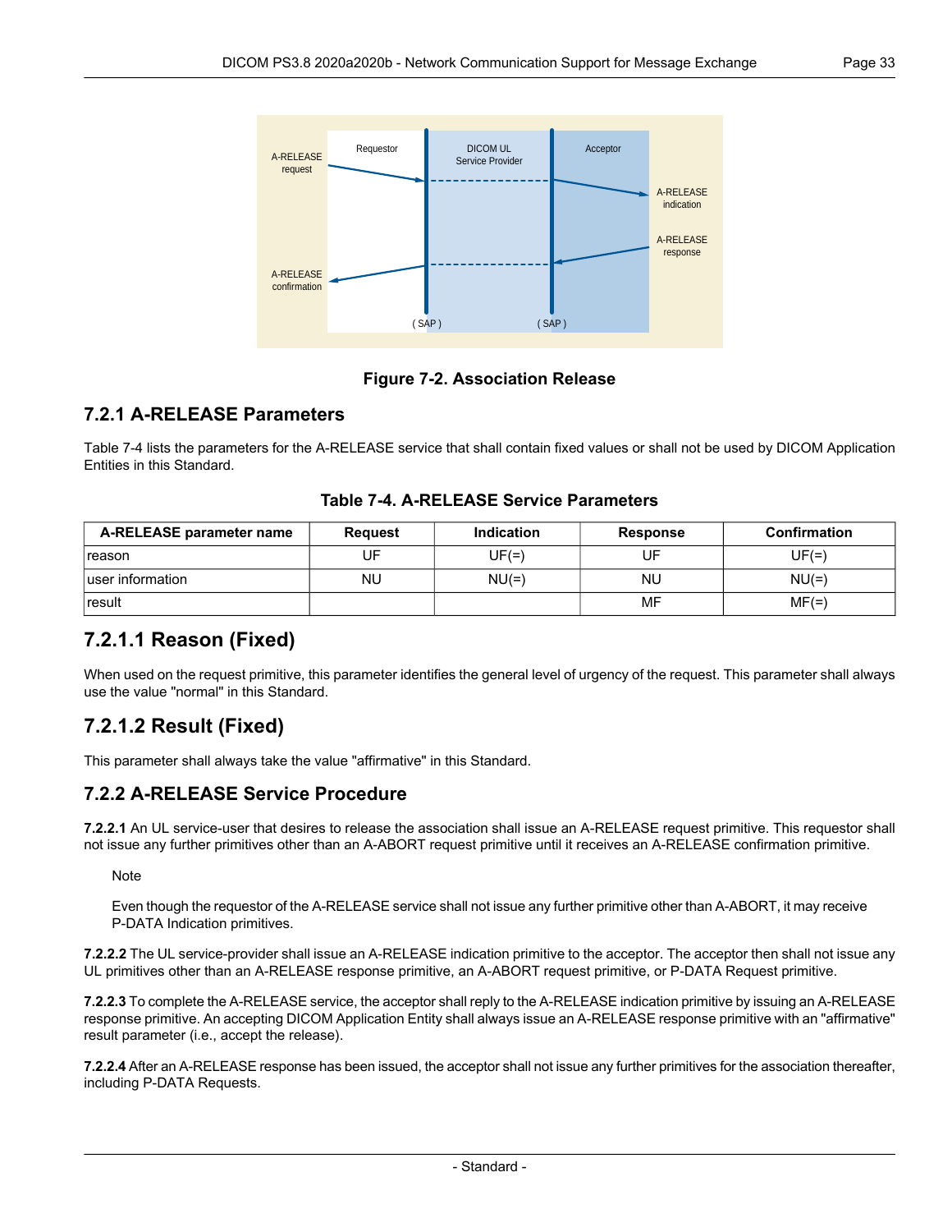Figure 7-2. Association Release

### 7.2.1 A-RELEASE Parameters

Table 7-4 lists the parameters for the A-RELEASE service that shall contain fixed values or shall not be used by DICOM Application Entities in this Standard.

**Table 7-4. A-RELEASE Service Parameters**

| A-RELEASE parameter name | Request | Indication | Response | Confirmation |
|---|---|---|---|---|
| reason | UF | UF(=) | UF | UF(=) |
| user information | NU | NU(=) | NU | NU(=) |
| result | | | MF | MF(=) |

#### 7.2.1.1 Reason (Fixed)

When used on the request primitive, this parameter identifies the general level of urgency of the request. This parameter shall always use the value "normal" in this Standard.

#### 7.2.1.2 Result (Fixed)

This parameter shall always take the value "affirmative" in this Standard.

### 7.2.2 A-RELEASE Service Procedure

**7.2.2.1** An UL service-user that desires to release the association shall issue an A-RELEASE request primitive. This requestor shall not issue any further primitives other than an A-ABORT request primitive until it receives an A-RELEASE confirmation primitive.

> Note
>
> Even though the requestor of the A-RELEASE service shall not issue any further primitive other than A-ABORT, it may receive P-DATA Indication primitives.

**7.2.2.2** The UL service-provider shall issue an A-RELEASE indication primitive to the acceptor. The acceptor then shall not issue any UL primitives other than an A-RELEASE response primitive, an A-ABORT request primitive, or P-DATA Request primitive.

**7.2.2.3** To complete the A-RELEASE service, the acceptor shall reply to the A-RELEASE indication primitive by issuing an A-RELEASE response primitive. An accepting DICOM Application Entity shall always issue an A-RELEASE response primitive with an "affirmative" result parameter (i.e., accept the release).

**7.2.2.4** After an A-RELEASE response has been issued, the acceptor shall not issue any further primitives for the association thereafter, including P-DATA Requests.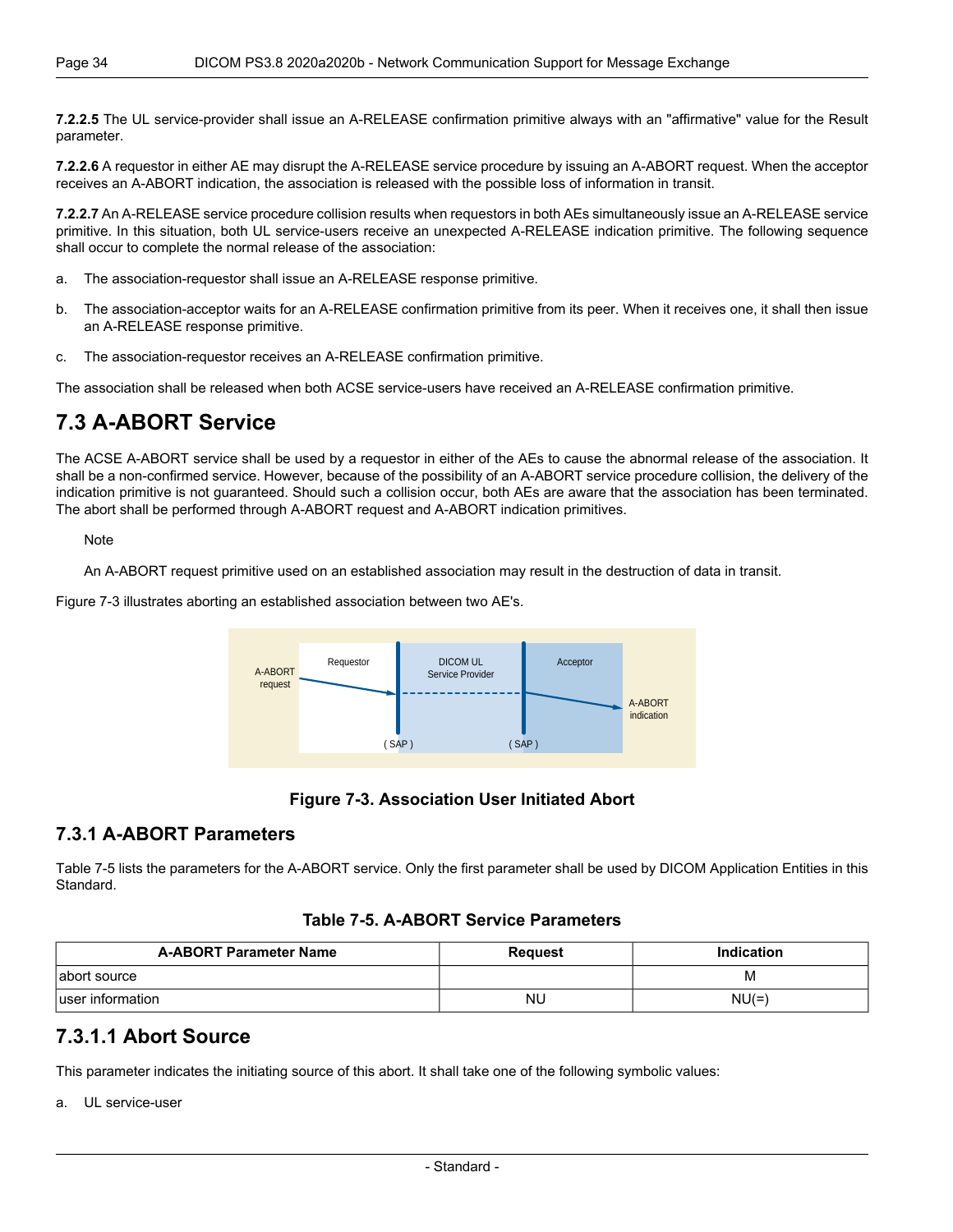**7.2.2.5** The UL service-provider shall issue an A-RELEASE confirmation primitive always with an "affirmative" value for the Result parameter.

**7.2.2.6** A requestor in either AE may disrupt the A-RELEASE service procedure by issuing an A-ABORT request. When the acceptor receives an A-ABORT indication, the association is released with the possible loss of information in transit.

**7.2.2.7** An A-RELEASE service procedure collision results when requestors in both AEs simultaneously issue an A-RELEASE service primitive. In this situation, both UL service-users receive an unexpected A-RELEASE indication primitive. The following sequence shall occur to complete the normal release of the association:

a. The association-requestor shall issue an A-RELEASE response primitive.

b. The association-acceptor waits for an A-RELEASE confirmation primitive from its peer. When it receives one, it shall then issue an A-RELEASE response primitive.

c. The association-requestor receives an A-RELEASE confirmation primitive.

The association shall be released when both ACSE service-users have received an A-RELEASE confirmation primitive.

## 7.3 A-ABORT Service

The ACSE A-ABORT service shall be used by a requestor in either of the AEs to cause the abnormal release of the association. It shall be a non-confirmed service. However, because of the possibility of an A-ABORT service procedure collision, the delivery of the indication primitive is not guaranteed. Should such a collision occur, both AEs are aware that the association has been terminated. The abort shall be performed through A-ABORT request and A-ABORT indication primitives.

> Note
>
> An A-ABORT request primitive used on an established association may result in the destruction of data in transit.

Figure 7-3 illustrates aborting an established association between two AE's.

A-ABORT request | Requestor | DICOM UL Service Provider | Acceptor | A-ABORT indication | ( SAP ) | ( SAP )

**Figure 7-3. Association User Initiated Abort**

### 7.3.1 A-ABORT Parameters

Table 7-5 lists the parameters for the A-ABORT service. Only the first parameter shall be used by DICOM Application Entities in this Standard.

**Table 7-5. A-ABORT Service Parameters**

| A-ABORT Parameter Name | Request | Indication |
|---|---|---|
| abort source | | M |
| user information | NU | NU(=) |

### 7.3.1.1 Abort Source

This parameter indicates the initiating source of this abort. It shall take one of the following symbolic values:

a. UL service-user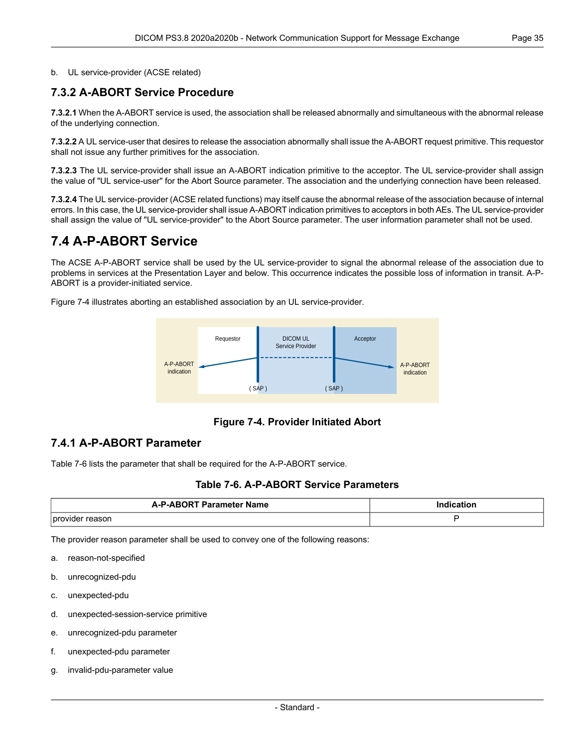b. UL service-provider (ACSE related)

### 7.3.2 A-ABORT Service Procedure

**7.3.2.1** When the A-ABORT service is used, the association shall be released abnormally and simultaneous with the abnormal release of the underlying connection.

**7.3.2.2** A UL service-user that desires to release the association abnormally shall issue the A-ABORT request primitive. This requestor shall not issue any further primitives for the association.

**7.3.2.3** The UL service-provider shall issue an A-ABORT indication primitive to the acceptor. The UL service-provider shall assign the value of "UL service-user" for the Abort Source parameter. The association and the underlying connection have been released.

**7.3.2.4** The UL service-provider (ACSE related functions) may itself cause the abnormal release of the association because of internal errors. In this case, the UL service-provider shall issue A-ABORT indication primitives to acceptors in both AEs. The UL service-provider shall assign the value of "UL service-provider" to the Abort Source parameter. The user information parameter shall not be used.

## 7.4 A-P-ABORT Service

The ACSE A-P-ABORT service shall be used by the UL service-provider to signal the abnormal release of the association due to problems in services at the Presentation Layer and below. This occurrence indicates the possible loss of information in transit. A-P-ABORT is a provider-initiated service.

Figure 7-4 illustrates aborting an established association by an UL service-provider.

**Figure 7-4. Provider Initiated Abort**

### 7.4.1 A-P-ABORT Parameter

Table 7-6 lists the parameter that shall be required for the A-P-ABORT service.

**Table 7-6. A-P-ABORT Service Parameters**

| A-P-ABORT Parameter Name | Indication |
|---|---|
| provider reason | P |

The provider reason parameter shall be used to convey one of the following reasons:

a. reason-not-specified

b. unrecognized-pdu

c. unexpected-pdu

d. unexpected-session-service primitive

e. unrecognized-pdu parameter

f. unexpected-pdu parameter

g. invalid-pdu-parameter value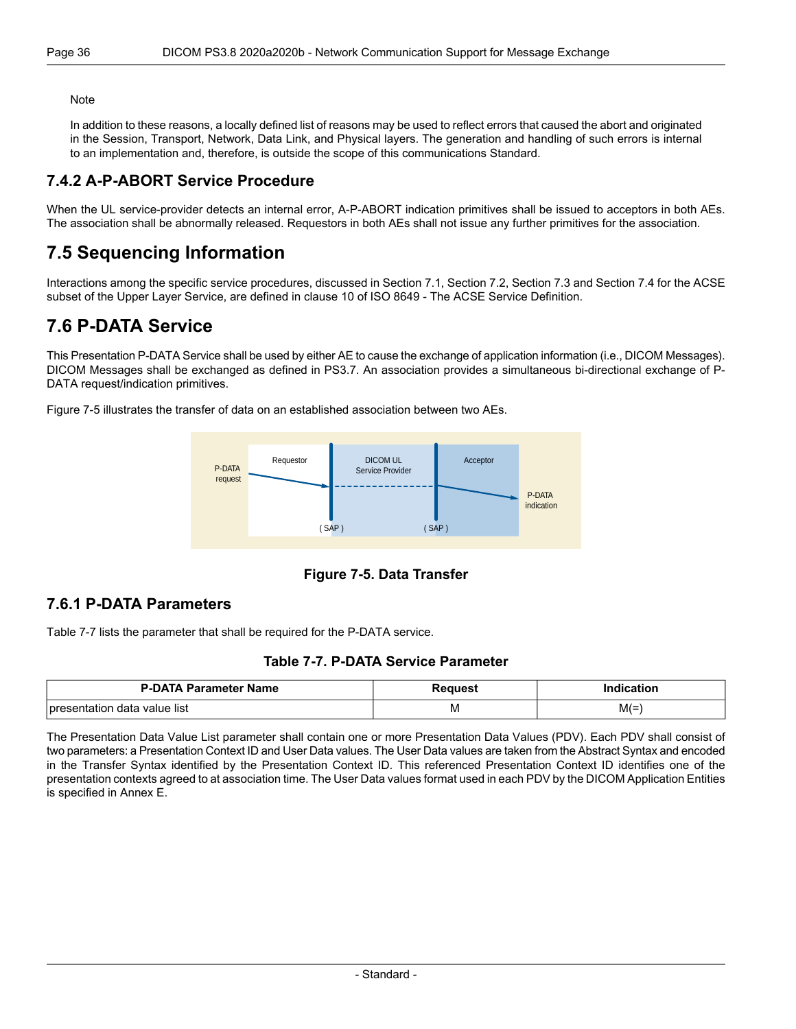Note

In addition to these reasons, a locally defined list of reasons may be used to reflect errors that caused the abort and originated in the Session, Transport, Network, Data Link, and Physical layers. The generation and handling of such errors is internal to an implementation and, therefore, is outside the scope of this communications Standard.

### 7.4.2 A-P-ABORT Service Procedure

When the UL service-provider detects an internal error, A-P-ABORT indication primitives shall be issued to acceptors in both AEs. The association shall be abnormally released. Requestors in both AEs shall not issue any further primitives for the association.

## 7.5 Sequencing Information

Interactions among the specific service procedures, discussed in Section 7.1, Section 7.2, Section 7.3 and Section 7.4 for the ACSE subset of the Upper Layer Service, are defined in clause 10 of ISO 8649 - The ACSE Service Definition.

## 7.6 P-DATA Service

This Presentation P-DATA Service shall be used by either AE to cause the exchange of application information (i.e., DICOM Messages). DICOM Messages shall be exchanged as defined in PS3.7. An association provides a simultaneous bi-directional exchange of P-DATA request/indication primitives.

Figure 7-5 illustrates the transfer of data on an established association between two AEs.

P-DATA request | Requestor | DICOM UL Service Provider | Acceptor | P-DATA indication | ( SAP ) | ( SAP )

**Figure 7-5. Data Transfer**

### 7.6.1 P-DATA Parameters

Table 7-7 lists the parameter that shall be required for the P-DATA service.

**Table 7-7. P-DATA Service Parameter**

| P-DATA Parameter Name | Request | Indication |
|---|---|---|
| presentation data value list | M | M(=) |

The Presentation Data Value List parameter shall contain one or more Presentation Data Values (PDV). Each PDV shall consist of two parameters: a Presentation Context ID and User Data values. The User Data values are taken from the Abstract Syntax and encoded in the Transfer Syntax identified by the Presentation Context ID. This referenced Presentation Context ID identifies one of the presentation contexts agreed to at association time. The User Data values format used in each PDV by the DICOM Application Entities is specified in Annex E.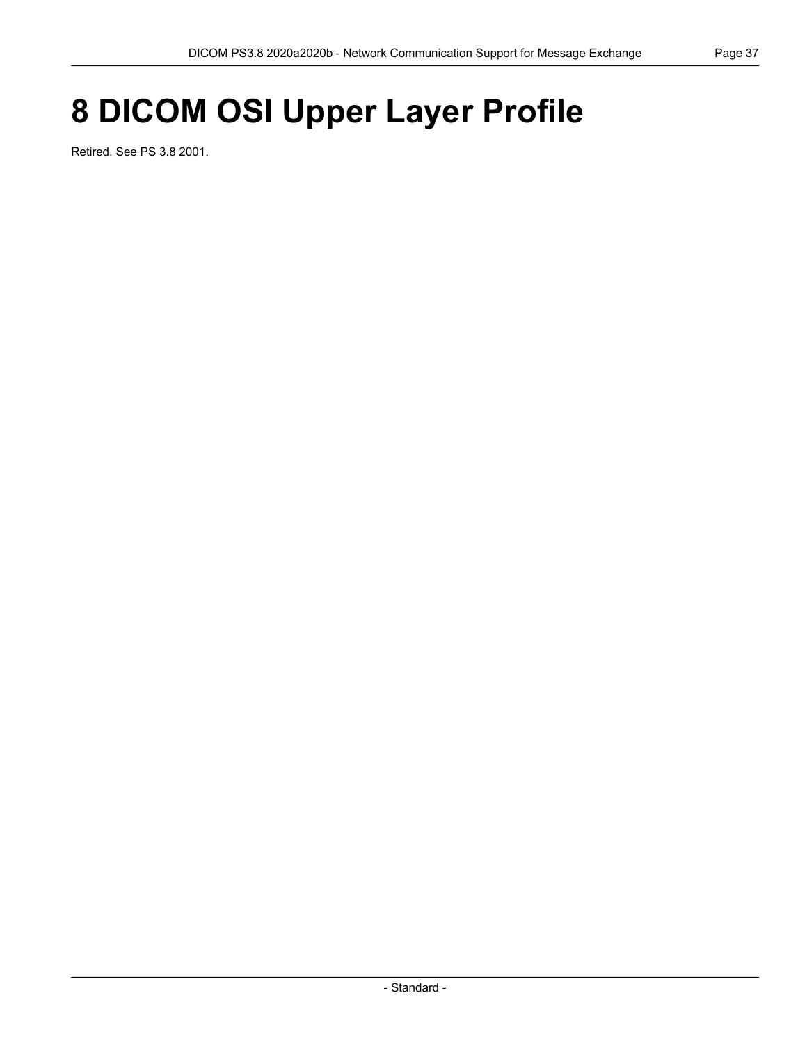# 8 DICOM OSI Upper Layer Profile

Retired. See PS 3.8 2001.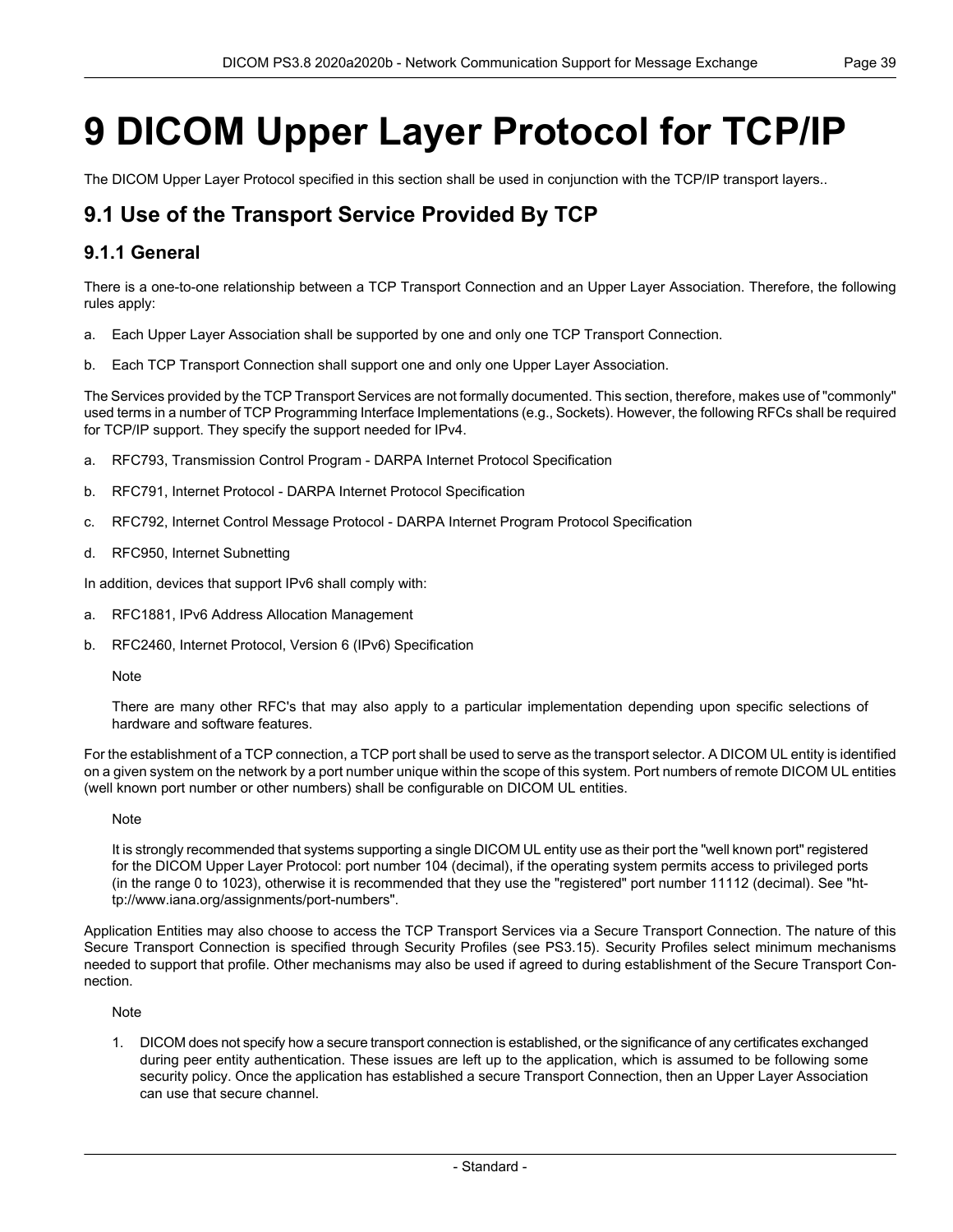# 9 DICOM Upper Layer Protocol for TCP/IP

The DICOM Upper Layer Protocol specified in this section shall be used in conjunction with the TCP/IP transport layers..

## 9.1 Use of the Transport Service Provided By TCP

### 9.1.1 General

There is a one-to-one relationship between a TCP Transport Connection and an Upper Layer Association. Therefore, the following rules apply:

a. Each Upper Layer Association shall be supported by one and only one TCP Transport Connection.

b. Each TCP Transport Connection shall support one and only one Upper Layer Association.

The Services provided by the TCP Transport Services are not formally documented. This section, therefore, makes use of "commonly" used terms in a number of TCP Programming Interface Implementations (e.g., Sockets). However, the following RFCs shall be required for TCP/IP support. They specify the support needed for IPv4.

a. RFC793, Transmission Control Program - DARPA Internet Protocol Specification

b. RFC791, Internet Protocol - DARPA Internet Protocol Specification

c. RFC792, Internet Control Message Protocol - DARPA Internet Program Protocol Specification

d. RFC950, Internet Subnetting

In addition, devices that support IPv6 shall comply with:

a. RFC1881, IPv6 Address Allocation Management

b. RFC2460, Internet Protocol, Version 6 (IPv6) Specification

Note

There are many other RFC's that may also apply to a particular implementation depending upon specific selections of hardware and software features.

For the establishment of a TCP connection, a TCP port shall be used to serve as the transport selector. A DICOM UL entity is identified on a given system on the network by a port number unique within the scope of this system. Port numbers of remote DICOM UL entities (well known port number or other numbers) shall be configurable on DICOM UL entities.

Note

It is strongly recommended that systems supporting a single DICOM UL entity use as their port the "well known port" registered for the DICOM Upper Layer Protocol: port number 104 (decimal), if the operating system permits access to privileged ports (in the range 0 to 1023), otherwise it is recommended that they use the "registered" port number 11112 (decimal). See "http://www.iana.org/assignments/port-numbers".

Application Entities may also choose to access the TCP Transport Services via a Secure Transport Connection. The nature of this Secure Transport Connection is specified through Security Profiles (see PS3.15). Security Profiles select minimum mechanisms needed to support that profile. Other mechanisms may also be used if agreed to during establishment of the Secure Transport Connection.

Note

1. DICOM does not specify how a secure transport connection is established, or the significance of any certificates exchanged during peer entity authentication. These issues are left up to the application, which is assumed to be following some security policy. Once the application has established a secure Transport Connection, then an Upper Layer Association can use that secure channel.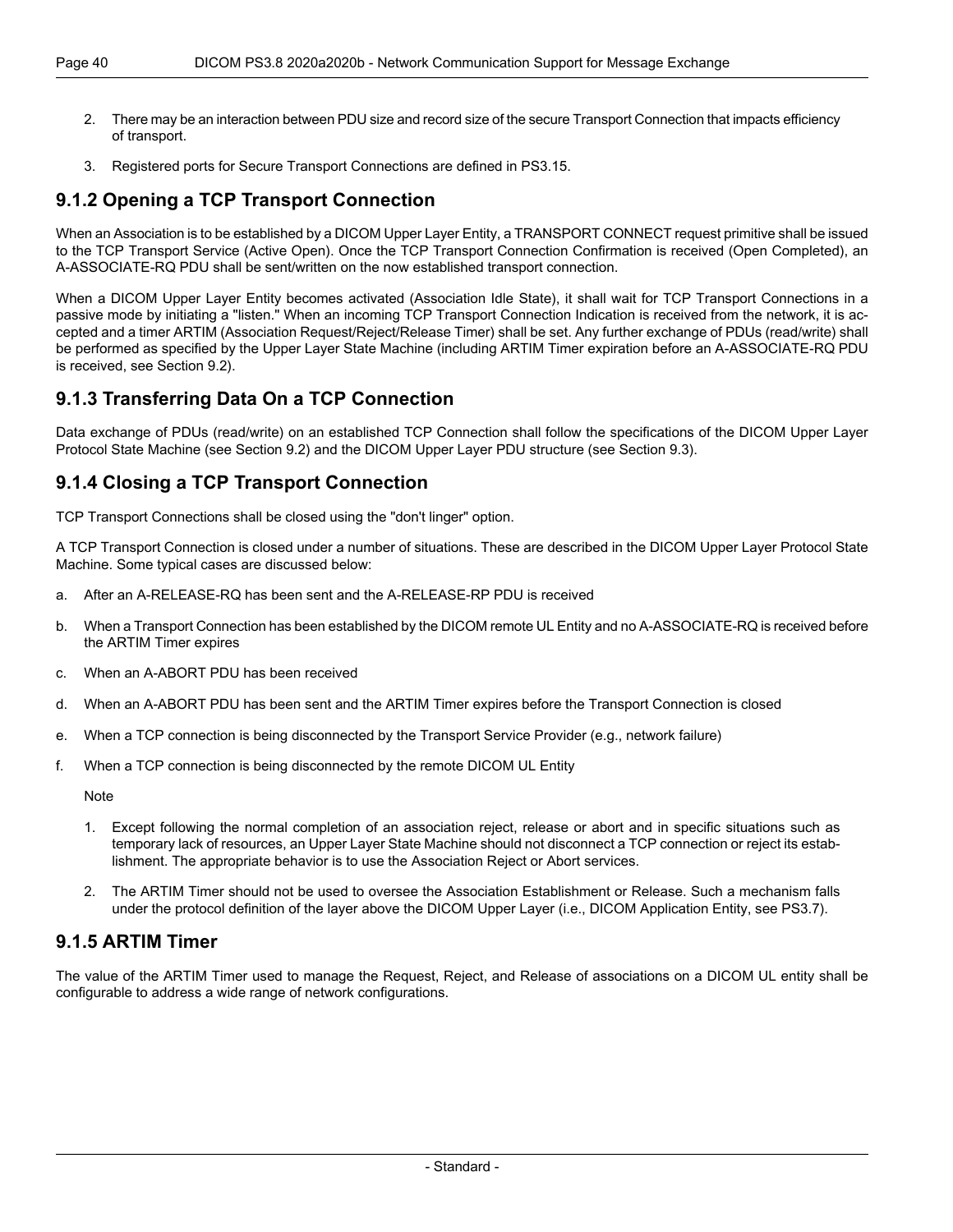2. There may be an interaction between PDU size and record size of the secure Transport Connection that impacts efficiency of transport.

3. Registered ports for Secure Transport Connections are defined in PS3.15.

## 9.1.2 Opening a TCP Transport Connection

When an Association is to be established by a DICOM Upper Layer Entity, a TRANSPORT CONNECT request primitive shall be issued to the TCP Transport Service (Active Open). Once the TCP Transport Connection Confirmation is received (Open Completed), an A-ASSOCIATE-RQ PDU shall be sent/written on the now established transport connection.

When a DICOM Upper Layer Entity becomes activated (Association Idle State), it shall wait for TCP Transport Connections in a passive mode by initiating a "listen." When an incoming TCP Transport Connection Indication is received from the network, it is accepted and a timer ARTIM (Association Request/Reject/Release Timer) shall be set. Any further exchange of PDUs (read/write) shall be performed as specified by the Upper Layer State Machine (including ARTIM Timer expiration before an A-ASSOCIATE-RQ PDU is received, see Section 9.2).

## 9.1.3 Transferring Data On a TCP Connection

Data exchange of PDUs (read/write) on an established TCP Connection shall follow the specifications of the DICOM Upper Layer Protocol State Machine (see Section 9.2) and the DICOM Upper Layer PDU structure (see Section 9.3).

## 9.1.4 Closing a TCP Transport Connection

TCP Transport Connections shall be closed using the "don't linger" option.

A TCP Transport Connection is closed under a number of situations. These are described in the DICOM Upper Layer Protocol State Machine. Some typical cases are discussed below:

a. After an A-RELEASE-RQ has been sent and the A-RELEASE-RP PDU is received

b. When a Transport Connection has been established by the DICOM remote UL Entity and no A-ASSOCIATE-RQ is received before the ARTIM Timer expires

c. When an A-ABORT PDU has been received

d. When an A-ABORT PDU has been sent and the ARTIM Timer expires before the Transport Connection is closed

e. When a TCP connection is being disconnected by the Transport Service Provider (e.g., network failure)

f. When a TCP connection is being disconnected by the remote DICOM UL Entity

Note

1. Except following the normal completion of an association reject, release or abort and in specific situations such as temporary lack of resources, an Upper Layer State Machine should not disconnect a TCP connection or reject its establishment. The appropriate behavior is to use the Association Reject or Abort services.

2. The ARTIM Timer should not be used to oversee the Association Establishment or Release. Such a mechanism falls under the protocol definition of the layer above the DICOM Upper Layer (i.e., DICOM Application Entity, see PS3.7).

## 9.1.5 ARTIM Timer

The value of the ARTIM Timer used to manage the Request, Reject, and Release of associations on a DICOM UL entity shall be configurable to address a wide range of network configurations.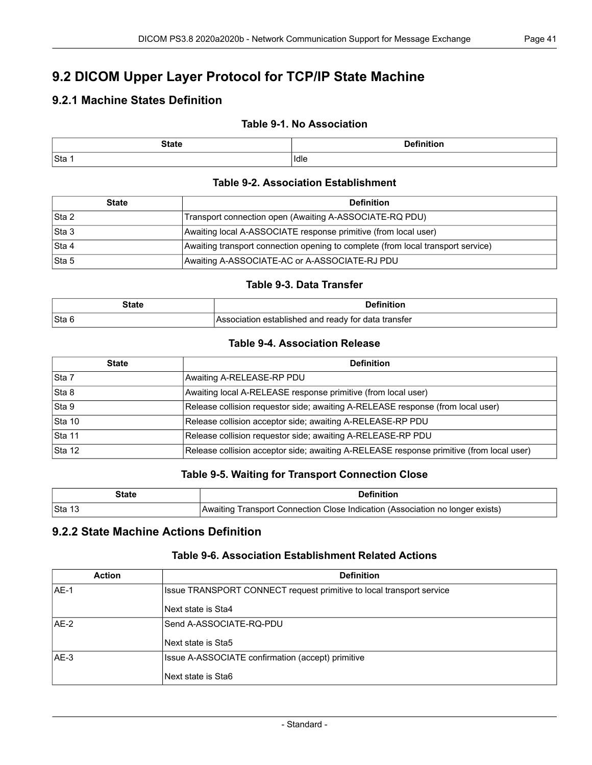## 9.2 DICOM Upper Layer Protocol for TCP/IP State Machine

### 9.2.1 Machine States Definition

**Table 9-1. No Association**

| State | Definition |
|---|---|
| Sta 1 | Idle |

**Table 9-2. Association Establishment**

| State | Definition |
|---|---|
| Sta 2 | Transport connection open (Awaiting A-ASSOCIATE-RQ PDU) |
| Sta 3 | Awaiting local A-ASSOCIATE response primitive (from local user) |
| Sta 4 | Awaiting transport connection opening to complete (from local transport service) |
| Sta 5 | Awaiting A-ASSOCIATE-AC or A-ASSOCIATE-RJ PDU |

**Table 9-3. Data Transfer**

| State | Definition |
|---|---|
| Sta 6 | Association established and ready for data transfer |

**Table 9-4. Association Release**

| State | Definition |
|---|---|
| Sta 7 | Awaiting A-RELEASE-RP PDU |
| Sta 8 | Awaiting local A-RELEASE response primitive (from local user) |
| Sta 9 | Release collision requestor side; awaiting A-RELEASE response (from local user) |
| Sta 10 | Release collision acceptor side; awaiting A-RELEASE-RP PDU |
| Sta 11 | Release collision requestor side; awaiting A-RELEASE-RP PDU |
| Sta 12 | Release collision acceptor side; awaiting A-RELEASE response primitive (from local user) |

**Table 9-5. Waiting for Transport Connection Close**

| State | Definition |
|---|---|
| Sta 13 | Awaiting Transport Connection Close Indication (Association no longer exists) |

### 9.2.2 State Machine Actions Definition

**Table 9-6. Association Establishment Related Actions**

| Action | Definition |
|---|---|
| AE-1 | Issue TRANSPORT CONNECT request primitive to local transport service<br><br>Next state is Sta4 |
| AE-2 | Send A-ASSOCIATE-RQ-PDU<br><br>Next state is Sta5 |
| AE-3 | Issue A-ASSOCIATE confirmation (accept) primitive<br><br>Next state is Sta6 |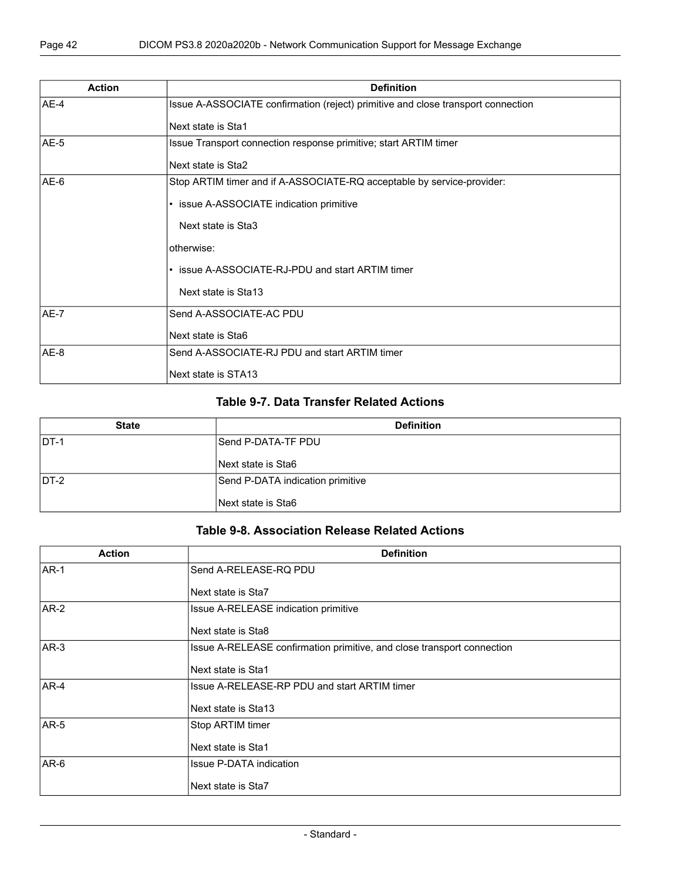| Action | Definition |
|---|---|
| AE-4 | Issue A-ASSOCIATE confirmation (reject) primitive and close transport connection<br><br>Next state is Sta1 |
| AE-5 | Issue Transport connection response primitive; start ARTIM timer<br><br>Next state is Sta2 |
| AE-6 | Stop ARTIM timer and if A-ASSOCIATE-RQ acceptable by service-provider:<br><br>• issue A-ASSOCIATE indication primitive<br><br>Next state is Sta3<br><br>otherwise:<br><br>• issue A-ASSOCIATE-RJ-PDU and start ARTIM timer<br><br>Next state is Sta13 |
| AE-7 | Send A-ASSOCIATE-AC PDU<br><br>Next state is Sta6 |
| AE-8 | Send A-ASSOCIATE-RJ PDU and start ARTIM timer<br><br>Next state is STA13 |

### Table 9-7. Data Transfer Related Actions

| State | Definition |
|---|---|
| DT-1 | Send P-DATA-TF PDU<br><br>Next state is Sta6 |
| DT-2 | Send P-DATA indication primitive<br><br>Next state is Sta6 |

### Table 9-8. Association Release Related Actions

| Action | Definition |
|---|---|
| AR-1 | Send A-RELEASE-RQ PDU<br><br>Next state is Sta7 |
| AR-2 | Issue A-RELEASE indication primitive<br><br>Next state is Sta8 |
| AR-3 | Issue A-RELEASE confirmation primitive, and close transport connection<br><br>Next state is Sta1 |
| AR-4 | Issue A-RELEASE-RP PDU and start ARTIM timer<br><br>Next state is Sta13 |
| AR-5 | Stop ARTIM timer<br><br>Next state is Sta1 |
| AR-6 | Issue P-DATA indication<br><br>Next state is Sta7 |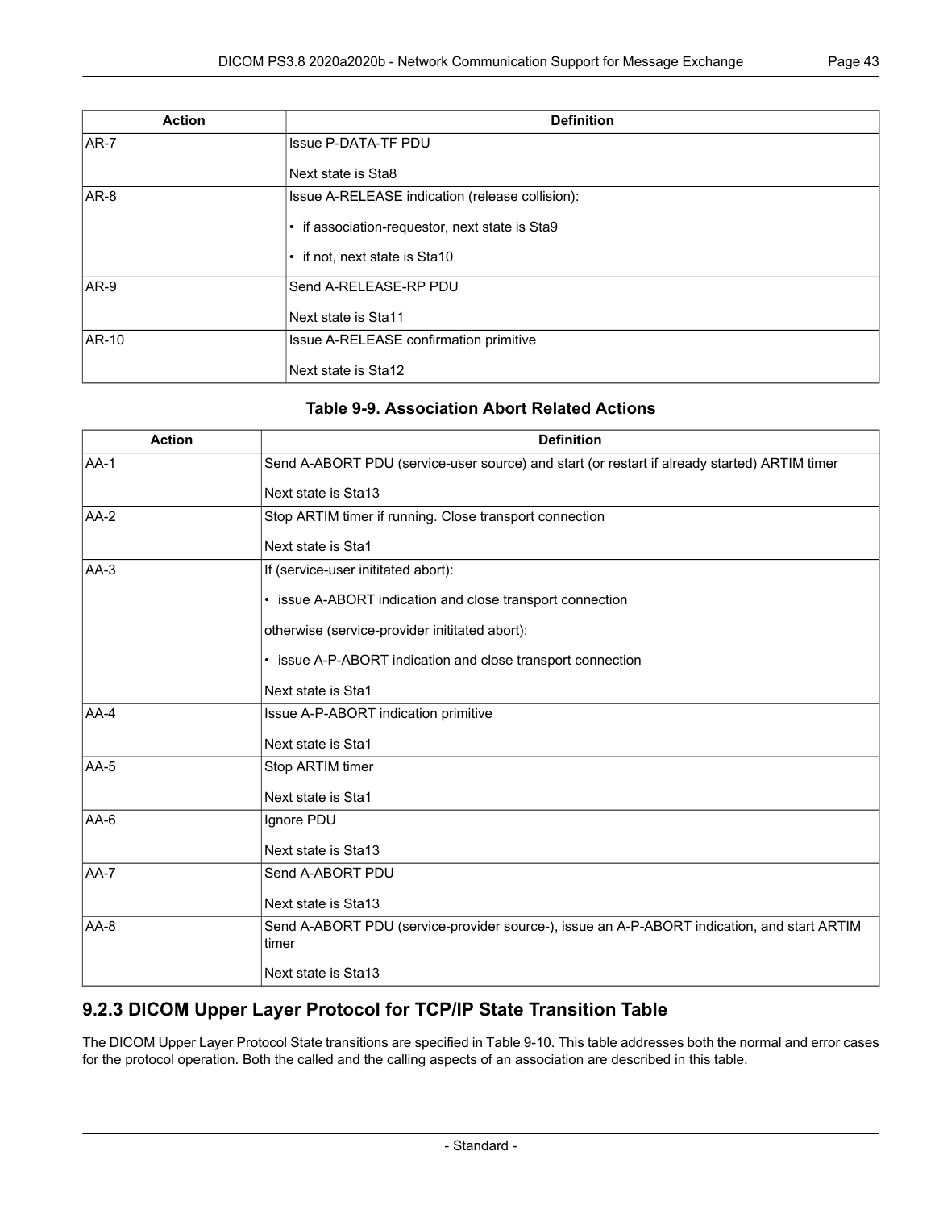| Action | Definition |
|---|---|
| AR-7 | Issue P-DATA-TF PDU<br><br>Next state is Sta8 |
| AR-8 | Issue A-RELEASE indication (release collision):<br><br>• if association-requestor, next state is Sta9<br><br>• if not, next state is Sta10 |
| AR-9 | Send A-RELEASE-RP PDU<br><br>Next state is Sta11 |
| AR-10 | Issue A-RELEASE confirmation primitive<br><br>Next state is Sta12 |

**Table 9-9. Association Abort Related Actions**

| Action | Definition |
|---|---|
| AA-1 | Send A-ABORT PDU (service-user source) and start (or restart if already started) ARTIM timer<br><br>Next state is Sta13 |
| AA-2 | Stop ARTIM timer if running. Close transport connection<br><br>Next state is Sta1 |
| AA-3 | If (service-user inititated abort):<br><br>• issue A-ABORT indication and close transport connection<br><br>otherwise (service-provider inititated abort):<br><br>• issue A-P-ABORT indication and close transport connection<br><br>Next state is Sta1 |
| AA-4 | Issue A-P-ABORT indication primitive<br><br>Next state is Sta1 |
| AA-5 | Stop ARTIM timer<br><br>Next state is Sta1 |
| AA-6 | Ignore PDU<br><br>Next state is Sta13 |
| AA-7 | Send A-ABORT PDU<br><br>Next state is Sta13 |
| AA-8 | Send A-ABORT PDU (service-provider source-), issue an A-P-ABORT indication, and start ARTIM timer<br><br>Next state is Sta13 |

### 9.2.3 DICOM Upper Layer Protocol for TCP/IP State Transition Table

The DICOM Upper Layer Protocol State transitions are specified in Table 9-10. This table addresses both the normal and error cases for the protocol operation. Both the called and the calling aspects of an association are described in this table.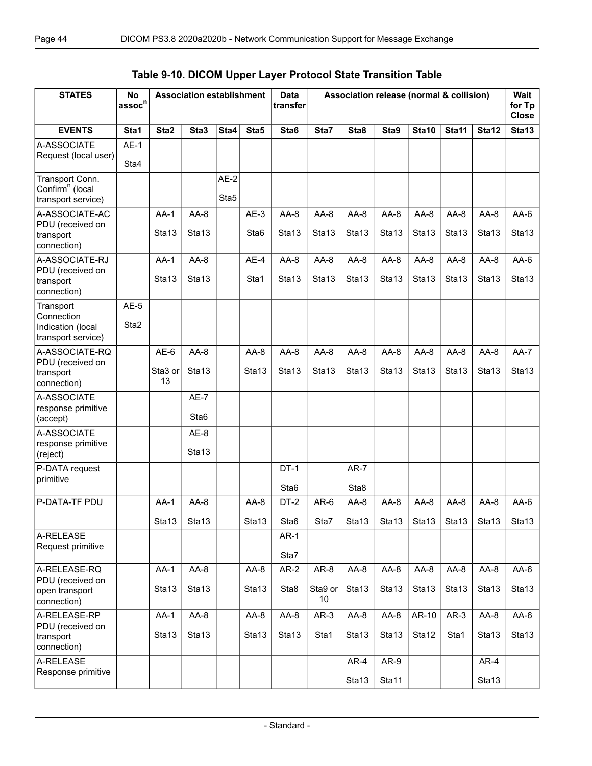**Table 9-10. DICOM Upper Layer Protocol State Transition Table**

| STATES | No assoc[n] | Association establishment | | | | Data transfer | Association release (normal & collision) | | | | | | Wait for Tp Close |
|---|---|---|---|---|---|---|---|---|---|---|---|---|---|
| **EVENTS** | **Sta1** | **Sta2** | **Sta3** | **Sta4** | **Sta5** | **Sta6** | **Sta7** | **Sta8** | **Sta9** | **Sta10** | **Sta11** | **Sta12** | **Sta13** |
| A-ASSOCIATE Request (local user) | AE-1 Sta4 | | | | | | | | | | | | |
| Transport Conn. Confirm[n] (local transport service) | | | | AE-2 Sta5 | | | | | | | | | |
| A-ASSOCIATE-AC PDU (received on transport connection) | | AA-1 Sta13 | AA-8 Sta13 | | AE-3 Sta6 | AA-8 Sta13 | AA-8 Sta13 | AA-8 Sta13 | AA-8 Sta13 | AA-8 Sta13 | AA-8 Sta13 | AA-8 Sta13 | AA-6 Sta13 |
| A-ASSOCIATE-RJ PDU (received on transport connection) | | AA-1 Sta13 | AA-8 Sta13 | | AE-4 Sta1 | AA-8 Sta13 | AA-8 Sta13 | AA-8 Sta13 | AA-8 Sta13 | AA-8 Sta13 | AA-8 Sta13 | AA-8 Sta13 | AA-6 Sta13 |
| Transport Connection Indication (local transport service) | AE-5 Sta2 | | | | | | | | | | | | |
| A-ASSOCIATE-RQ PDU (received on transport connection) | | AE-6 Sta3 or 13 | AA-8 Sta13 | | AA-8 Sta13 | AA-8 Sta13 | AA-8 Sta13 | AA-8 Sta13 | AA-8 Sta13 | AA-8 Sta13 | AA-8 Sta13 | AA-8 Sta13 | AA-7 Sta13 |
| A-ASSOCIATE response primitive (accept) | | | AE-7 Sta6 | | | | | | | | | | |
| A-ASSOCIATE response primitive (reject) | | | AE-8 Sta13 | | | | | | | | | | |
| P-DATA request primitive | | | | | | DT-1 Sta6 | | AR-7 Sta8 | | | | | |
| P-DATA-TF PDU | | AA-1 Sta13 | AA-8 Sta13 | | AA-8 Sta13 | DT-2 Sta6 | AR-6 Sta7 | AA-8 Sta13 | AA-8 Sta13 | AA-8 Sta13 | AA-8 Sta13 | AA-8 Sta13 | AA-6 Sta13 |
| A-RELEASE Request primitive | | | | | | AR-1 Sta7 | | | | | | | |
| A-RELEASE-RQ PDU (received on open transport connection) | | AA-1 Sta13 | AA-8 Sta13 | | AA-8 Sta13 | AR-2 Sta8 | AR-8 Sta9 or 10 | AA-8 Sta13 | AA-8 Sta13 | AA-8 Sta13 | AA-8 Sta13 | AA-8 Sta13 | AA-6 Sta13 |
| A-RELEASE-RP PDU (received on transport connection) | | AA-1 Sta13 | AA-8 Sta13 | | AA-8 Sta13 | AA-8 Sta13 | AR-3 Sta1 | AA-8 Sta13 | AA-8 Sta13 | AR-10 Sta12 | AR-3 Sta1 | AA-8 Sta13 | AA-6 Sta13 |
| A-RELEASE Response primitive | | | | | | | | AR-4 Sta13 | AR-9 Sta11 | | | AR-4 Sta13 | |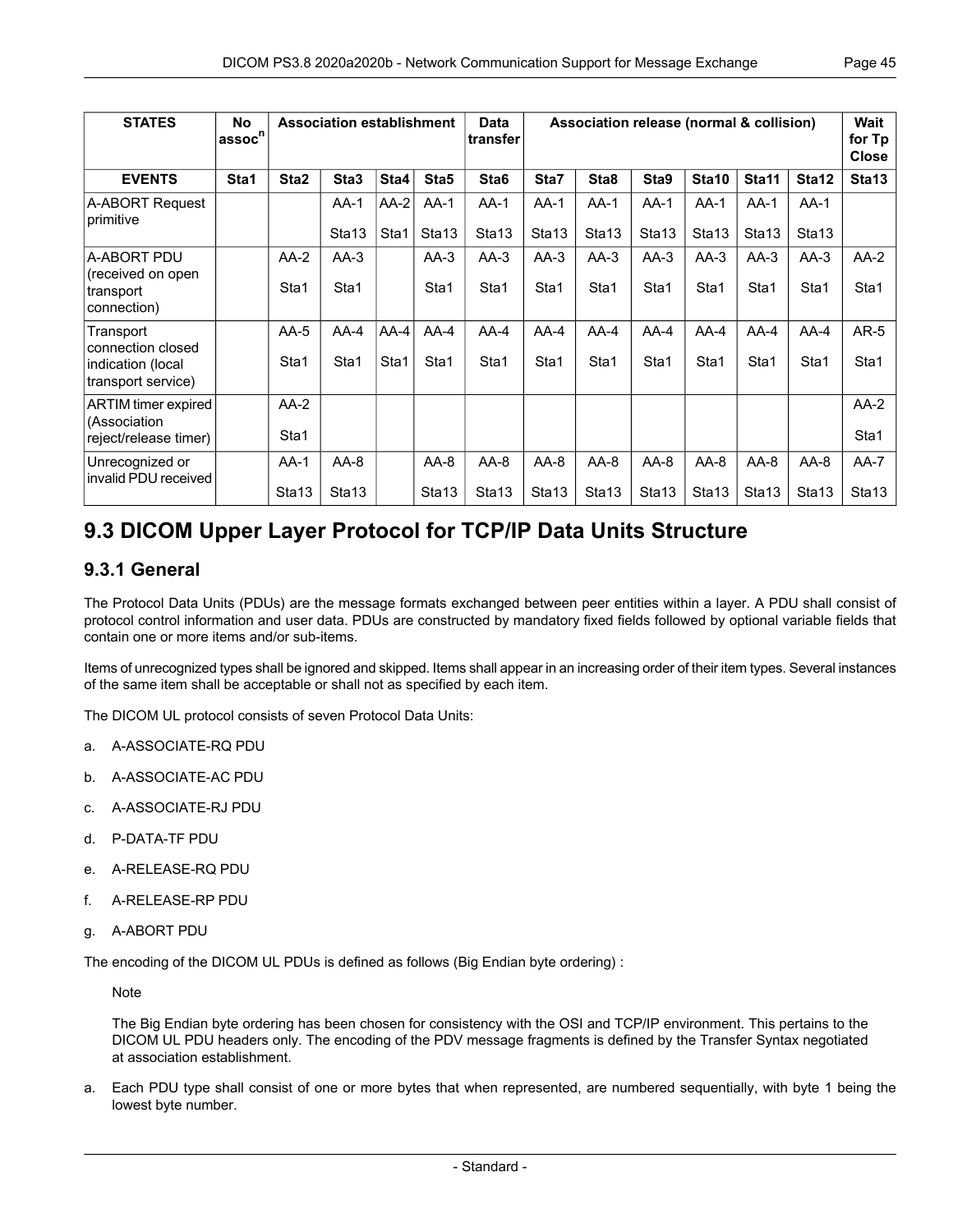| STATES | No assoc[n] | Association establishment | | | | Data transfer | Association release (normal & collision) | | | | | | Wait for Tp Close |
|---|---|---|---|---|---|---|---|---|---|---|---|---|---|
| EVENTS | Sta1 | Sta2 | Sta3 | Sta4 | Sta5 | Sta6 | Sta7 | Sta8 | Sta9 | Sta10 | Sta11 | Sta12 | Sta13 |
| A-ABORT Request primitive | | | AA-1 Sta13 | AA-2 Sta1 | AA-1 Sta13 | AA-1 Sta13 | AA-1 Sta13 | AA-1 Sta13 | AA-1 Sta13 | AA-1 Sta13 | AA-1 Sta13 | AA-1 Sta13 | |
| A-ABORT PDU (received on open transport connection) | | AA-2 Sta1 | AA-3 Sta1 | | AA-3 Sta1 | AA-3 Sta1 | AA-3 Sta1 | AA-3 Sta1 | AA-3 Sta1 | AA-3 Sta1 | AA-3 Sta1 | AA-3 Sta1 | AA-2 Sta1 |
| Transport connection closed indication (local transport service) | | AA-5 Sta1 | AA-4 Sta1 | AA-4 Sta1 | AA-4 Sta1 | AA-4 Sta1 | AA-4 Sta1 | AA-4 Sta1 | AA-4 Sta1 | AA-4 Sta1 | AA-4 Sta1 | AA-4 Sta1 | AR-5 Sta1 |
| ARTIM timer expired (Association reject/release timer) | | AA-2 Sta1 | | | | | | | | | | | AA-2 Sta1 |
| Unrecognized or invalid PDU received | | AA-1 Sta13 | AA-8 Sta13 | | AA-8 Sta13 | AA-8 Sta13 | AA-8 Sta13 | AA-8 Sta13 | AA-8 Sta13 | AA-8 Sta13 | AA-8 Sta13 | AA-8 Sta13 | AA-7 Sta13 |

## 9.3 DICOM Upper Layer Protocol for TCP/IP Data Units Structure

### 9.3.1 General

The Protocol Data Units (PDUs) are the message formats exchanged between peer entities within a layer. A PDU shall consist of protocol control information and user data. PDUs are constructed by mandatory fixed fields followed by optional variable fields that contain one or more items and/or sub-items.

Items of unrecognized types shall be ignored and skipped. Items shall appear in an increasing order of their item types. Several instances of the same item shall be acceptable or shall not as specified by each item.

The DICOM UL protocol consists of seven Protocol Data Units:

a. A-ASSOCIATE-RQ PDU

b. A-ASSOCIATE-AC PDU

c. A-ASSOCIATE-RJ PDU

d. P-DATA-TF PDU

e. A-RELEASE-RQ PDU

f. A-RELEASE-RP PDU

g. A-ABORT PDU

The encoding of the DICOM UL PDUs is defined as follows (Big Endian byte ordering) :

Note

The Big Endian byte ordering has been chosen for consistency with the OSI and TCP/IP environment. This pertains to the DICOM UL PDU headers only. The encoding of the PDV message fragments is defined by the Transfer Syntax negotiated at association establishment.

a. Each PDU type shall consist of one or more bytes that when represented, are numbered sequentially, with byte 1 being the lowest byte number.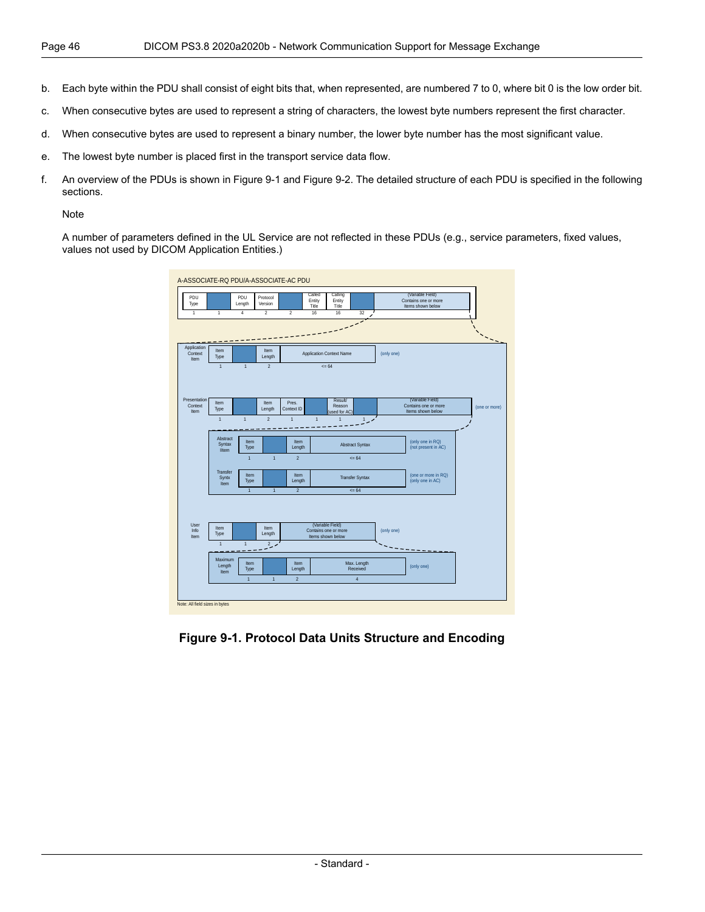b. Each byte within the PDU shall consist of eight bits that, when represented, are numbered 7 to 0, where bit 0 is the low order bit.

c. When consecutive bytes are used to represent a string of characters, the lowest byte numbers represent the first character.

d. When consecutive bytes are used to represent a binary number, the lower byte number has the most significant value.

e. The lowest byte number is placed first in the transport service data flow.

f. An overview of the PDUs is shown in Figure 9-1 and Figure 9-2. The detailed structure of each PDU is specified in the following sections.

Note

A number of parameters defined in the UL Service are not reflected in these PDUs (e.g., service parameters, fixed values, values not used by DICOM Application Entities.)

**Figure 9-1. Protocol Data Units Structure and Encoding**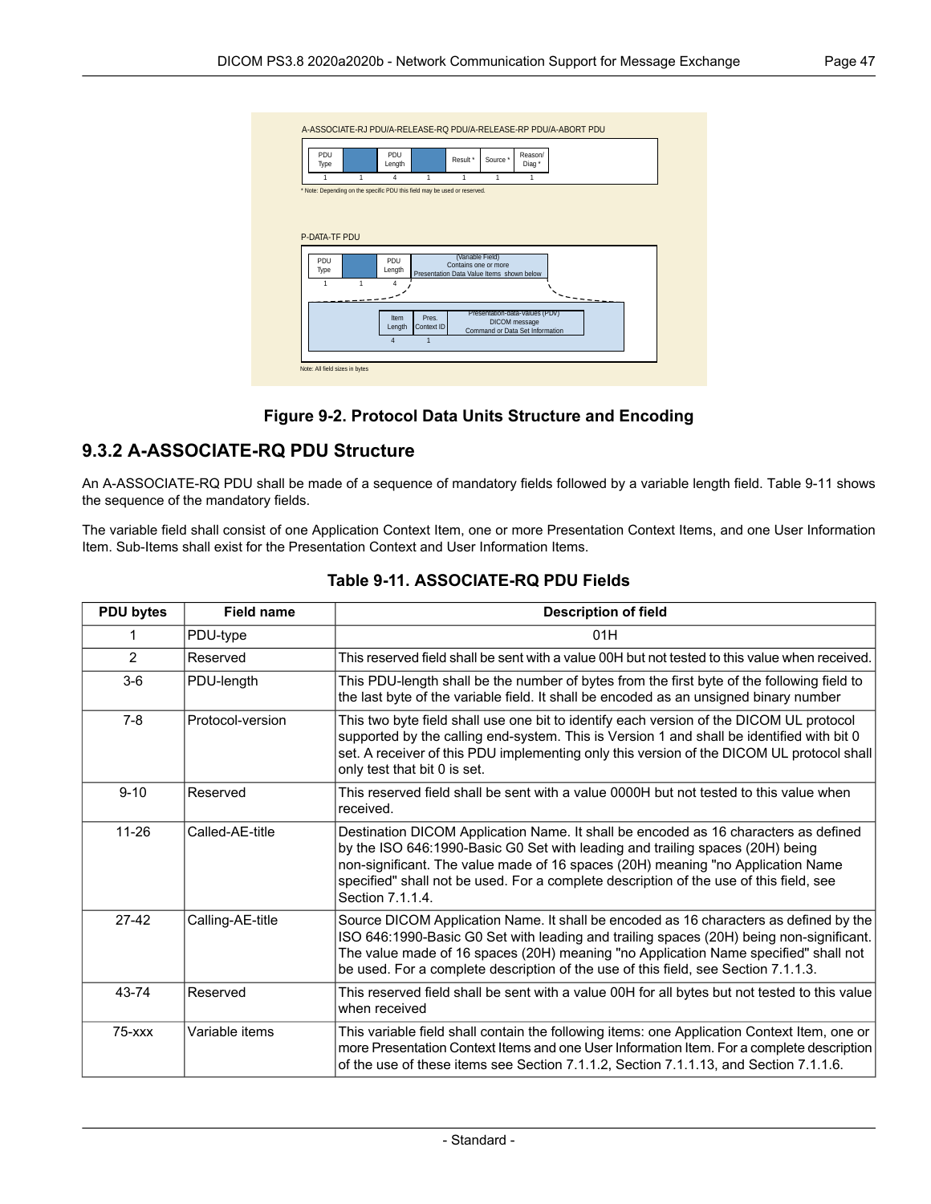A-ASSOCIATE-RJ PDU/A-RELEASE-RQ PDU/A-RELEASE-RP PDU/A-ABORT PDU

| PDU Type | | PDU Length | | Result * | Source * | Reason/ Diag * |
|---|---|---|---|---|---|---|
| 1 | 1 | 4 | 1 | 1 | 1 | 1 |

* Note: Depending on the specific PDU this field may be used or reserved.

P-DATA-TF PDU

| PDU Type | | PDU Length | (Variable Field) Contains one or more Presentation Data Value Items shown below |
|---|---|---|---|
| 1 | 1 | 4 | |

| Item Length | Pres. Context ID | Presentation-data-values (PDV) DICOM message Command or Data Set Information |
|---|---|---|
| 4 | 1 | |

Note: All field sizes in bytes

**Figure 9-2. Protocol Data Units Structure and Encoding**

## 9.3.2 A-ASSOCIATE-RQ PDU Structure

An A-ASSOCIATE-RQ PDU shall be made of a sequence of mandatory fields followed by a variable length field. Table 9-11 shows the sequence of the mandatory fields.

The variable field shall consist of one Application Context Item, one or more Presentation Context Items, and one User Information Item. Sub-Items shall exist for the Presentation Context and User Information Items.

**Table 9-11. ASSOCIATE-RQ PDU Fields**

| PDU bytes | Field name | Description of field |
|---|---|---|
| 1 | PDU-type | 01H |
| 2 | Reserved | This reserved field shall be sent with a value 00H but not tested to this value when received. |
| 3-6 | PDU-length | This PDU-length shall be the number of bytes from the first byte of the following field to the last byte of the variable field. It shall be encoded as an unsigned binary number |
| 7-8 | Protocol-version | This two byte field shall use one bit to identify each version of the DICOM UL protocol supported by the calling end-system. This is Version 1 and shall be identified with bit 0 set. A receiver of this PDU implementing only this version of the DICOM UL protocol shall only test that bit 0 is set. |
| 9-10 | Reserved | This reserved field shall be sent with a value 0000H but not tested to this value when received. |
| 11-26 | Called-AE-title | Destination DICOM Application Name. It shall be encoded as 16 characters as defined by the ISO 646:1990-Basic G0 Set with leading and trailing spaces (20H) being non-significant. The value made of 16 spaces (20H) meaning "no Application Name specified" shall not be used. For a complete description of the use of this field, see Section 7.1.1.4. |
| 27-42 | Calling-AE-title | Source DICOM Application Name. It shall be encoded as 16 characters as defined by the ISO 646:1990-Basic G0 Set with leading and trailing spaces (20H) being non-significant. The value made of 16 spaces (20H) meaning "no Application Name specified" shall not be used. For a complete description of the use of this field, see Section 7.1.1.3. |
| 43-74 | Reserved | This reserved field shall be sent with a value 00H for all bytes but not tested to this value when received |
| 75-xxx | Variable items | This variable field shall contain the following items: one Application Context Item, one or more Presentation Context Items and one User Information Item. For a complete description of the use of these items see Section 7.1.1.2, Section 7.1.1.13, and Section 7.1.1.6. |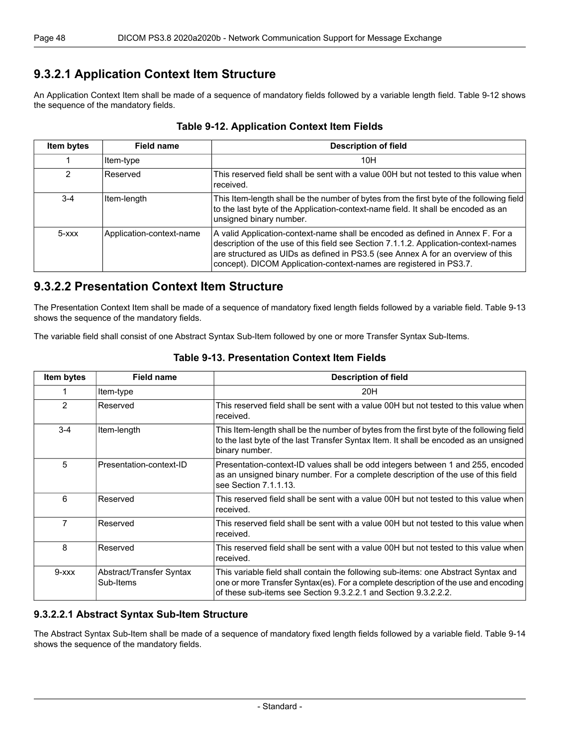### 9.3.2.1 Application Context Item Structure

An Application Context Item shall be made of a sequence of mandatory fields followed by a variable length field. Table 9-12 shows the sequence of the mandatory fields.

**Table 9-12. Application Context Item Fields**

| Item bytes | Field name | Description of field |
|---|---|---|
| 1 | Item-type | 10H |
| 2 | Reserved | This reserved field shall be sent with a value 00H but not tested to this value when received. |
| 3-4 | Item-length | This Item-length shall be the number of bytes from the first byte of the following field to the last byte of the Application-context-name field. It shall be encoded as an unsigned binary number. |
| 5-xxx | Application-context-name | A valid Application-context-name shall be encoded as defined in Annex F. For a description of the use of this field see Section 7.1.1.2. Application-context-names are structured as UIDs as defined in PS3.5 (see Annex A for an overview of this concept). DICOM Application-context-names are registered in PS3.7. |

### 9.3.2.2 Presentation Context Item Structure

The Presentation Context Item shall be made of a sequence of mandatory fixed length fields followed by a variable field. Table 9-13 shows the sequence of the mandatory fields.

The variable field shall consist of one Abstract Syntax Sub-Item followed by one or more Transfer Syntax Sub-Items.

**Table 9-13. Presentation Context Item Fields**

| Item bytes | Field name | Description of field |
|---|---|---|
| 1 | Item-type | 20H |
| 2 | Reserved | This reserved field shall be sent with a value 00H but not tested to this value when received. |
| 3-4 | Item-length | This Item-length shall be the number of bytes from the first byte of the following field to the last byte of the last Transfer Syntax Item. It shall be encoded as an unsigned binary number. |
| 5 | Presentation-context-ID | Presentation-context-ID values shall be odd integers between 1 and 255, encoded as an unsigned binary number. For a complete description of the use of this field see Section 7.1.1.13. |
| 6 | Reserved | This reserved field shall be sent with a value 00H but not tested to this value when received. |
| 7 | Reserved | This reserved field shall be sent with a value 00H but not tested to this value when received. |
| 8 | Reserved | This reserved field shall be sent with a value 00H but not tested to this value when received. |
| 9-xxx | Abstract/Transfer Syntax Sub-Items | This variable field shall contain the following sub-items: one Abstract Syntax and one or more Transfer Syntax(es). For a complete description of the use and encoding of these sub-items see Section 9.3.2.2.1 and Section 9.3.2.2.2. |

#### 9.3.2.2.1 Abstract Syntax Sub-Item Structure

The Abstract Syntax Sub-Item shall be made of a sequence of mandatory fixed length fields followed by a variable field. Table 9-14 shows the sequence of the mandatory fields.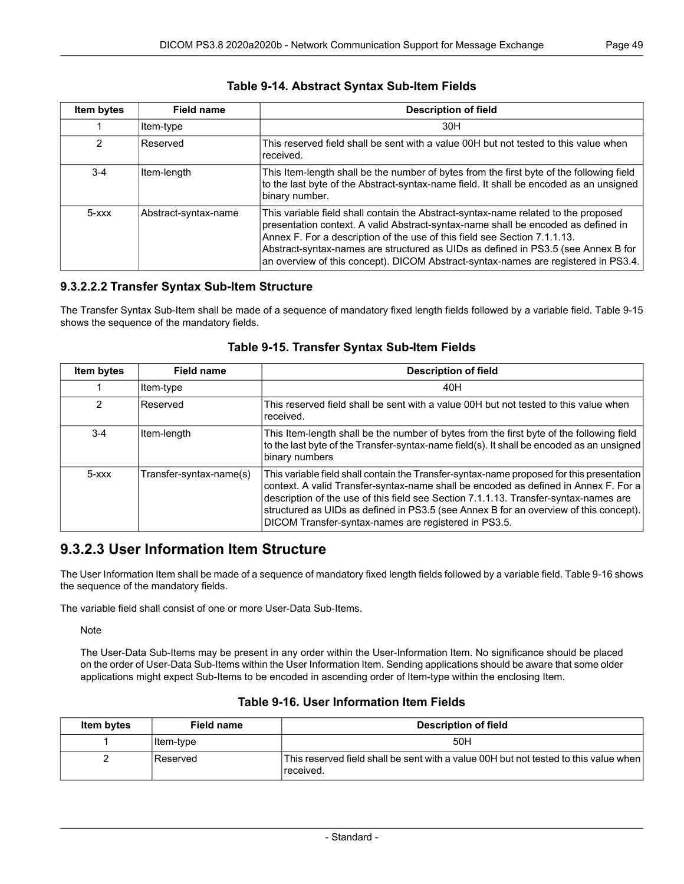**Table 9-14. Abstract Syntax Sub-Item Fields**

| Item bytes | Field name | Description of field |
|---|---|---|
| 1 | Item-type | 30H |
| 2 | Reserved | This reserved field shall be sent with a value 00H but not tested to this value when received. |
| 3-4 | Item-length | This Item-length shall be the number of bytes from the first byte of the following field to the last byte of the Abstract-syntax-name field. It shall be encoded as an unsigned binary number. |
| 5-xxx | Abstract-syntax-name | This variable field shall contain the Abstract-syntax-name related to the proposed presentation context. A valid Abstract-syntax-name shall be encoded as defined in Annex F. For a description of the use of this field see Section 7.1.1.13. Abstract-syntax-names are structured as UIDs as defined in PS3.5 (see Annex B for an overview of this concept). DICOM Abstract-syntax-names are registered in PS3.4. |

### 9.3.2.2.2 Transfer Syntax Sub-Item Structure

The Transfer Syntax Sub-Item shall be made of a sequence of mandatory fixed length fields followed by a variable field. Table 9-15 shows the sequence of the mandatory fields.

**Table 9-15. Transfer Syntax Sub-Item Fields**

| Item bytes | Field name | Description of field |
|---|---|---|
| 1 | Item-type | 40H |
| 2 | Reserved | This reserved field shall be sent with a value 00H but not tested to this value when received. |
| 3-4 | Item-length | This Item-length shall be the number of bytes from the first byte of the following field to the last byte of the Transfer-syntax-name field(s). It shall be encoded as an unsigned binary numbers |
| 5-xxx | Transfer-syntax-name(s) | This variable field shall contain the Transfer-syntax-name proposed for this presentation context. A valid Transfer-syntax-name shall be encoded as defined in Annex F. For a description of the use of this field see Section 7.1.1.13. Transfer-syntax-names are structured as UIDs as defined in PS3.5 (see Annex B for an overview of this concept). DICOM Transfer-syntax-names are registered in PS3.5. |

## 9.3.2.3 User Information Item Structure

The User Information Item shall be made of a sequence of mandatory fixed length fields followed by a variable field. Table 9-16 shows the sequence of the mandatory fields.

The variable field shall consist of one or more User-Data Sub-Items.

Note

The User-Data Sub-Items may be present in any order within the User-Information Item. No significance should be placed on the order of User-Data Sub-Items within the User Information Item. Sending applications should be aware that some older applications might expect Sub-Items to be encoded in ascending order of Item-type within the enclosing Item.

**Table 9-16. User Information Item Fields**

| Item bytes | Field name | Description of field |
|---|---|---|
| 1 | Item-type | 50H |
| 2 | Reserved | This reserved field shall be sent with a value 00H but not tested to this value when received. |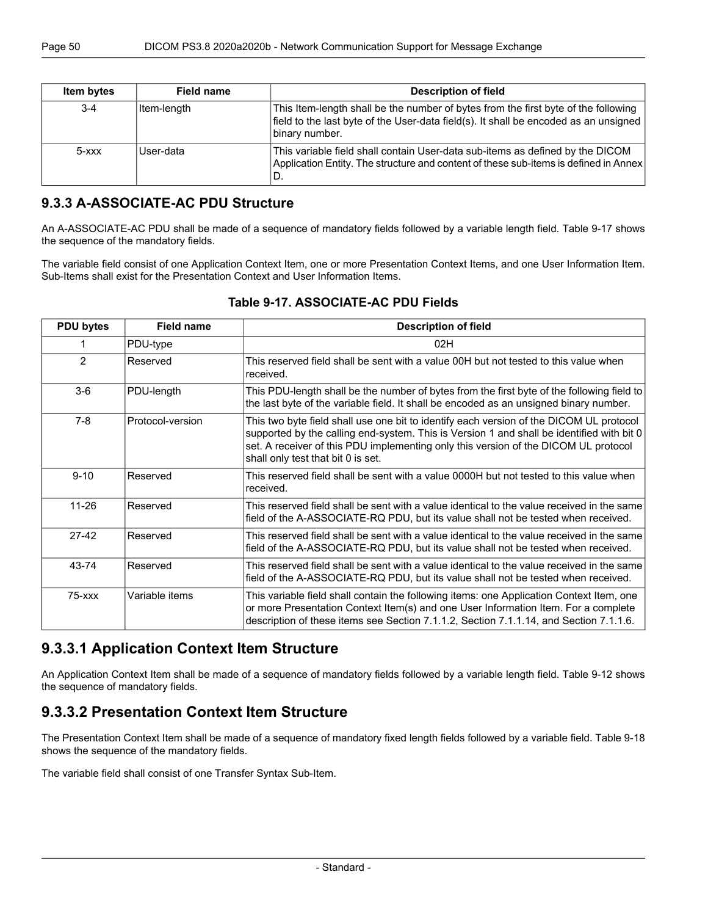| Item bytes | Field name | Description of field |
|---|---|---|
| 3-4 | Item-length | This Item-length shall be the number of bytes from the first byte of the following field to the last byte of the User-data field(s). It shall be encoded as an unsigned binary number. |
| 5-xxx | User-data | This variable field shall contain User-data sub-items as defined by the DICOM Application Entity. The structure and content of these sub-items is defined in Annex D. |

## 9.3.3 A-ASSOCIATE-AC PDU Structure

An A-ASSOCIATE-AC PDU shall be made of a sequence of mandatory fields followed by a variable length field. Table 9-17 shows the sequence of the mandatory fields.

The variable field consist of one Application Context Item, one or more Presentation Context Items, and one User Information Item. Sub-Items shall exist for the Presentation Context and User Information Items.

**Table 9-17. ASSOCIATE-AC PDU Fields**

| PDU bytes | Field name | Description of field |
|---|---|---|
| 1 | PDU-type | 02H |
| 2 | Reserved | This reserved field shall be sent with a value 00H but not tested to this value when received. |
| 3-6 | PDU-length | This PDU-length shall be the number of bytes from the first byte of the following field to the last byte of the variable field. It shall be encoded as an unsigned binary number. |
| 7-8 | Protocol-version | This two byte field shall use one bit to identify each version of the DICOM UL protocol supported by the calling end-system. This is Version 1 and shall be identified with bit 0 set. A receiver of this PDU implementing only this version of the DICOM UL protocol shall only test that bit 0 is set. |
| 9-10 | Reserved | This reserved field shall be sent with a value 0000H but not tested to this value when received. |
| 11-26 | Reserved | This reserved field shall be sent with a value identical to the value received in the same field of the A-ASSOCIATE-RQ PDU, but its value shall not be tested when received. |
| 27-42 | Reserved | This reserved field shall be sent with a value identical to the value received in the same field of the A-ASSOCIATE-RQ PDU, but its value shall not be tested when received. |
| 43-74 | Reserved | This reserved field shall be sent with a value identical to the value received in the same field of the A-ASSOCIATE-RQ PDU, but its value shall not be tested when received. |
| 75-xxx | Variable items | This variable field shall contain the following items: one Application Context Item, one or more Presentation Context Item(s) and one User Information Item. For a complete description of these items see Section 7.1.1.2, Section 7.1.1.14, and Section 7.1.1.6. |

### 9.3.3.1 Application Context Item Structure

An Application Context Item shall be made of a sequence of mandatory fields followed by a variable length field. Table 9-12 shows the sequence of mandatory fields.

### 9.3.3.2 Presentation Context Item Structure

The Presentation Context Item shall be made of a sequence of mandatory fixed length fields followed by a variable field. Table 9-18 shows the sequence of the mandatory fields.

The variable field shall consist of one Transfer Syntax Sub-Item.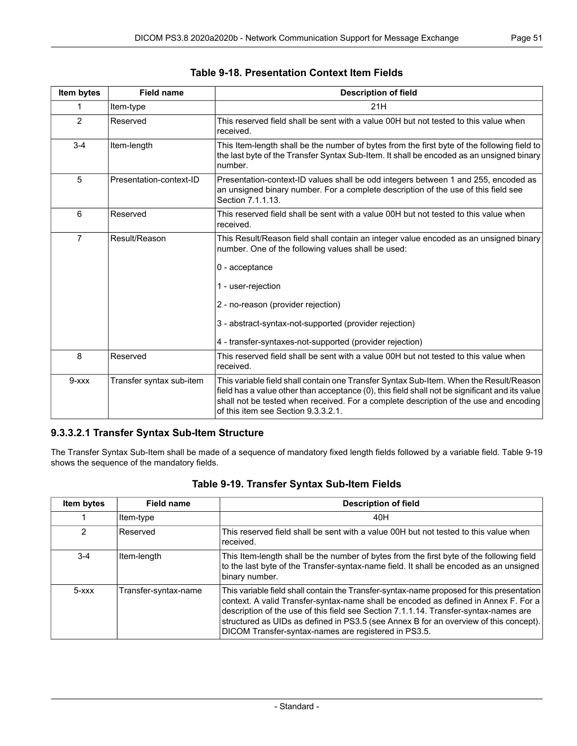**Table 9-18. Presentation Context Item Fields**

| Item bytes | Field name | Description of field |
|---|---|---|
| 1 | Item-type | 21H |
| 2 | Reserved | This reserved field shall be sent with a value 00H but not tested to this value when received. |
| 3-4 | Item-length | This Item-length shall be the number of bytes from the first byte of the following field to the last byte of the Transfer Syntax Sub-Item. It shall be encoded as an unsigned binary number. |
| 5 | Presentation-context-ID | Presentation-context-ID values shall be odd integers between 1 and 255, encoded as an unsigned binary number. For a complete description of the use of this field see Section 7.1.1.13. |
| 6 | Reserved | This reserved field shall be sent with a value 00H but not tested to this value when received. |
| 7 | Result/Reason | This Result/Reason field shall contain an integer value encoded as an unsigned binary number. One of the following values shall be used:<br><br>0 - acceptance<br><br>1 - user-rejection<br><br>2 - no-reason (provider rejection)<br><br>3 - abstract-syntax-not-supported (provider rejection)<br><br>4 - transfer-syntaxes-not-supported (provider rejection) |
| 8 | Reserved | This reserved field shall be sent with a value 00H but not tested to this value when received. |
| 9-xxx | Transfer syntax sub-item | This variable field shall contain one Transfer Syntax Sub-Item. When the Result/Reason field has a value other than acceptance (0), this field shall not be significant and its value shall not be tested when received. For a complete description of the use and encoding of this item see Section 9.3.3.2.1. |

### 9.3.3.2.1 Transfer Syntax Sub-Item Structure

The Transfer Syntax Sub-Item shall be made of a sequence of mandatory fixed length fields followed by a variable field. Table 9-19 shows the sequence of the mandatory fields.

**Table 9-19. Transfer Syntax Sub-Item Fields**

| Item bytes | Field name | Description of field |
|---|---|---|
| 1 | Item-type | 40H |
| 2 | Reserved | This reserved field shall be sent with a value 00H but not tested to this value when received. |
| 3-4 | Item-length | This Item-length shall be the number of bytes from the first byte of the following field to the last byte of the Transfer-syntax-name field. It shall be encoded as an unsigned binary number. |
| 5-xxx | Transfer-syntax-name | This variable field shall contain the Transfer-syntax-name proposed for this presentation context. A valid Transfer-syntax-name shall be encoded as defined in Annex F. For a description of the use of this field see Section 7.1.1.14. Transfer-syntax-names are structured as UIDs as defined in PS3.5 (see Annex B for an overview of this concept). DICOM Transfer-syntax-names are registered in PS3.5. |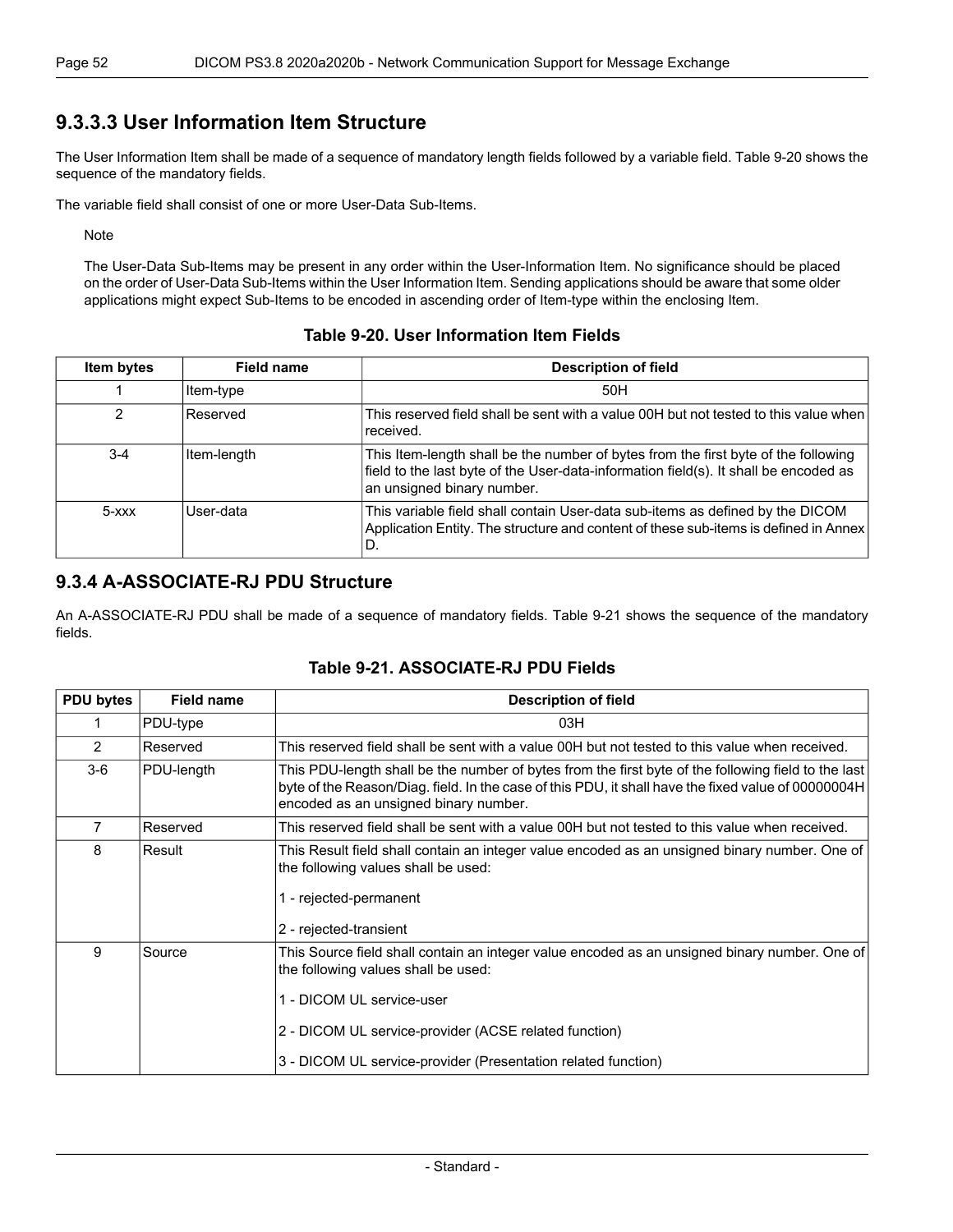### 9.3.3.3 User Information Item Structure

The User Information Item shall be made of a sequence of mandatory length fields followed by a variable field. Table 9-20 shows the sequence of the mandatory fields.

The variable field shall consist of one or more User-Data Sub-Items.

Note

The User-Data Sub-Items may be present in any order within the User-Information Item. No significance should be placed on the order of User-Data Sub-Items within the User Information Item. Sending applications should be aware that some older applications might expect Sub-Items to be encoded in ascending order of Item-type within the enclosing Item.

**Table 9-20. User Information Item Fields**

| Item bytes | Field name | Description of field |
|---|---|---|
| 1 | Item-type | 50H |
| 2 | Reserved | This reserved field shall be sent with a value 00H but not tested to this value when received. |
| 3-4 | Item-length | This Item-length shall be the number of bytes from the first byte of the following field to the last byte of the User-data-information field(s). It shall be encoded as an unsigned binary number. |
| 5-xxx | User-data | This variable field shall contain User-data sub-items as defined by the DICOM Application Entity. The structure and content of these sub-items is defined in Annex D. |

## 9.3.4 A-ASSOCIATE-RJ PDU Structure

An A-ASSOCIATE-RJ PDU shall be made of a sequence of mandatory fields. Table 9-21 shows the sequence of the mandatory fields.

**Table 9-21. ASSOCIATE-RJ PDU Fields**

| PDU bytes | Field name | Description of field |
|---|---|---|
| 1 | PDU-type | 03H |
| 2 | Reserved | This reserved field shall be sent with a value 00H but not tested to this value when received. |
| 3-6 | PDU-length | This PDU-length shall be the number of bytes from the first byte of the following field to the last byte of the Reason/Diag. field. In the case of this PDU, it shall have the fixed value of 00000004H encoded as an unsigned binary number. |
| 7 | Reserved | This reserved field shall be sent with a value 00H but not tested to this value when received. |
| 8 | Result | This Result field shall contain an integer value encoded as an unsigned binary number. One of the following values shall be used:<br><br>1 - rejected-permanent<br><br>2 - rejected-transient |
| 9 | Source | This Source field shall contain an integer value encoded as an unsigned binary number. One of the following values shall be used:<br><br>1 - DICOM UL service-user<br><br>2 - DICOM UL service-provider (ACSE related function)<br><br>3 - DICOM UL service-provider (Presentation related function) |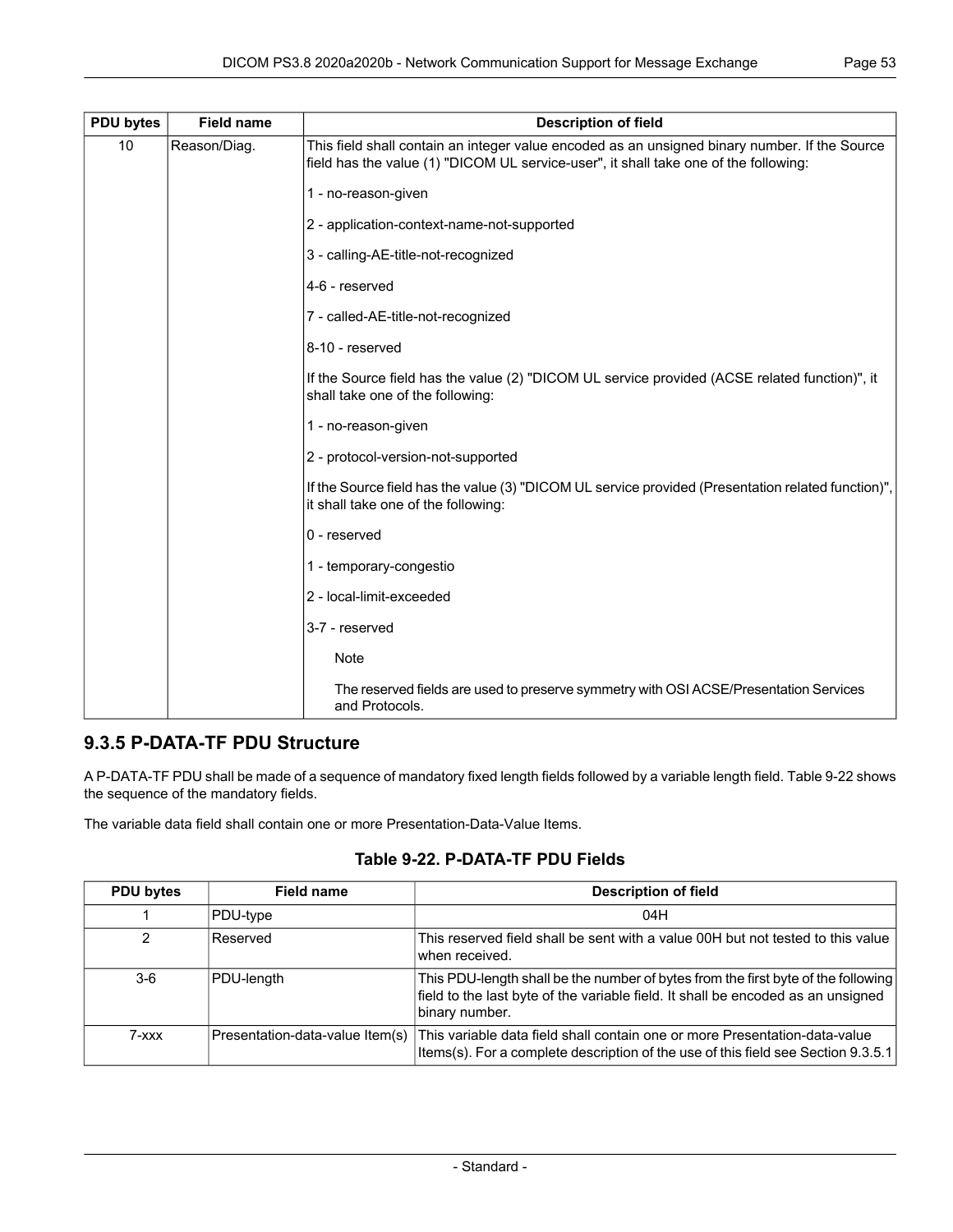| PDU bytes | Field name | Description of field |
| --- | --- | --- |
| 10 | Reason/Diag. | This field shall contain an integer value encoded as an unsigned binary number. If the Source field has the value (1) "DICOM UL service-user", it shall take one of the following:<br><br>1 - no-reason-given<br><br>2 - application-context-name-not-supported<br><br>3 - calling-AE-title-not-recognized<br><br>4-6 - reserved<br><br>7 - called-AE-title-not-recognized<br><br>8-10 - reserved<br><br>If the Source field has the value (2) "DICOM UL service provided (ACSE related function)", it shall take one of the following:<br><br>1 - no-reason-given<br><br>2 - protocol-version-not-supported<br><br>If the Source field has the value (3) "DICOM UL service provided (Presentation related function)", it shall take one of the following:<br><br>0 - reserved<br><br>1 - temporary-congestio<br><br>2 - local-limit-exceeded<br><br>3-7 - reserved<br><br>Note<br><br>The reserved fields are used to preserve symmetry with OSI ACSE/Presentation Services and Protocols. |

### 9.3.5 P-DATA-TF PDU Structure

A P-DATA-TF PDU shall be made of a sequence of mandatory fixed length fields followed by a variable length field. Table 9-22 shows the sequence of the mandatory fields.

The variable data field shall contain one or more Presentation-Data-Value Items.

**Table 9-22. P-DATA-TF PDU Fields**

| PDU bytes | Field name | Description of field |
| --- | --- | --- |
| 1 | PDU-type | 04H |
| 2 | Reserved | This reserved field shall be sent with a value 00H but not tested to this value when received. |
| 3-6 | PDU-length | This PDU-length shall be the number of bytes from the first byte of the following field to the last byte of the variable field. It shall be encoded as an unsigned binary number. |
| 7-xxx | Presentation-data-value Item(s) | This variable data field shall contain one or more Presentation-data-value Items(s). For a complete description of the use of this field see Section 9.3.5.1 |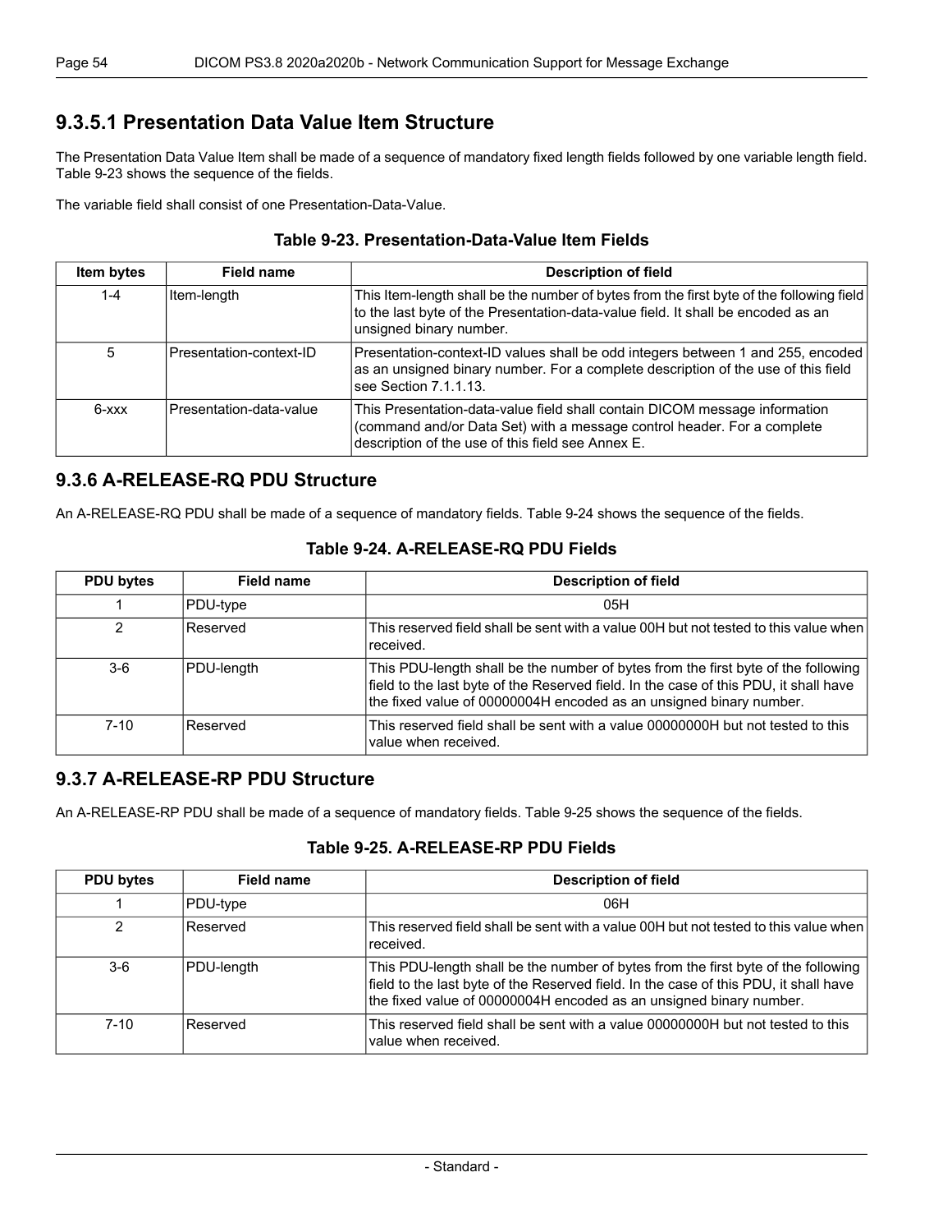### 9.3.5.1 Presentation Data Value Item Structure

The Presentation Data Value Item shall be made of a sequence of mandatory fixed length fields followed by one variable length field. Table 9-23 shows the sequence of the fields.

The variable field shall consist of one Presentation-Data-Value.

**Table 9-23. Presentation-Data-Value Item Fields**

| Item bytes | Field name | Description of field |
|---|---|---|
| 1-4 | Item-length | This Item-length shall be the number of bytes from the first byte of the following field to the last byte of the Presentation-data-value field. It shall be encoded as an unsigned binary number. |
| 5 | Presentation-context-ID | Presentation-context-ID values shall be odd integers between 1 and 255, encoded as an unsigned binary number. For a complete description of the use of this field see Section 7.1.1.13. |
| 6-xxx | Presentation-data-value | This Presentation-data-value field shall contain DICOM message information (command and/or Data Set) with a message control header. For a complete description of the use of this field see Annex E. |

## 9.3.6 A-RELEASE-RQ PDU Structure

An A-RELEASE-RQ PDU shall be made of a sequence of mandatory fields. Table 9-24 shows the sequence of the fields.

**Table 9-24. A-RELEASE-RQ PDU Fields**

| PDU bytes | Field name | Description of field |
|---|---|---|
| 1 | PDU-type | 05H |
| 2 | Reserved | This reserved field shall be sent with a value 00H but not tested to this value when received. |
| 3-6 | PDU-length | This PDU-length shall be the number of bytes from the first byte of the following field to the last byte of the Reserved field. In the case of this PDU, it shall have the fixed value of 00000004H encoded as an unsigned binary number. |
| 7-10 | Reserved | This reserved field shall be sent with a value 00000000H but not tested to this value when received. |

## 9.3.7 A-RELEASE-RP PDU Structure

An A-RELEASE-RP PDU shall be made of a sequence of mandatory fields. Table 9-25 shows the sequence of the fields.

**Table 9-25. A-RELEASE-RP PDU Fields**

| PDU bytes | Field name | Description of field |
|---|---|---|
| 1 | PDU-type | 06H |
| 2 | Reserved | This reserved field shall be sent with a value 00H but not tested to this value when received. |
| 3-6 | PDU-length | This PDU-length shall be the number of bytes from the first byte of the following field to the last byte of the Reserved field. In the case of this PDU, it shall have the fixed value of 00000004H encoded as an unsigned binary number. |
| 7-10 | Reserved | This reserved field shall be sent with a value 00000000H but not tested to this value when received. |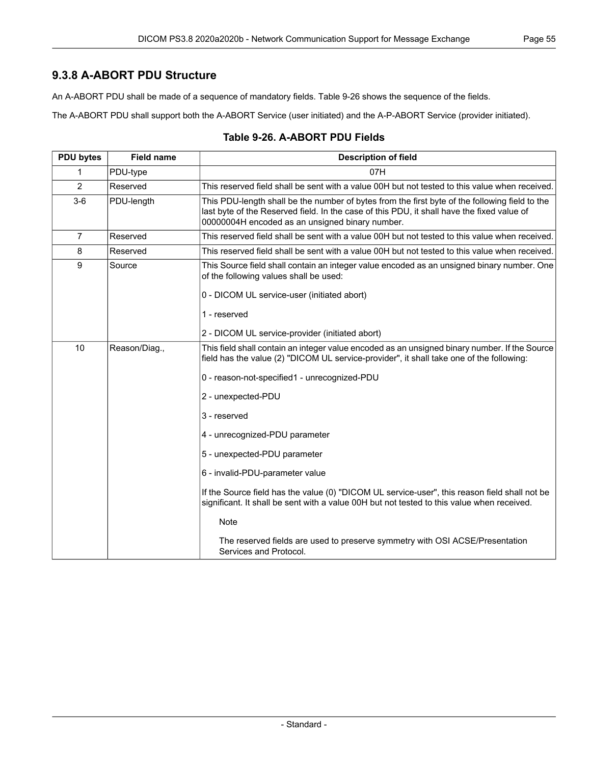## 9.3.8 A-ABORT PDU Structure

An A-ABORT PDU shall be made of a sequence of mandatory fields. Table 9-26 shows the sequence of the fields.

The A-ABORT PDU shall support both the A-ABORT Service (user initiated) and the A-P-ABORT Service (provider initiated).

**Table 9-26. A-ABORT PDU Fields**

| PDU bytes | Field name | Description of field |
|---|---|---|
| 1 | PDU-type | 07H |
| 2 | Reserved | This reserved field shall be sent with a value 00H but not tested to this value when received. |
| 3-6 | PDU-length | This PDU-length shall be the number of bytes from the first byte of the following field to the last byte of the Reserved field. In the case of this PDU, it shall have the fixed value of 00000004H encoded as an unsigned binary number. |
| 7 | Reserved | This reserved field shall be sent with a value 00H but not tested to this value when received. |
| 8 | Reserved | This reserved field shall be sent with a value 00H but not tested to this value when received. |
| 9 | Source | This Source field shall contain an integer value encoded as an unsigned binary number. One of the following values shall be used:<br><br>0 - DICOM UL service-user (initiated abort)<br><br>1 - reserved<br><br>2 - DICOM UL service-provider (initiated abort) |
| 10 | Reason/Diag., | This field shall contain an integer value encoded as an unsigned binary number. If the Source field has the value (2) "DICOM UL service-provider", it shall take one of the following:<br><br>0 - reason-not-specified1 - unrecognized-PDU<br><br>2 - unexpected-PDU<br><br>3 - reserved<br><br>4 - unrecognized-PDU parameter<br><br>5 - unexpected-PDU parameter<br><br>6 - invalid-PDU-parameter value<br><br>If the Source field has the value (0) "DICOM UL service-user", this reason field shall not be significant. It shall be sent with a value 00H but not tested to this value when received.<br><br>Note<br><br>The reserved fields are used to preserve symmetry with OSI ACSE/Presentation Services and Protocol. |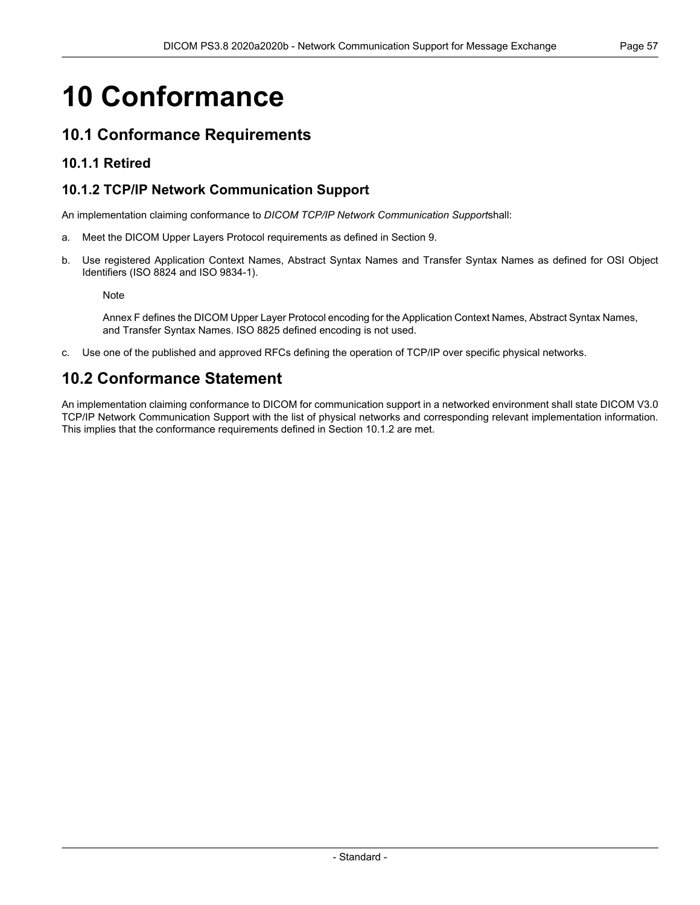# 10 Conformance

## 10.1 Conformance Requirements

### 10.1.1 Retired

### 10.1.2 TCP/IP Network Communication Support

An implementation claiming conformance to *DICOM TCP/IP Network Communication Support*shall:

a. Meet the DICOM Upper Layers Protocol requirements as defined in Section 9.

b. Use registered Application Context Names, Abstract Syntax Names and Transfer Syntax Names as defined for OSI Object Identifiers (ISO 8824 and ISO 9834-1).

   Note

   Annex F defines the DICOM Upper Layer Protocol encoding for the Application Context Names, Abstract Syntax Names, and Transfer Syntax Names. ISO 8825 defined encoding is not used.

c. Use one of the published and approved RFCs defining the operation of TCP/IP over specific physical networks.

## 10.2 Conformance Statement

An implementation claiming conformance to DICOM for communication support in a networked environment shall state DICOM V3.0 TCP/IP Network Communication Support with the list of physical networks and corresponding relevant implementation information. This implies that the conformance requirements defined in Section 10.1.2 are met.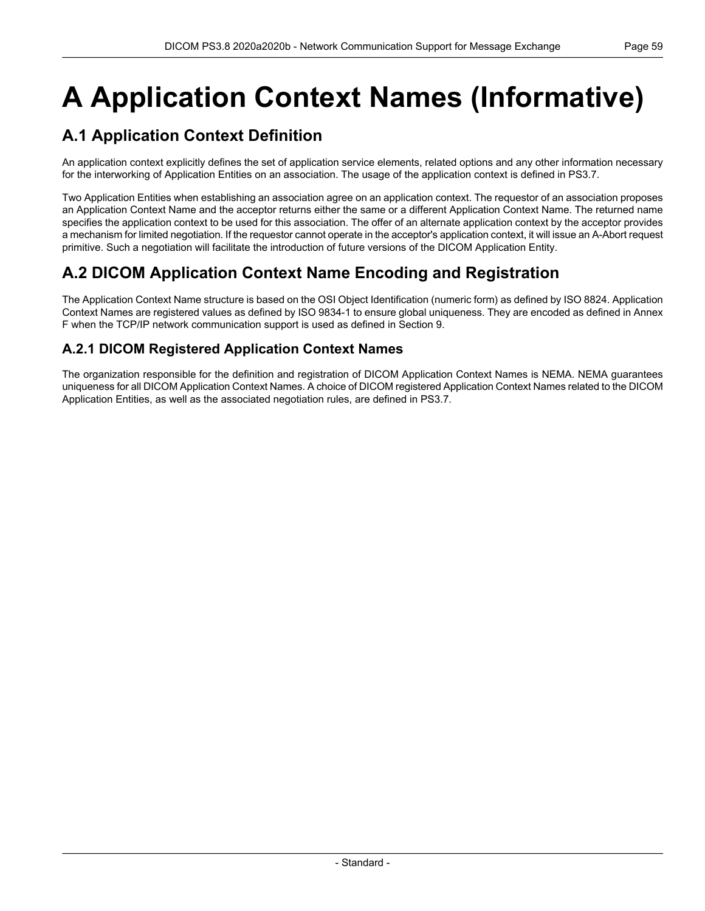# A Application Context Names (Informative)

## A.1 Application Context Definition

An application context explicitly defines the set of application service elements, related options and any other information necessary for the interworking of Application Entities on an association. The usage of the application context is defined in PS3.7.

Two Application Entities when establishing an association agree on an application context. The requestor of an association proposes an Application Context Name and the acceptor returns either the same or a different Application Context Name. The returned name specifies the application context to be used for this association. The offer of an alternate application context by the acceptor provides a mechanism for limited negotiation. If the requestor cannot operate in the acceptor's application context, it will issue an A-Abort request primitive. Such a negotiation will facilitate the introduction of future versions of the DICOM Application Entity.

## A.2 DICOM Application Context Name Encoding and Registration

The Application Context Name structure is based on the OSI Object Identification (numeric form) as defined by ISO 8824. Application Context Names are registered values as defined by ISO 9834-1 to ensure global uniqueness. They are encoded as defined in Annex F when the TCP/IP network communication support is used as defined in Section 9.

### A.2.1 DICOM Registered Application Context Names

The organization responsible for the definition and registration of DICOM Application Context Names is NEMA. NEMA guarantees uniqueness for all DICOM Application Context Names. A choice of DICOM registered Application Context Names related to the DICOM Application Entities, as well as the associated negotiation rules, are defined in PS3.7.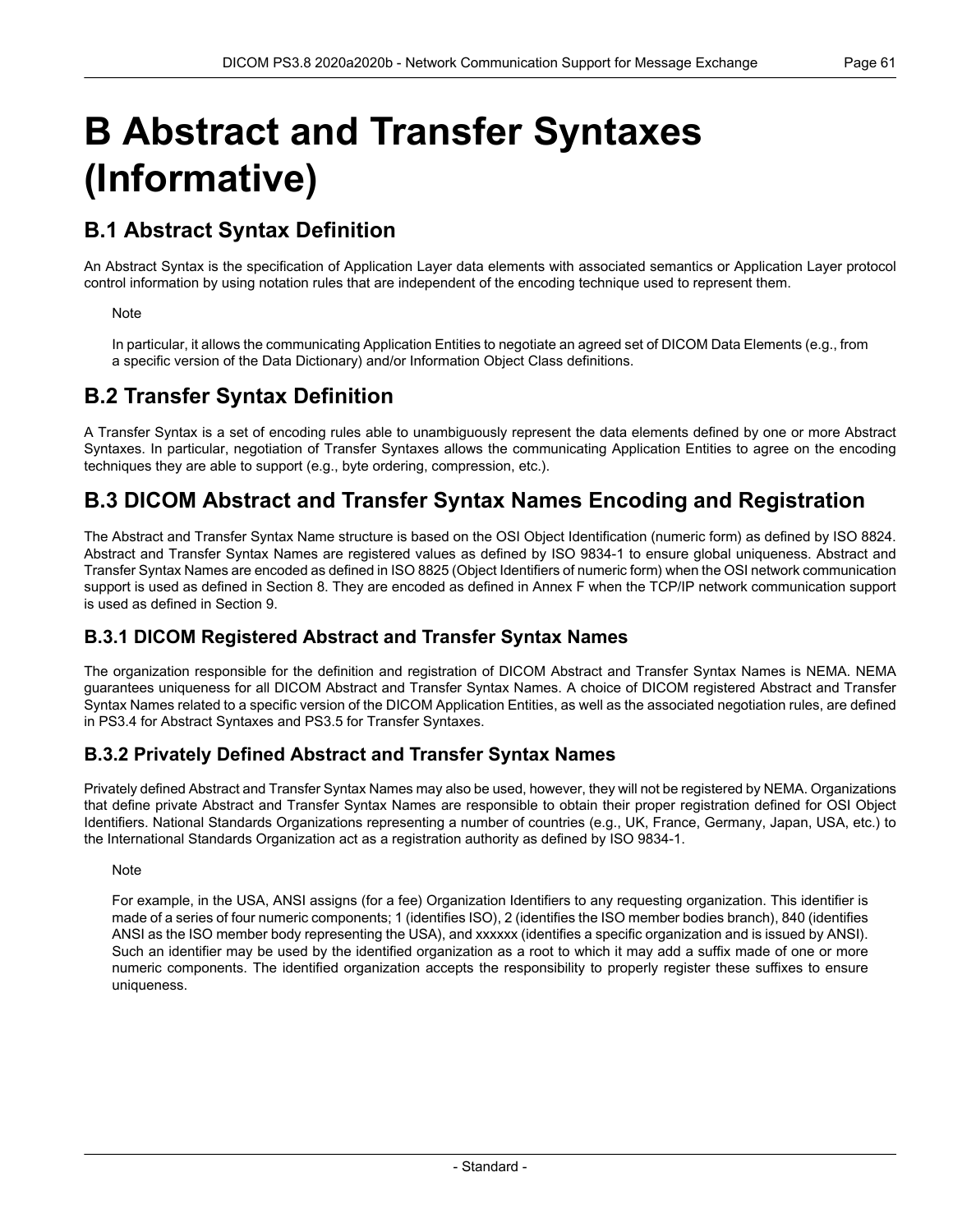# B Abstract and Transfer Syntaxes (Informative)

## B.1 Abstract Syntax Definition

An Abstract Syntax is the specification of Application Layer data elements with associated semantics or Application Layer protocol control information by using notation rules that are independent of the encoding technique used to represent them.

> Note
>
> In particular, it allows the communicating Application Entities to negotiate an agreed set of DICOM Data Elements (e.g., from a specific version of the Data Dictionary) and/or Information Object Class definitions.

## B.2 Transfer Syntax Definition

A Transfer Syntax is a set of encoding rules able to unambiguously represent the data elements defined by one or more Abstract Syntaxes. In particular, negotiation of Transfer Syntaxes allows the communicating Application Entities to agree on the encoding techniques they are able to support (e.g., byte ordering, compression, etc.).

## B.3 DICOM Abstract and Transfer Syntax Names Encoding and Registration

The Abstract and Transfer Syntax Name structure is based on the OSI Object Identification (numeric form) as defined by ISO 8824. Abstract and Transfer Syntax Names are registered values as defined by ISO 9834-1 to ensure global uniqueness. Abstract and Transfer Syntax Names are encoded as defined in ISO 8825 (Object Identifiers of numeric form) when the OSI network communication support is used as defined in Section 8. They are encoded as defined in Annex F when the TCP/IP network communication support is used as defined in Section 9.

### B.3.1 DICOM Registered Abstract and Transfer Syntax Names

The organization responsible for the definition and registration of DICOM Abstract and Transfer Syntax Names is NEMA. NEMA guarantees uniqueness for all DICOM Abstract and Transfer Syntax Names. A choice of DICOM registered Abstract and Transfer Syntax Names related to a specific version of the DICOM Application Entities, as well as the associated negotiation rules, are defined in PS3.4 for Abstract Syntaxes and PS3.5 for Transfer Syntaxes.

### B.3.2 Privately Defined Abstract and Transfer Syntax Names

Privately defined Abstract and Transfer Syntax Names may also be used, however, they will not be registered by NEMA. Organizations that define private Abstract and Transfer Syntax Names are responsible to obtain their proper registration defined for OSI Object Identifiers. National Standards Organizations representing a number of countries (e.g., UK, France, Germany, Japan, USA, etc.) to the International Standards Organization act as a registration authority as defined by ISO 9834-1.

> Note
>
> For example, in the USA, ANSI assigns (for a fee) Organization Identifiers to any requesting organization. This identifier is made of a series of four numeric components; 1 (identifies ISO), 2 (identifies the ISO member bodies branch), 840 (identifies ANSI as the ISO member body representing the USA), and xxxxxx (identifies a specific organization and is issued by ANSI). Such an identifier may be used by the identified organization as a root to which it may add a suffix made of one or more numeric components. The identified organization accepts the responsibility to properly register these suffixes to ensure uniqueness.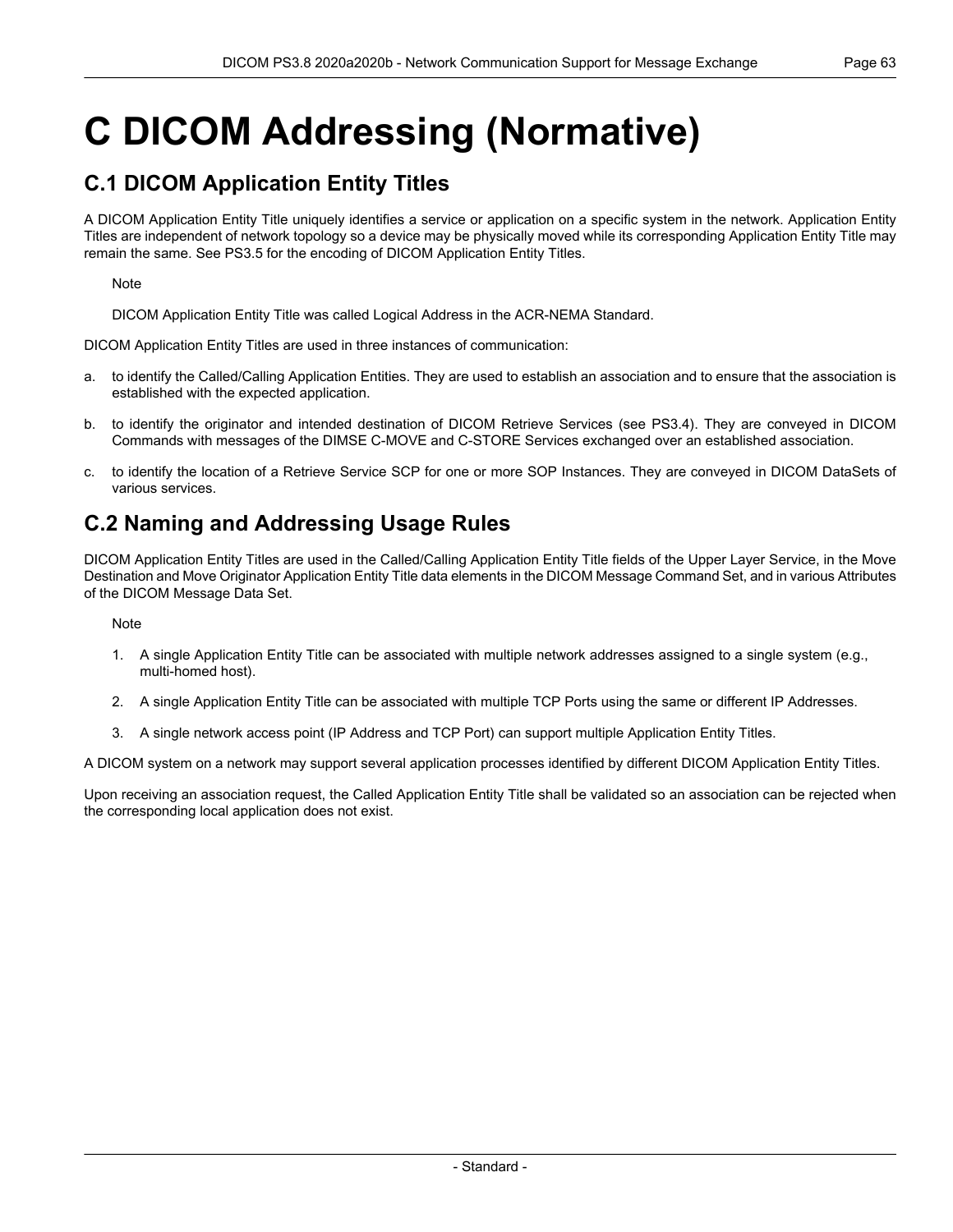# C DICOM Addressing (Normative)

## C.1 DICOM Application Entity Titles

A DICOM Application Entity Title uniquely identifies a service or application on a specific system in the network. Application Entity Titles are independent of network topology so a device may be physically moved while its corresponding Application Entity Title may remain the same. See PS3.5 for the encoding of DICOM Application Entity Titles.

Note

DICOM Application Entity Title was called Logical Address in the ACR-NEMA Standard.

DICOM Application Entity Titles are used in three instances of communication:

a. to identify the Called/Calling Application Entities. They are used to establish an association and to ensure that the association is established with the expected application.

b. to identify the originator and intended destination of DICOM Retrieve Services (see PS3.4). They are conveyed in DICOM Commands with messages of the DIMSE C-MOVE and C-STORE Services exchanged over an established association.

c. to identify the location of a Retrieve Service SCP for one or more SOP Instances. They are conveyed in DICOM DataSets of various services.

## C.2 Naming and Addressing Usage Rules

DICOM Application Entity Titles are used in the Called/Calling Application Entity Title fields of the Upper Layer Service, in the Move Destination and Move Originator Application Entity Title data elements in the DICOM Message Command Set, and in various Attributes of the DICOM Message Data Set.

Note

1. A single Application Entity Title can be associated with multiple network addresses assigned to a single system (e.g., multi-homed host).
2. A single Application Entity Title can be associated with multiple TCP Ports using the same or different IP Addresses.
3. A single network access point (IP Address and TCP Port) can support multiple Application Entity Titles.

A DICOM system on a network may support several application processes identified by different DICOM Application Entity Titles.

Upon receiving an association request, the Called Application Entity Title shall be validated so an association can be rejected when the corresponding local application does not exist.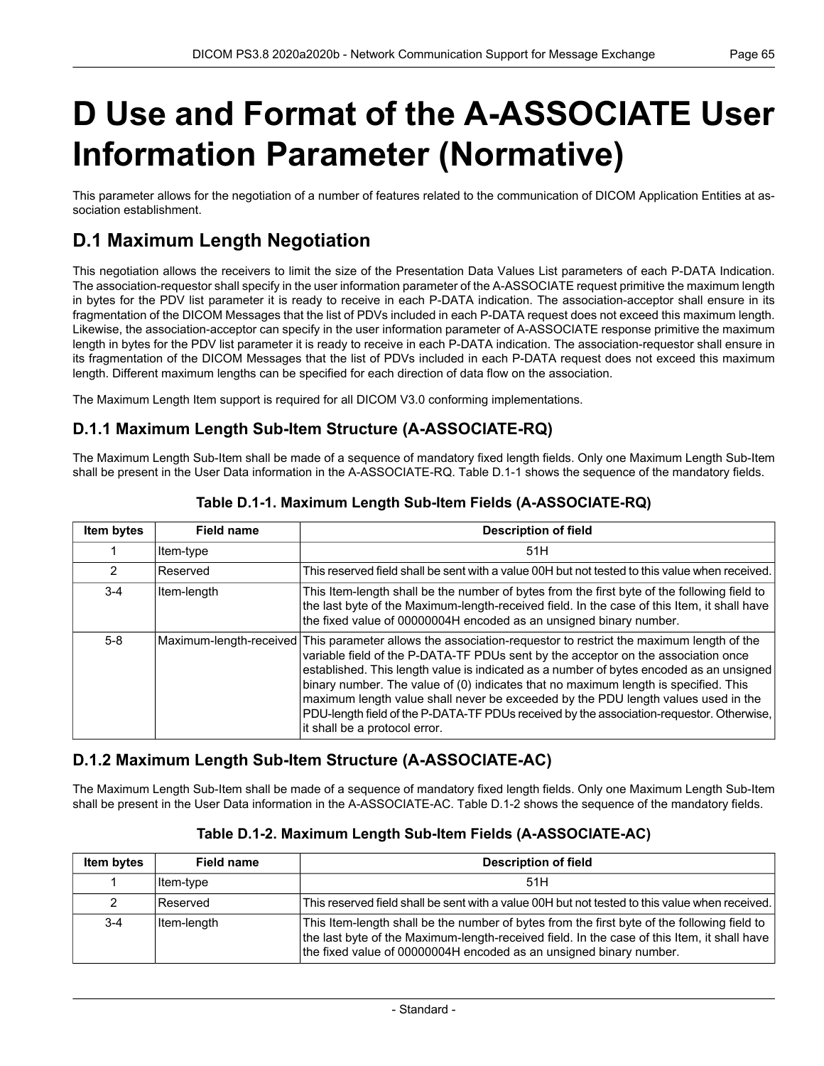# D Use and Format of the A-ASSOCIATE User Information Parameter (Normative)

This parameter allows for the negotiation of a number of features related to the communication of DICOM Application Entities at association establishment.

## D.1 Maximum Length Negotiation

This negotiation allows the receivers to limit the size of the Presentation Data Values List parameters of each P-DATA Indication. The association-requestor shall specify in the user information parameter of the A-ASSOCIATE request primitive the maximum length in bytes for the PDV list parameter it is ready to receive in each P-DATA indication. The association-acceptor shall ensure in its fragmentation of the DICOM Messages that the list of PDVs included in each P-DATA request does not exceed this maximum length. Likewise, the association-acceptor can specify in the user information parameter of A-ASSOCIATE response primitive the maximum length in bytes for the PDV list parameter it is ready to receive in each P-DATA indication. The association-requestor shall ensure in its fragmentation of the DICOM Messages that the list of PDVs included in each P-DATA request does not exceed this maximum length. Different maximum lengths can be specified for each direction of data flow on the association.

The Maximum Length Item support is required for all DICOM V3.0 conforming implementations.

### D.1.1 Maximum Length Sub-Item Structure (A-ASSOCIATE-RQ)

The Maximum Length Sub-Item shall be made of a sequence of mandatory fixed length fields. Only one Maximum Length Sub-Item shall be present in the User Data information in the A-ASSOCIATE-RQ. Table D.1-1 shows the sequence of the mandatory fields.

**Table D.1-1. Maximum Length Sub-Item Fields (A-ASSOCIATE-RQ)**

| Item bytes | Field name | Description of field |
|---|---|---|
| 1 | Item-type | 51H |
| 2 | Reserved | This reserved field shall be sent with a value 00H but not tested to this value when received. |
| 3-4 | Item-length | This Item-length shall be the number of bytes from the first byte of the following field to the last byte of the Maximum-length-received field. In the case of this Item, it shall have the fixed value of 00000004H encoded as an unsigned binary number. |
| 5-8 | Maximum-length-received | This parameter allows the association-requestor to restrict the maximum length of the variable field of the P-DATA-TF PDUs sent by the acceptor on the association once established. This length value is indicated as a number of bytes encoded as an unsigned binary number. The value of (0) indicates that no maximum length is specified. This maximum length value shall never be exceeded by the PDU length values used in the PDU-length field of the P-DATA-TF PDUs received by the association-requestor. Otherwise, it shall be a protocol error. |

### D.1.2 Maximum Length Sub-Item Structure (A-ASSOCIATE-AC)

The Maximum Length Sub-Item shall be made of a sequence of mandatory fixed length fields. Only one Maximum Length Sub-Item shall be present in the User Data information in the A-ASSOCIATE-AC. Table D.1-2 shows the sequence of the mandatory fields.

**Table D.1-2. Maximum Length Sub-Item Fields (A-ASSOCIATE-AC)**

| Item bytes | Field name | Description of field |
|---|---|---|
| 1 | Item-type | 51H |
| 2 | Reserved | This reserved field shall be sent with a value 00H but not tested to this value when received. |
| 3-4 | Item-length | This Item-length shall be the number of bytes from the first byte of the following field to the last byte of the Maximum-length-received field. In the case of this Item, it shall have the fixed value of 00000004H encoded as an unsigned binary number. |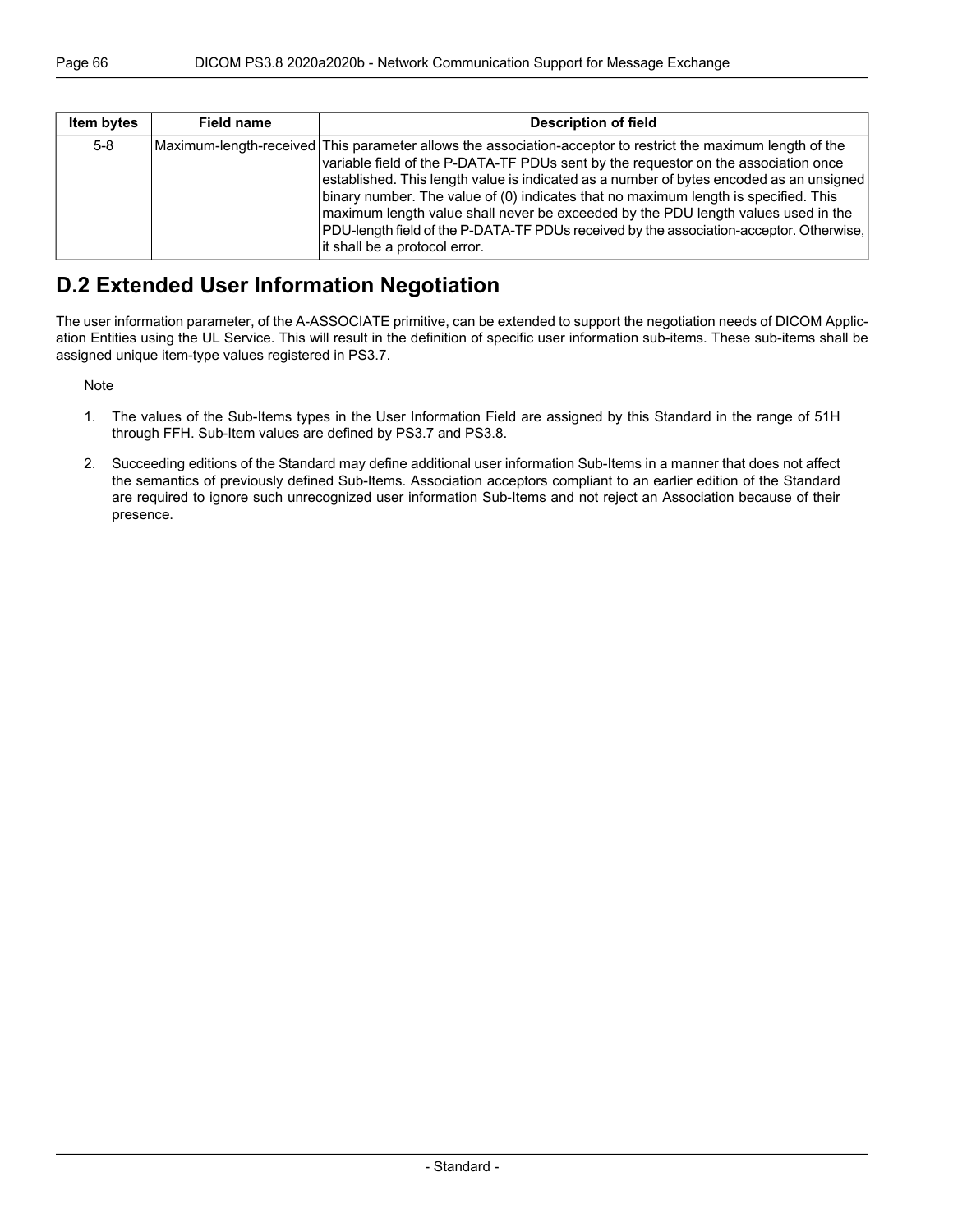| Item bytes | Field name | Description of field |
| --- | --- | --- |
| 5-8 | Maximum-length-received | This parameter allows the association-acceptor to restrict the maximum length of the variable field of the P-DATA-TF PDUs sent by the requestor on the association once established. This length value is indicated as a number of bytes encoded as an unsigned binary number. The value of (0) indicates that no maximum length is specified. This maximum length value shall never be exceeded by the PDU length values used in the PDU-length field of the P-DATA-TF PDUs received by the association-acceptor. Otherwise, it shall be a protocol error. |

## D.2 Extended User Information Negotiation

The user information parameter, of the A-ASSOCIATE primitive, can be extended to support the negotiation needs of DICOM Application Entities using the UL Service. This will result in the definition of specific user information sub-items. These sub-items shall be assigned unique item-type values registered in PS3.7.

Note

1. The values of the Sub-Items types in the User Information Field are assigned by this Standard in the range of 51H through FFH. Sub-Item values are defined by PS3.7 and PS3.8.
2. Succeeding editions of the Standard may define additional user information Sub-Items in a manner that does not affect the semantics of previously defined Sub-Items. Association acceptors compliant to an earlier edition of the Standard are required to ignore such unrecognized user information Sub-Items and not reject an Association because of their presence.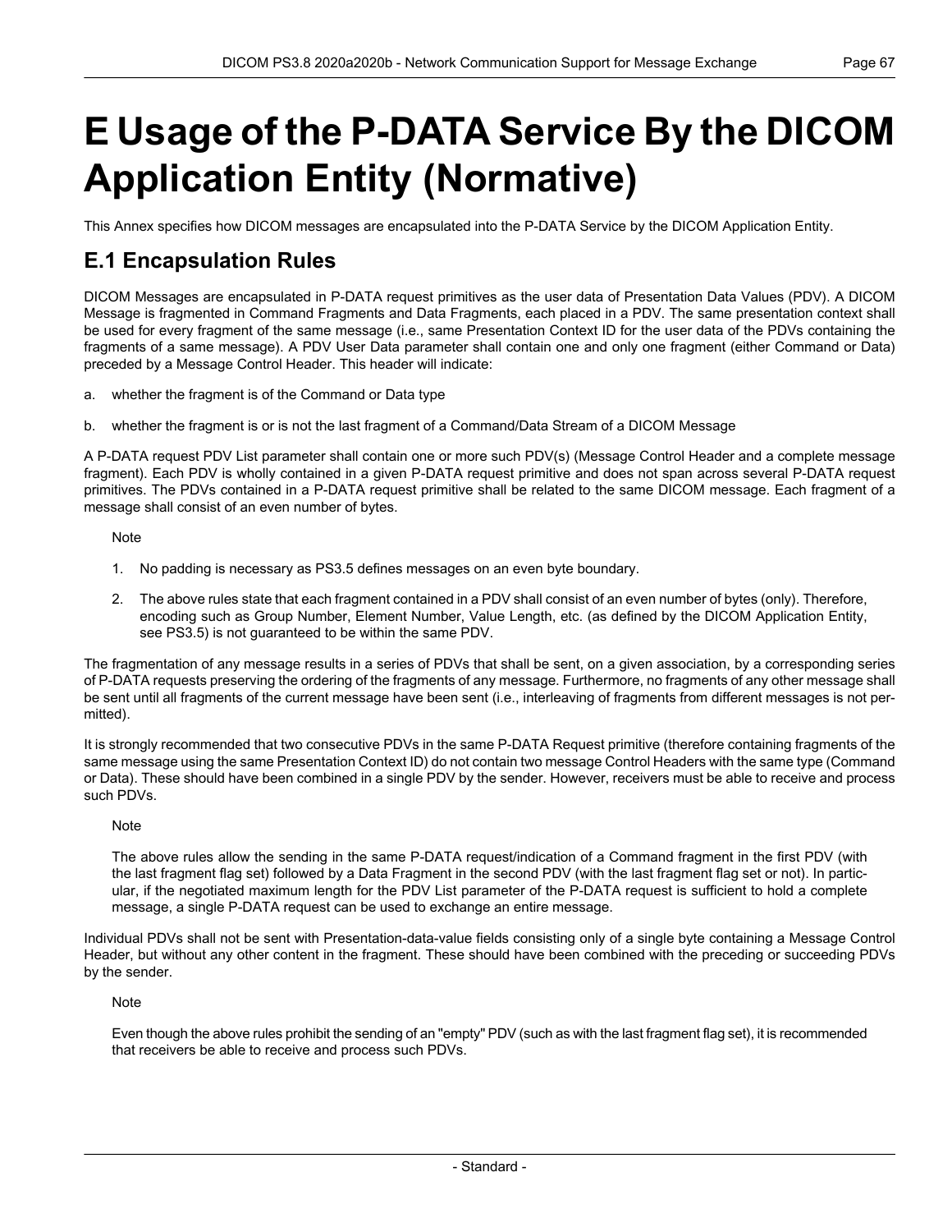# E Usage of the P-DATA Service By the DICOM Application Entity (Normative)

This Annex specifies how DICOM messages are encapsulated into the P-DATA Service by the DICOM Application Entity.

## E.1 Encapsulation Rules

DICOM Messages are encapsulated in P-DATA request primitives as the user data of Presentation Data Values (PDV). A DICOM Message is fragmented in Command Fragments and Data Fragments, each placed in a PDV. The same presentation context shall be used for every fragment of the same message (i.e., same Presentation Context ID for the user data of the PDVs containing the fragments of a same message). A PDV User Data parameter shall contain one and only one fragment (either Command or Data) preceded by a Message Control Header. This header will indicate:

a. whether the fragment is of the Command or Data type

b. whether the fragment is or is not the last fragment of a Command/Data Stream of a DICOM Message

A P-DATA request PDV List parameter shall contain one or more such PDV(s) (Message Control Header and a complete message fragment). Each PDV is wholly contained in a given P-DATA request primitive and does not span across several P-DATA request primitives. The PDVs contained in a P-DATA request primitive shall be related to the same DICOM message. Each fragment of a message shall consist of an even number of bytes.

Note

1. No padding is necessary as PS3.5 defines messages on an even byte boundary.
2. The above rules state that each fragment contained in a PDV shall consist of an even number of bytes (only). Therefore, encoding such as Group Number, Element Number, Value Length, etc. (as defined by the DICOM Application Entity, see PS3.5) is not guaranteed to be within the same PDV.

The fragmentation of any message results in a series of PDVs that shall be sent, on a given association, by a corresponding series of P-DATA requests preserving the ordering of the fragments of any message. Furthermore, no fragments of any other message shall be sent until all fragments of the current message have been sent (i.e., interleaving of fragments from different messages is not permitted).

It is strongly recommended that two consecutive PDVs in the same P-DATA Request primitive (therefore containing fragments of the same message using the same Presentation Context ID) do not contain two message Control Headers with the same type (Command or Data). These should have been combined in a single PDV by the sender. However, receivers must be able to receive and process such PDVs.

Note

The above rules allow the sending in the same P-DATA request/indication of a Command fragment in the first PDV (with the last fragment flag set) followed by a Data Fragment in the second PDV (with the last fragment flag set or not). In particular, if the negotiated maximum length for the PDV List parameter of the P-DATA request is sufficient to hold a complete message, a single P-DATA request can be used to exchange an entire message.

Individual PDVs shall not be sent with Presentation-data-value fields consisting only of a single byte containing a Message Control Header, but without any other content in the fragment. These should have been combined with the preceding or succeeding PDVs by the sender.

Note

Even though the above rules prohibit the sending of an "empty" PDV (such as with the last fragment flag set), it is recommended that receivers be able to receive and process such PDVs.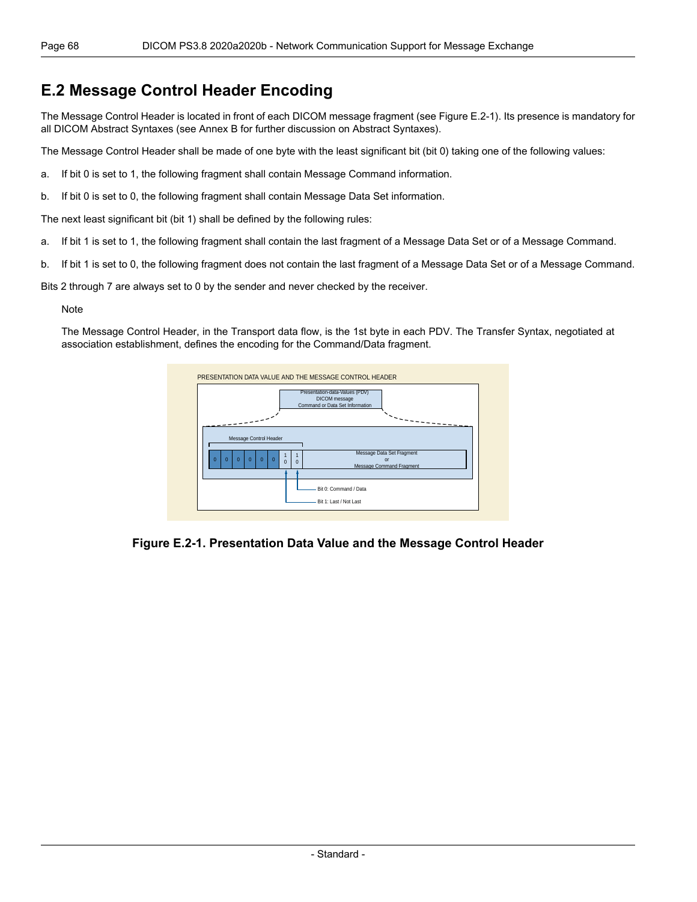## E.2 Message Control Header Encoding

The Message Control Header is located in front of each DICOM message fragment (see Figure E.2-1). Its presence is mandatory for all DICOM Abstract Syntaxes (see Annex B for further discussion on Abstract Syntaxes).

The Message Control Header shall be made of one byte with the least significant bit (bit 0) taking one of the following values:

a. If bit 0 is set to 1, the following fragment shall contain Message Command information.

b. If bit 0 is set to 0, the following fragment shall contain Message Data Set information.

The next least significant bit (bit 1) shall be defined by the following rules:

a. If bit 1 is set to 1, the following fragment shall contain the last fragment of a Message Data Set or of a Message Command.

b. If bit 1 is set to 0, the following fragment does not contain the last fragment of a Message Data Set or of a Message Command.

Bits 2 through 7 are always set to 0 by the sender and never checked by the receiver.

Note

The Message Control Header, in the Transport data flow, is the 1st byte in each PDV. The Transfer Syntax, negotiated at association establishment, defines the encoding for the Command/Data fragment.

PRESENTATION DATA VALUE AND THE MESSAGE CONTROL HEADER

Presentation-data-Values (PDV)
DICOM message
Command or Data Set Information

Message Control Header

| 0 | 0 | 0 | 0 | 0 | 0 | 1 0 | 1 0 | Message Data Set Fragment or Message Command Fragment |
|---|---|---|---|---|---|---|---|---|

Bit 0: Command / Data

Bit 1: Last / Not Last

**Figure E.2-1. Presentation Data Value and the Message Control Header**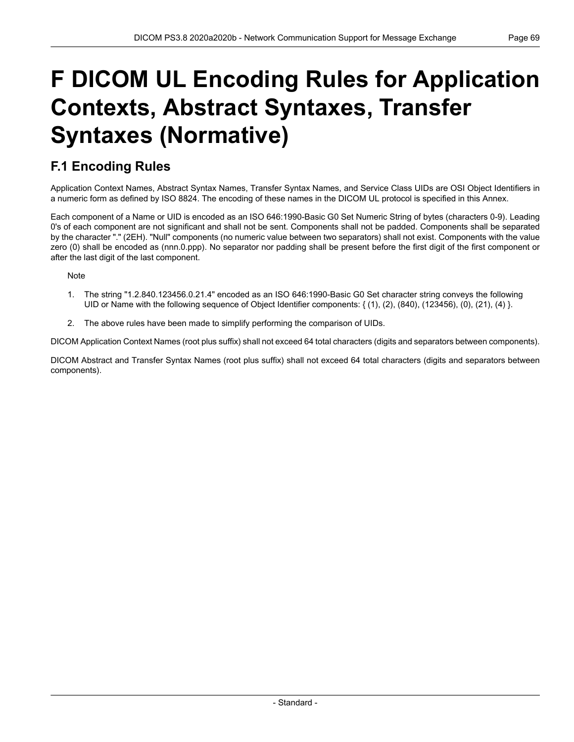# F DICOM UL Encoding Rules for Application Contexts, Abstract Syntaxes, Transfer Syntaxes (Normative)

## F.1 Encoding Rules

Application Context Names, Abstract Syntax Names, Transfer Syntax Names, and Service Class UIDs are OSI Object Identifiers in a numeric form as defined by ISO 8824. The encoding of these names in the DICOM UL protocol is specified in this Annex.

Each component of a Name or UID is encoded as an ISO 646:1990-Basic G0 Set Numeric String of bytes (characters 0-9). Leading 0's of each component are not significant and shall not be sent. Components shall not be padded. Components shall be separated by the character "." (2EH). "Null" components (no numeric value between two separators) shall not exist. Components with the value zero (0) shall be encoded as (nnn.0.ppp). No separator nor padding shall be present before the first digit of the first component or after the last digit of the last component.

Note

1. The string "1.2.840.123456.0.21.4" encoded as an ISO 646:1990-Basic G0 Set character string conveys the following UID or Name with the following sequence of Object Identifier components: { (1), (2), (840), (123456), (0), (21), (4) }.
2. The above rules have been made to simplify performing the comparison of UIDs.

DICOM Application Context Names (root plus suffix) shall not exceed 64 total characters (digits and separators between components).

DICOM Abstract and Transfer Syntax Names (root plus suffix) shall not exceed 64 total characters (digits and separators between components).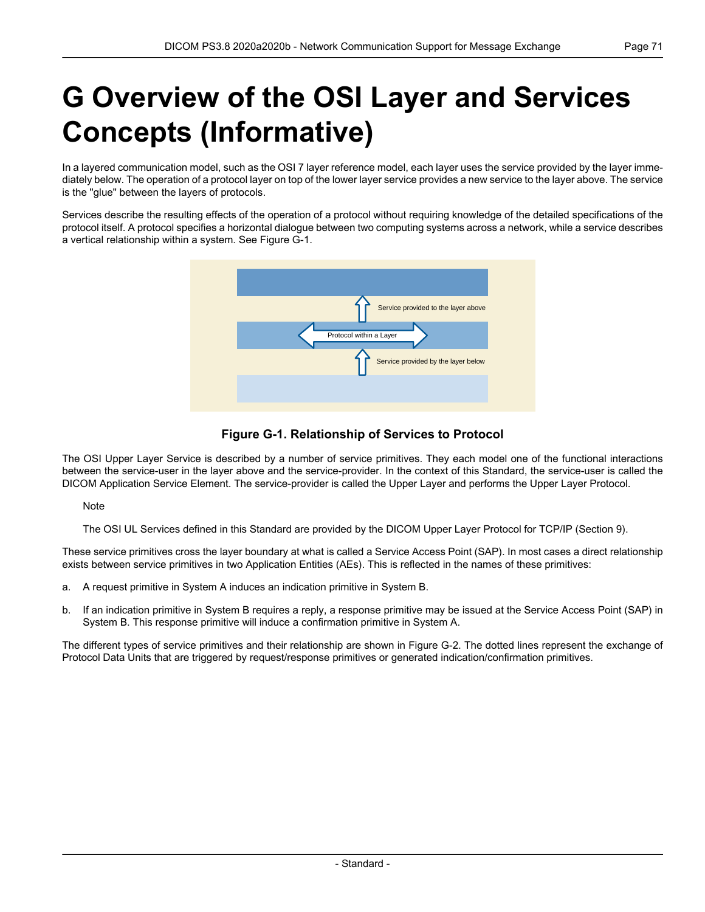# G Overview of the OSI Layer and Services Concepts (Informative)

In a layered communication model, such as the OSI 7 layer reference model, each layer uses the service provided by the layer immediately below. The operation of a protocol layer on top of the lower layer service provides a new service to the layer above. The service is the "glue" between the layers of protocols.

Services describe the resulting effects of the operation of a protocol without requiring knowledge of the detailed specifications of the protocol itself. A protocol specifies a horizontal dialogue between two computing systems across a network, while a service describes a vertical relationship within a system. See Figure G-1.

Service provided to the layer above

Protocol within a Layer

Service provided by the layer below

**Figure G-1. Relationship of Services to Protocol**

The OSI Upper Layer Service is described by a number of service primitives. They each model one of the functional interactions between the service-user in the layer above and the service-provider. In the context of this Standard, the service-user is called the DICOM Application Service Element. The service-provider is called the Upper Layer and performs the Upper Layer Protocol.

Note

The OSI UL Services defined in this Standard are provided by the DICOM Upper Layer Protocol for TCP/IP (Section 9).

These service primitives cross the layer boundary at what is called a Service Access Point (SAP). In most cases a direct relationship exists between service primitives in two Application Entities (AEs). This is reflected in the names of these primitives:

a. A request primitive in System A induces an indication primitive in System B.

b. If an indication primitive in System B requires a reply, a response primitive may be issued at the Service Access Point (SAP) in System B. This response primitive will induce a confirmation primitive in System A.

The different types of service primitives and their relationship are shown in Figure G-2. The dotted lines represent the exchange of Protocol Data Units that are triggered by request/response primitives or generated indication/confirmation primitives.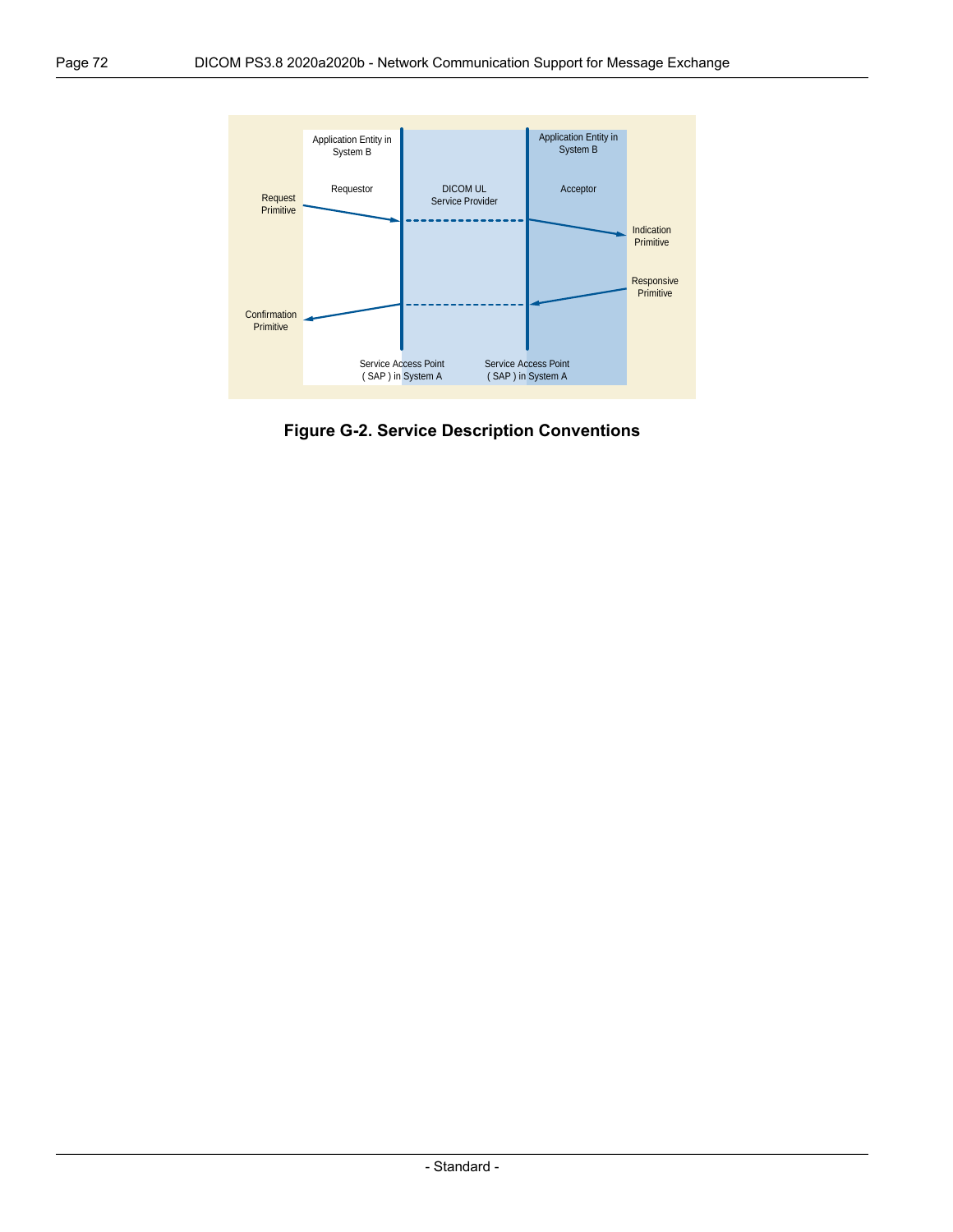Application Entity in System B

Requestor

DICOM UL Service Provider

Application Entity in System B

Acceptor

Request Primitive

Indication Primitive

Responsive Primitive

Confirmation Primitive

Service Access Point ( SAP ) in System A

Service Access Point ( SAP ) in System A

**Figure G-2. Service Description Conventions**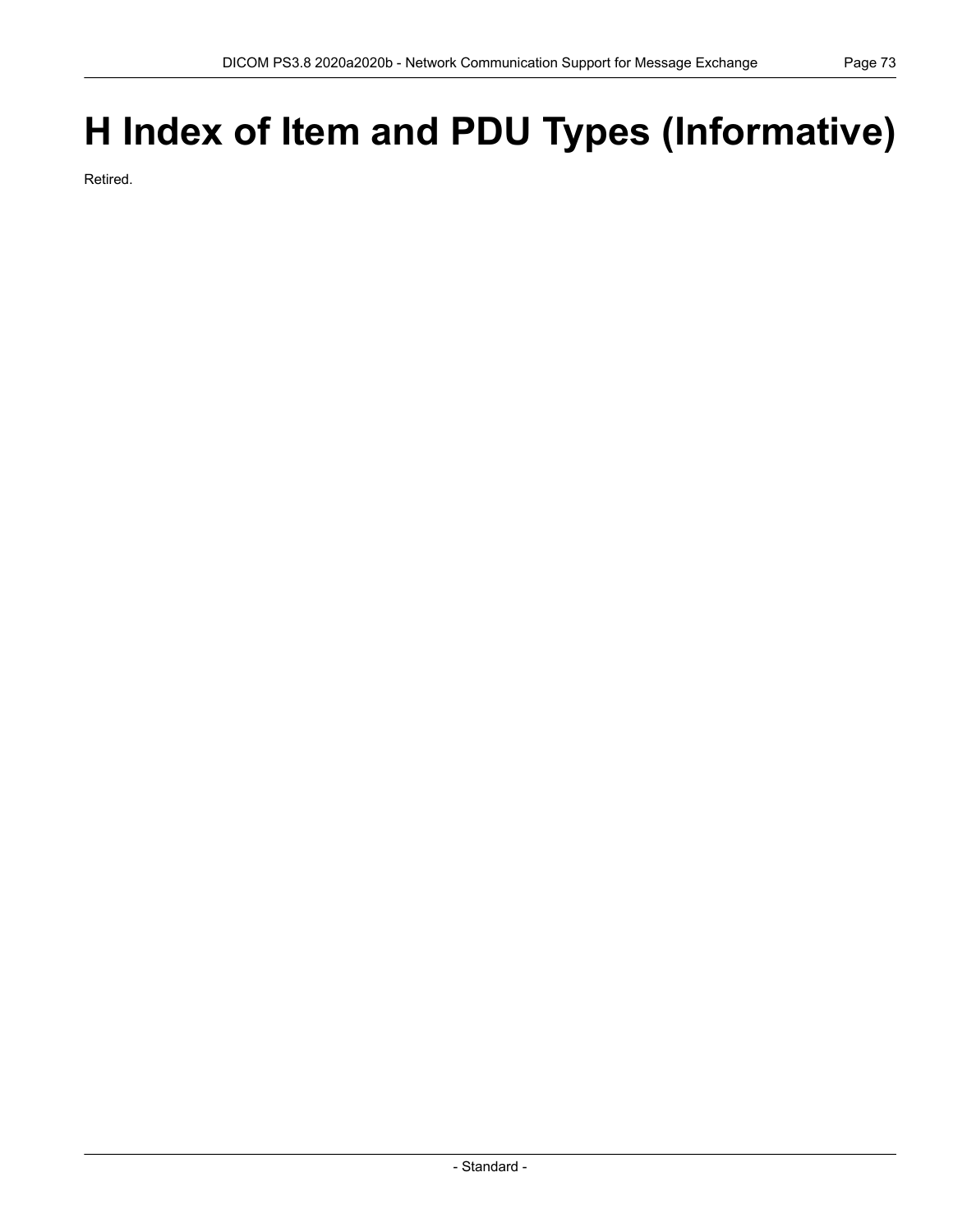# H Index of Item and PDU Types (Informative)

Retired.